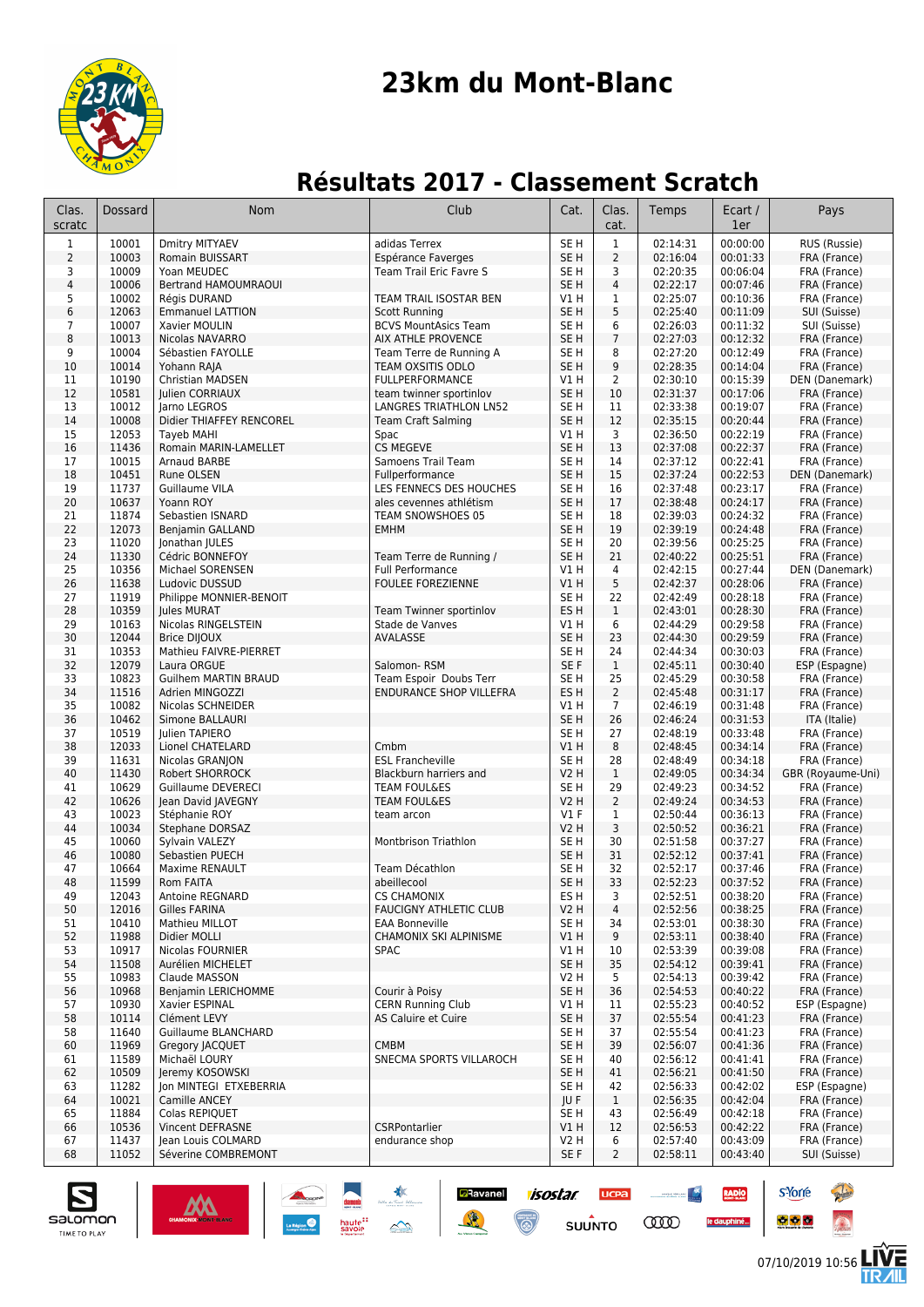# 23km du Mont-Blanc

## Résultats 2017 - Classement Scratch

| Clas. scratc | Dossard | Nom | Club | Cat. | Clas. cat. | Temps | Ecart / 1er | Pays |
|---|---|---|---|---|---|---|---|---|
| 1 | 10001 | Dmitry MITYAEV | adidas Terrex | SE H | 1 | 02:14:31 | 00:00:00 | RUS (Russie) |
| 2 | 10003 | Romain BUISSART | Espérance Faverges | SE H | 2 | 02:16:04 | 00:01:33 | FRA (France) |
| 3 | 10009 | Yoan MEUDEC | Team Trail Eric Favre S | SE H | 3 | 02:20:35 | 00:06:04 | FRA (France) |
| 4 | 10006 | Bertrand HAMOUMRAOUI | | SE H | 4 | 02:22:17 | 00:07:46 | FRA (France) |
| 5 | 10002 | Régis DURAND | TEAM TRAIL ISOSTAR BEN | V1 H | 1 | 02:25:07 | 00:10:36 | FRA (France) |
| 6 | 12063 | Emmanuel LATTION | Scott Running | SE H | 5 | 02:25:40 | 00:11:09 | SUI (Suisse) |
| 7 | 10007 | Xavier MOULIN | BCVS MountAsics Team | SE H | 6 | 02:26:03 | 00:11:32 | SUI (Suisse) |
| 8 | 10013 | Nicolas NAVARRO | AIX ATHLE PROVENCE | SE H | 7 | 02:27:03 | 00:12:32 | FRA (France) |
| 9 | 10004 | Sébastien FAYOLLE | Team Terre de Running A | SE H | 8 | 02:27:20 | 00:12:49 | FRA (France) |
| 10 | 10014 | Yohann RAJA | TEAM OXSITIS ODLO | SE H | 9 | 02:28:35 | 00:14:04 | FRA (France) |
| 11 | 10190 | Christian MADSEN | FULLPERFORMANCE | V1 H | 2 | 02:30:10 | 00:15:39 | DEN (Danemark) |
| 12 | 10581 | Julien CORRIAUX | team twinner sportinlov | SE H | 10 | 02:31:37 | 00:17:06 | FRA (France) |
| 13 | 10012 | Jarno LEGROS | LANGRES TRIATHLON LN52 | SE H | 11 | 02:33:38 | 00:19:07 | FRA (France) |
| 14 | 10008 | Didier THIAFFEY RENCOREL | Team Craft Salming | SE H | 12 | 02:35:15 | 00:20:44 | FRA (France) |
| 15 | 12053 | Tayeb MAHI | Spac | V1 H | 3 | 02:36:50 | 00:22:19 | FRA (France) |
| 16 | 11436 | Romain MARIN-LAMELLET | CS MEGEVE | SE H | 13 | 02:37:08 | 00:22:37 | FRA (France) |
| 17 | 10015 | Arnaud BARBE | Samoens Trail Team | SE H | 14 | 02:37:12 | 00:22:41 | FRA (France) |
| 18 | 10451 | Rune OLSEN | Fullperformance | SE H | 15 | 02:37:24 | 00:22:53 | DEN (Danemark) |
| 19 | 11737 | Guillaume VILA | LES FENNECS DES HOUCHES | SE H | 16 | 02:37:48 | 00:23:17 | FRA (France) |
| 20 | 10637 | Yoann ROY | ales cevennes athlétism | SE H | 17 | 02:38:48 | 00:24:17 | FRA (France) |
| 21 | 11874 | Sebastien ISNARD | TEAM SNOWSHOES 05 | SE H | 18 | 02:39:03 | 00:24:32 | FRA (France) |
| 22 | 12073 | Benjamin GALLAND | EMHM | SE H | 19 | 02:39:19 | 00:24:48 | FRA (France) |
| 23 | 11020 | Jonathan JULES | | SE H | 20 | 02:39:56 | 00:25:25 | FRA (France) |
| 24 | 11330 | Cédric BONNEFOY | Team Terre de Running / | SE H | 21 | 02:40:22 | 00:25:51 | FRA (France) |
| 25 | 10356 | Michael SORENSEN | Full Performance | V1 H | 4 | 02:42:15 | 00:27:44 | DEN (Danemark) |
| 26 | 11638 | Ludovic DUSSUD | FOULEE FOREZIENNE | V1 H | 5 | 02:42:37 | 00:28:06 | FRA (France) |
| 27 | 11919 | Philippe MONNIER-BENOIT | | SE H | 22 | 02:42:49 | 00:28:18 | FRA (France) |
| 28 | 10359 | Jules MURAT | Team Twinner sportinlov | ES H | 1 | 02:43:01 | 00:28:30 | FRA (France) |
| 29 | 10163 | Nicolas RINGELSTEIN | Stade de Vanves | V1 H | 6 | 02:44:29 | 00:29:58 | FRA (France) |
| 30 | 12044 | Brice DIJOUX | AVALASSE | SE H | 23 | 02:44:30 | 00:29:59 | FRA (France) |
| 31 | 10353 | Mathieu FAIVRE-PIERRET | | SE H | 24 | 02:44:34 | 00:30:03 | FRA (France) |
| 32 | 12079 | Laura ORGUE | Salomon- RSM | SE F | 1 | 02:45:11 | 00:30:40 | ESP (Espagne) |
| 33 | 10823 | Guilhem MARTIN BRAUD | Team Espoir Doubs Terr | SE H | 25 | 02:45:29 | 00:30:58 | FRA (France) |
| 34 | 11516 | Adrien MINGOZZI | ENDURANCE SHOP VILLEFRA | ES H | 2 | 02:45:48 | 00:31:17 | FRA (France) |
| 35 | 10082 | Nicolas SCHNEIDER | | V1 H | 7 | 02:46:19 | 00:31:48 | FRA (France) |
| 36 | 10462 | Simone BALLAURI | | SE H | 26 | 02:46:24 | 00:31:53 | ITA (Italie) |
| 37 | 10519 | Julien TAPIERO | | SE H | 27 | 02:48:19 | 00:33:48 | FRA (France) |
| 38 | 12033 | Lionel CHATELARD | Cmbm | V1 H | 8 | 02:48:45 | 00:34:14 | FRA (France) |
| 39 | 11631 | Nicolas GRANJON | ESL Francheville | SE H | 28 | 02:48:49 | 00:34:18 | FRA (France) |
| 40 | 11430 | Robert SHORROCK | Blackburn harriers and | V2 H | 1 | 02:49:05 | 00:34:34 | GBR (Royaume-Uni) |
| 41 | 10629 | Guillaume DEVERECI | TEAM FOUL&ES | SE H | 29 | 02:49:23 | 00:34:52 | FRA (France) |
| 42 | 10626 | Jean David JAVEGNY | TEAM FOUL&ES | V2 H | 2 | 02:49:24 | 00:34:53 | FRA (France) |
| 43 | 10023 | Stéphanie ROY | team arcon | V1 F | 1 | 02:50:44 | 00:36:13 | FRA (France) |
| 44 | 10034 | Stephane DORSAZ | | V2 H | 3 | 02:50:52 | 00:36:21 | FRA (France) |
| 45 | 10060 | Sylvain VALEZY | Montbrison Triathlon | SE H | 30 | 02:51:58 | 00:37:27 | FRA (France) |
| 46 | 10080 | Sebastien PUECH | | SE H | 31 | 02:52:12 | 00:37:41 | FRA (France) |
| 47 | 10664 | Maxime RENAULT | Team Décathlon | SE H | 32 | 02:52:17 | 00:37:46 | FRA (France) |
| 48 | 11599 | Rom FAITA | abeillecool | SE H | 33 | 02:52:23 | 00:37:52 | FRA (France) |
| 49 | 12043 | Antoine REGNARD | CS CHAMONIX | ES H | 3 | 02:52:51 | 00:38:20 | FRA (France) |
| 50 | 12016 | Gilles FARINA | FAUCIGNY ATHLETIC CLUB | V2 H | 4 | 02:52:56 | 00:38:25 | FRA (France) |
| 51 | 10410 | Mathieu MILLOT | EAA Bonneville | SE H | 34 | 02:53:01 | 00:38:30 | FRA (France) |
| 52 | 11988 | Didier MOLLI | CHAMONIX SKI ALPINISME | V1 H | 9 | 02:53:11 | 00:38:40 | FRA (France) |
| 53 | 10917 | Nicolas FOURNIER | SPAC | V1 H | 10 | 02:53:39 | 00:39:08 | FRA (France) |
| 54 | 11508 | Aurélien MICHELET | | SE H | 35 | 02:54:12 | 00:39:41 | FRA (France) |
| 55 | 10983 | Claude MASSON | | V2 H | 5 | 02:54:13 | 00:39:42 | FRA (France) |
| 56 | 10968 | Benjamin LERICHOMME | Courir à Poisy | SE H | 36 | 02:54:53 | 00:40:22 | FRA (France) |
| 57 | 10930 | Xavier ESPINAL | CERN Running Club | V1 H | 11 | 02:55:23 | 00:40:52 | ESP (Espagne) |
| 58 | 10114 | Clément LEVY | AS Caluire et Cuire | SE H | 37 | 02:55:54 | 00:41:23 | FRA (France) |
| 58 | 11640 | Guillaume BLANCHARD | | SE H | 37 | 02:55:54 | 00:41:23 | FRA (France) |
| 60 | 11969 | Gregory JACQUET | CMBM | SE H | 39 | 02:56:07 | 00:41:36 | FRA (France) |
| 61 | 11589 | Michaël LOURY | SNECMA SPORTS VILLAROCH | SE H | 40 | 02:56:12 | 00:41:41 | FRA (France) |
| 62 | 10509 | Jeremy KOSOWSKI | | SE H | 41 | 02:56:21 | 00:41:50 | FRA (France) |
| 63 | 11282 | Jon MINTEGI ETXEBERRIA | | SE H | 42 | 02:56:33 | 00:42:02 | ESP (Espagne) |
| 64 | 10021 | Camille ANCEY | | JU F | 1 | 02:56:35 | 00:42:04 | FRA (France) |
| 65 | 11884 | Colas REPIQUET | | SE H | 43 | 02:56:49 | 00:42:18 | FRA (France) |
| 66 | 10536 | Vincent DEFRASNE | CSRPontarlier | V1 H | 12 | 02:56:53 | 00:42:22 | FRA (France) |
| 67 | 11437 | Jean Louis COLMARD | endurance shop | V2 H | 6 | 02:57:40 | 00:43:09 | FRA (France) |
| 68 | 11052 | Séverine COMBREMONT | | SE F | 2 | 02:58:11 | 00:43:40 | SUI (Suisse) |

07/10/2019 10:56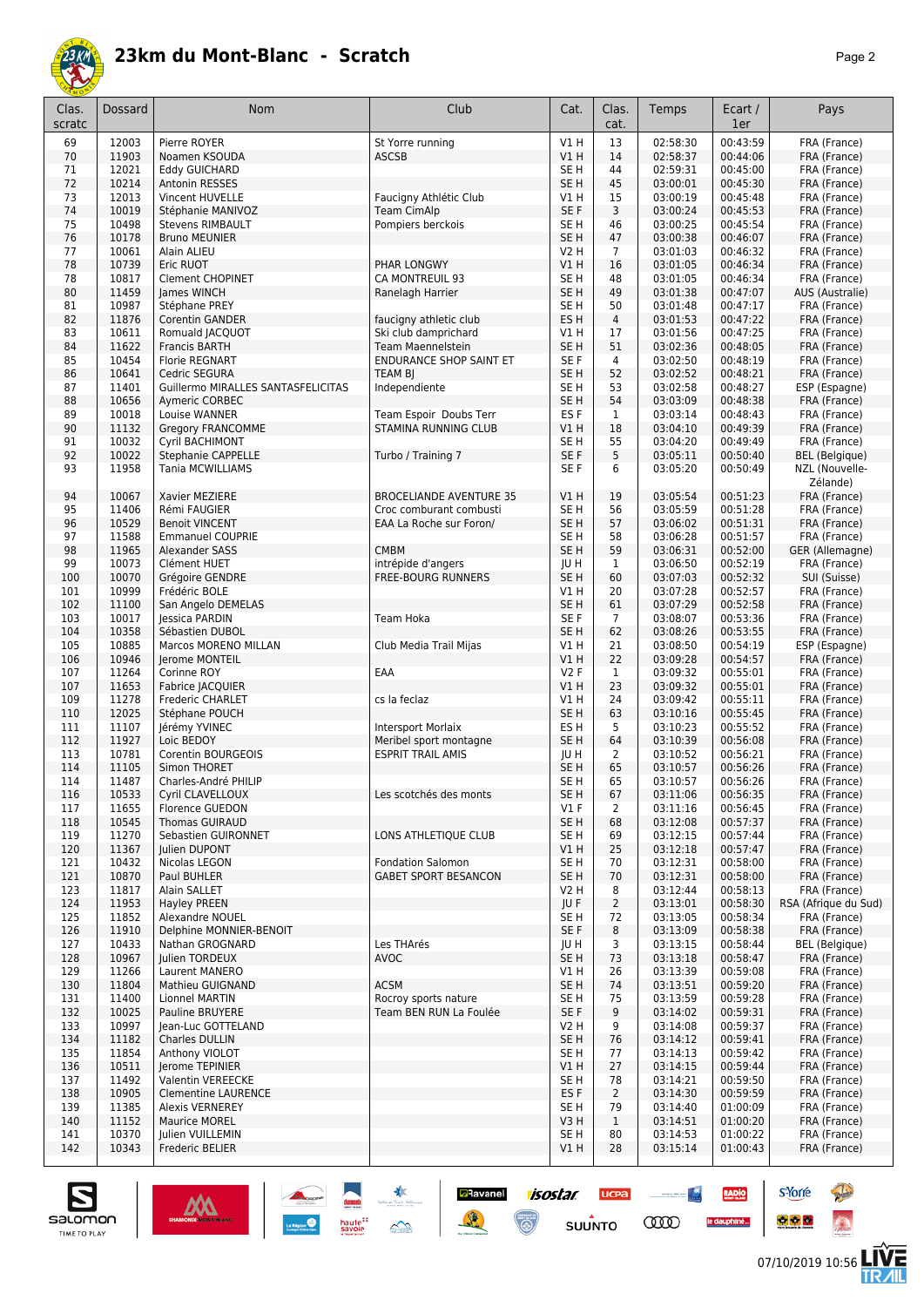# 23km du Mont-Blanc - Scratch

| Clas. scratc | Dossard | Nom | Club | Cat. | Clas. cat. | Temps | Ecart / 1er | Pays |
|---|---|---|---|---|---|---|---|---|
| 69 | 12003 | Pierre ROYER | St Yorre running | V1 H | 13 | 02:58:30 | 00:43:59 | FRA (France) |
| 70 | 11903 | Noamen KSOUDA | ASCSB | V1 H | 14 | 02:58:37 | 00:44:06 | FRA (France) |
| 71 | 12021 | Eddy GUICHARD | | SE H | 44 | 02:59:31 | 00:45:00 | FRA (France) |
| 72 | 10214 | Antonin RESSES | | SE H | 45 | 03:00:01 | 00:45:30 | FRA (France) |
| 73 | 12013 | Vincent HUVELLE | Faucigny Athlétic Club | V1 H | 15 | 03:00:19 | 00:45:48 | FRA (France) |
| 74 | 10019 | Stéphanie MANIVOZ | Team CimAlp | SE F | 3 | 03:00:24 | 00:45:53 | FRA (France) |
| 75 | 10498 | Stevens RIMBAULT | Pompiers berckois | SE H | 46 | 03:00:25 | 00:45:54 | FRA (France) |
| 76 | 10178 | Bruno MEUNIER | | SE H | 47 | 03:00:38 | 00:46:07 | FRA (France) |
| 77 | 10061 | Alain ALIEU | | V2 H | 7 | 03:01:03 | 00:46:32 | FRA (France) |
| 78 | 10739 | Eric RUOT | PHAR LONGWY | V1 H | 16 | 03:01:05 | 00:46:34 | FRA (France) |
| 78 | 10817 | Clement CHOPINET | CA MONTREUIL 93 | SE H | 48 | 03:01:05 | 00:46:34 | FRA (France) |
| 80 | 11459 | James WINCH | Ranelagh Harrier | SE H | 49 | 03:01:38 | 00:47:07 | AUS (Australie) |
| 81 | 10987 | Stéphane PREY | | SE H | 50 | 03:01:48 | 00:47:17 | FRA (France) |
| 82 | 11876 | Corentin GANDER | faucigny athletic club | ES H | 4 | 03:01:53 | 00:47:22 | FRA (France) |
| 83 | 10611 | Romuald JACQUOT | Ski club damprichard | V1 H | 17 | 03:01:56 | 00:47:25 | FRA (France) |
| 84 | 11622 | Francis BARTH | Team Maennelstein | SE H | 51 | 03:02:36 | 00:48:05 | FRA (France) |
| 85 | 10454 | Florie REGNART | ENDURANCE SHOP SAINT ET | SE F | 4 | 03:02:50 | 00:48:19 | FRA (France) |
| 86 | 10641 | Cedric SEGURA | TEAM BJ | SE H | 52 | 03:02:52 | 00:48:21 | FRA (France) |
| 87 | 11401 | Guillermo MIRALLES SANTASFELICITAS | Independiente | SE H | 53 | 03:02:58 | 00:48:27 | ESP (Espagne) |
| 88 | 10656 | Aymeric CORBEC | | SE H | 54 | 03:03:09 | 00:48:38 | FRA (France) |
| 89 | 10018 | Louise WANNER | Team Espoir Doubs Terr | ES F | 1 | 03:03:14 | 00:48:43 | FRA (France) |
| 90 | 11132 | Gregory FRANCOMME | STAMINA RUNNING CLUB | V1 H | 18 | 03:04:10 | 00:49:39 | FRA (France) |
| 91 | 10032 | Cyril BACHIMONT | | SE H | 55 | 03:04:20 | 00:49:49 | FRA (France) |
| 92 | 10022 | Stephanie CAPPELLE | Turbo / Training 7 | SE F | 5 | 03:05:11 | 00:50:40 | BEL (Belgique) |
| 93 | 11958 | Tania MCWILLIAMS | | SE F | 6 | 03:05:20 | 00:50:49 | NZL (Nouvelle-Zélande) |
| 94 | 10067 | Xavier MEZIERE | BROCELIANDE AVENTURE 35 | V1 H | 19 | 03:05:54 | 00:51:23 | FRA (France) |
| 95 | 11406 | Rémi FAUGIER | Croc comburant combusti | SE H | 56 | 03:05:59 | 00:51:28 | FRA (France) |
| 96 | 10529 | Benoit VINCENT | EAA La Roche sur Foron/ | SE H | 57 | 03:06:02 | 00:51:31 | FRA (France) |
| 97 | 11588 | Emmanuel COUPRIE | | SE H | 58 | 03:06:28 | 00:51:57 | FRA (France) |
| 98 | 11965 | Alexander SASS | CMBM | SE H | 59 | 03:06:31 | 00:52:00 | GER (Allemagne) |
| 99 | 10073 | Clément HUET | intrépide d'angers | JU H | 1 | 03:06:50 | 00:52:19 | FRA (France) |
| 100 | 10070 | Grégoire GENDRE | FREE-BOURG RUNNERS | SE H | 60 | 03:07:03 | 00:52:32 | SUI (Suisse) |
| 101 | 10999 | Frédéric BOLE | | V1 H | 20 | 03:07:28 | 00:52:57 | FRA (France) |
| 102 | 11100 | San Angelo DEMELAS | | SE H | 61 | 03:07:29 | 00:52:58 | FRA (France) |
| 103 | 10017 | Jessica PARDIN | Team Hoka | SE F | 7 | 03:08:07 | 00:53:36 | FRA (France) |
| 104 | 10358 | Sébastien DUBOL | | SE H | 62 | 03:08:26 | 00:53:55 | FRA (France) |
| 105 | 10885 | Marcos MORENO MILLAN | Club Media Trail Mijas | V1 H | 21 | 03:08:50 | 00:54:19 | ESP (Espagne) |
| 106 | 10946 | Jerome MONTEIL | | V1 H | 22 | 03:09:28 | 00:54:57 | FRA (France) |
| 107 | 11264 | Corinne ROY | EAA | V2 F | 1 | 03:09:32 | 00:55:01 | FRA (France) |
| 107 | 11653 | Fabrice JACQUIER | | V1 H | 23 | 03:09:32 | 00:55:01 | FRA (France) |
| 109 | 11278 | Frederic CHARLET | cs la feclaz | V1 H | 24 | 03:09:42 | 00:55:11 | FRA (France) |
| 110 | 12025 | Stéphane POUCH | | SE H | 63 | 03:10:16 | 00:55:45 | FRA (France) |
| 111 | 11107 | Jérémy YVINEC | Intersport Morlaix | ES H | 5 | 03:10:23 | 00:55:52 | FRA (France) |
| 112 | 11927 | Loic BEDOY | Meribel sport montagne | SE H | 64 | 03:10:39 | 00:56:08 | FRA (France) |
| 113 | 10781 | Corentin BOURGEOIS | ESPRIT TRAIL AMIS | JU H | 2 | 03:10:52 | 00:56:21 | FRA (France) |
| 114 | 11105 | Simon THORET | | SE H | 65 | 03:10:57 | 00:56:26 | FRA (France) |
| 114 | 11487 | Charles-André PHILIP | | SE H | 65 | 03:10:57 | 00:56:26 | FRA (France) |
| 116 | 10533 | Cyril CLAVELLOUX | Les scotchés des monts | SE H | 67 | 03:11:06 | 00:56:35 | FRA (France) |
| 117 | 11655 | Florence GUEDON | | V1 F | 2 | 03:11:16 | 00:56:45 | FRA (France) |
| 118 | 10545 | Thomas GUIRAUD | | SE H | 68 | 03:12:08 | 00:57:37 | FRA (France) |
| 119 | 11270 | Sebastien GUIRONNET | LONS ATHLETIQUE CLUB | SE H | 69 | 03:12:15 | 00:57:44 | FRA (France) |
| 120 | 11367 | Julien DUPONT | | V1 H | 25 | 03:12:18 | 00:57:47 | FRA (France) |
| 121 | 10432 | Nicolas LEGON | Fondation Salomon | SE H | 70 | 03:12:31 | 00:58:00 | FRA (France) |
| 121 | 10870 | Paul BUHLER | GABET SPORT BESANCON | SE H | 70 | 03:12:31 | 00:58:00 | FRA (France) |
| 123 | 11817 | Alain SALLET | | V2 H | 8 | 03:12:44 | 00:58:13 | FRA (France) |
| 124 | 11953 | Hayley PREEN | | JU F | 2 | 03:13:01 | 00:58:30 | RSA (Afrique du Sud) |
| 125 | 11852 | Alexandre NOUEL | | SE H | 72 | 03:13:05 | 00:58:34 | FRA (France) |
| 126 | 11910 | Delphine MONNIER-BENOIT | | SE F | 8 | 03:13:09 | 00:58:38 | FRA (France) |
| 127 | 10433 | Nathan GROGNARD | Les THArés | JU H | 3 | 03:13:15 | 00:58:44 | BEL (Belgique) |
| 128 | 10967 | Julien TORDEUX | AVOC | SE H | 73 | 03:13:18 | 00:58:47 | FRA (France) |
| 129 | 11266 | Laurent MANERO | | V1 H | 26 | 03:13:39 | 00:59:08 | FRA (France) |
| 130 | 11804 | Mathieu GUIGNAND | ACSM | SE H | 74 | 03:13:51 | 00:59:20 | FRA (France) |
| 131 | 11400 | Lionnel MARTIN | Rocroy sports nature | SE H | 75 | 03:13:59 | 00:59:28 | FRA (France) |
| 132 | 10025 | Pauline BRUYERE | Team BEN RUN La Foulée | SE F | 9 | 03:14:02 | 00:59:31 | FRA (France) |
| 133 | 10997 | Jean-Luc GOTTELAND | | V2 H | 9 | 03:14:08 | 00:59:37 | FRA (France) |
| 134 | 11182 | Charles DULLIN | | SE H | 76 | 03:14:12 | 00:59:41 | FRA (France) |
| 135 | 11854 | Anthony VIOLOT | | SE H | 77 | 03:14:13 | 00:59:42 | FRA (France) |
| 136 | 10511 | Jerome TEPINIER | | V1 H | 27 | 03:14:15 | 00:59:44 | FRA (France) |
| 137 | 11492 | Valentin VEREECKE | | SE H | 78 | 03:14:21 | 00:59:50 | FRA (France) |
| 138 | 10905 | Clementine LAURENCE | | ES F | 2 | 03:14:30 | 00:59:59 | FRA (France) |
| 139 | 11385 | Alexis VERNEREY | | SE H | 79 | 03:14:40 | 01:00:09 | FRA (France) |
| 140 | 11152 | Maurice MOREL | | V3 H | 1 | 03:14:51 | 01:00:20 | FRA (France) |
| 141 | 10370 | Julien VUILLEMIN | | SE H | 80 | 03:14:53 | 01:00:22 | FRA (France) |
| 142 | 10343 | Frederic BELIER | | V1 H | 28 | 03:15:14 | 01:00:43 | FRA (France) |

07/10/2019 10:56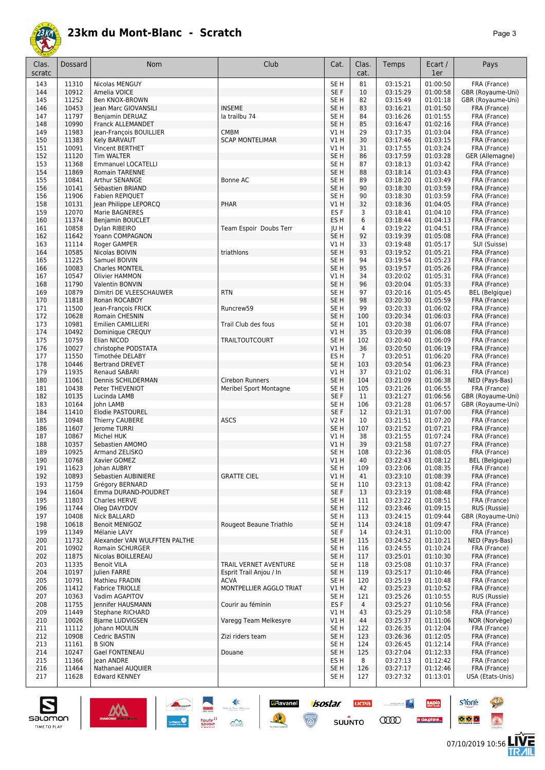# 23km du Mont-Blanc - Scratch

| Clas. scratc | Dossard | Nom | Club | Cat. | Clas. cat. | Temps | Ecart / 1er | Pays |
|---|---|---|---|---|---|---|---|---|
| 143 | 11310 | Nicolas MENGUY | | SE H | 81 | 03:15:21 | 01:00:50 | FRA (France) |
| 144 | 10912 | Amelia VOICE | | SE F | 10 | 03:15:29 | 01:00:58 | GBR (Royaume-Uni) |
| 145 | 11252 | Ben KNOX-BROWN | | SE H | 82 | 03:15:49 | 01:01:18 | GBR (Royaume-Uni) |
| 146 | 10453 | Jean Marc GIOVANSILI | INSEME | SE H | 83 | 03:16:21 | 01:01:50 | FRA (France) |
| 147 | 11797 | Benjamin DERUAZ | la trailbu 74 | SE H | 84 | 03:16:26 | 01:01:55 | FRA (France) |
| 148 | 10990 | Franck ALLEMANDET | | SE H | 85 | 03:16:47 | 01:02:16 | FRA (France) |
| 149 | 11983 | Jean-François BOUILLIER | CMBM | V1 H | 29 | 03:17:35 | 01:03:04 | FRA (France) |
| 150 | 11383 | Kely BARVAUT | SCAP MONTELIMAR | V1 H | 30 | 03:17:46 | 01:03:15 | FRA (France) |
| 151 | 10091 | Vincent BERTHET | | V1 H | 31 | 03:17:55 | 01:03:24 | FRA (France) |
| 152 | 11120 | Tim WALTER | | SE H | 86 | 03:17:59 | 01:03:28 | GER (Allemagne) |
| 153 | 11368 | Emmanuel LOCATELLI | | SE H | 87 | 03:18:13 | 01:03:42 | FRA (France) |
| 154 | 11869 | Romain TARENNE | | SE H | 88 | 03:18:14 | 01:03:43 | FRA (France) |
| 155 | 10841 | Arthur SENANGE | Bonne AC | SE H | 89 | 03:18:20 | 01:03:49 | FRA (France) |
| 156 | 10141 | Sébastien BRIAND | | SE H | 90 | 03:18:30 | 01:03:59 | FRA (France) |
| 156 | 11906 | Fabien REPIQUET | | SE H | 90 | 03:18:30 | 01:03:59 | FRA (France) |
| 158 | 10131 | Jean Philippe LEPORCQ | PHAR | V1 H | 32 | 03:18:36 | 01:04:05 | FRA (France) |
| 159 | 12070 | Marie BAGNERES | | ES F | 3 | 03:18:41 | 01:04:10 | FRA (France) |
| 160 | 11374 | Benjamin BOUCLET | | ES H | 6 | 03:18:44 | 01:04:13 | FRA (France) |
| 161 | 10858 | Dylan RIBEIRO | Team Espoir Doubs Terr | JU H | 4 | 03:19:22 | 01:04:51 | FRA (France) |
| 162 | 11642 | Yoann COMPAGNON | | SE H | 92 | 03:19:39 | 01:05:08 | FRA (France) |
| 163 | 11114 | Roger GAMPER | | V1 H | 33 | 03:19:48 | 01:05:17 | SUI (Suisse) |
| 164 | 10585 | Nicolas BOIVIN | triathlons | SE H | 93 | 03:19:52 | 01:05:21 | FRA (France) |
| 165 | 11225 | Samuel BOIVIN | | SE H | 94 | 03:19:54 | 01:05:23 | FRA (France) |
| 166 | 10083 | Charles MONTEIL | | SE H | 95 | 03:19:57 | 01:05:26 | FRA (France) |
| 167 | 10547 | Olivier HAMMON | | V1 H | 34 | 03:20:02 | 01:05:31 | FRA (France) |
| 168 | 11790 | Valentin BONVIN | | SE H | 96 | 03:20:04 | 01:05:33 | FRA (France) |
| 169 | 10879 | Dimitri DE VLEESCHAUWER | RTN | SE H | 97 | 03:20:16 | 01:05:45 | BEL (Belgique) |
| 170 | 11818 | Ronan ROCABOY | | SE H | 98 | 03:20:30 | 01:05:59 | FRA (France) |
| 171 | 11500 | Jean-François FRICK | Runcrew59 | SE H | 99 | 03:20:33 | 01:06:02 | FRA (France) |
| 172 | 10628 | Romain CHESNIN | | SE H | 100 | 03:20:34 | 01:06:03 | FRA (France) |
| 173 | 10981 | Emilien CAMILLIERI | Trail Club des fous | SE H | 101 | 03:20:38 | 01:06:07 | FRA (France) |
| 174 | 10492 | Dominique CREQUY | | V1 H | 35 | 03:20:39 | 01:06:08 | FRA (France) |
| 175 | 10759 | Elian NICOD | TRAILTOUTCOURT | SE H | 102 | 03:20:40 | 01:06:09 | FRA (France) |
| 176 | 10027 | christophe PODSTATA | | V1 H | 36 | 03:20:50 | 01:06:19 | FRA (France) |
| 177 | 11550 | Timothée DELABY | | ES H | 7 | 03:20:51 | 01:06:20 | FRA (France) |
| 178 | 10446 | Bertrand DREVET | | SE H | 103 | 03:20:54 | 01:06:23 | FRA (France) |
| 179 | 11935 | Renaud SABARI | | V1 H | 37 | 03:21:02 | 01:06:31 | FRA (France) |
| 180 | 11061 | Dennis SCHILDERMAN | Cirebon Runners | SE H | 104 | 03:21:09 | 01:06:38 | NED (Pays-Bas) |
| 181 | 10438 | Peter THEVENIOT | Meribel Sport Montagne | SE H | 105 | 03:21:26 | 01:06:55 | FRA (France) |
| 182 | 10135 | Lucinda LAMB | | SE F | 11 | 03:21:27 | 01:06:56 | GBR (Royaume-Uni) |
| 183 | 10164 | John LAMB | | SE H | 106 | 03:21:28 | 01:06:57 | GBR (Royaume-Uni) |
| 184 | 11410 | Elodie PASTOUREL | | SE F | 12 | 03:21:31 | 01:07:00 | FRA (France) |
| 185 | 10948 | Thierry CAUBERE | ASCS | V2 H | 10 | 03:21:51 | 01:07:20 | FRA (France) |
| 186 | 11607 | Jerome TURRI | | SE H | 107 | 03:21:52 | 01:07:21 | FRA (France) |
| 187 | 10867 | Michel HUK | | V1 H | 38 | 03:21:55 | 01:07:24 | FRA (France) |
| 188 | 10357 | Sebastien AMOMO | | V1 H | 39 | 03:21:58 | 01:07:27 | FRA (France) |
| 189 | 10925 | Armand ZELISKO | | SE H | 108 | 03:22:36 | 01:08:05 | FRA (France) |
| 190 | 10768 | Xavier GOMEZ | | V1 H | 40 | 03:22:43 | 01:08:12 | BEL (Belgique) |
| 191 | 11623 | Johan AUBRY | | SE H | 109 | 03:23:06 | 01:08:35 | FRA (France) |
| 192 | 10893 | Sebastien AUBINIERE | GRATTE CIEL | V1 H | 41 | 03:23:10 | 01:08:39 | FRA (France) |
| 193 | 11759 | Grégory BERNARD | | SE H | 110 | 03:23:13 | 01:08:42 | FRA (France) |
| 194 | 11604 | Emma DURAND-POUDRET | | SE F | 13 | 03:23:19 | 01:08:48 | FRA (France) |
| 195 | 11803 | Charles HERVE | | SE H | 111 | 03:23:22 | 01:08:51 | FRA (France) |
| 196 | 11744 | Oleg DAVYDOV | | SE H | 112 | 03:23:46 | 01:09:15 | RUS (Russie) |
| 197 | 10408 | Nick BALLARD | | SE H | 113 | 03:24:15 | 01:09:44 | GBR (Royaume-Uni) |
| 198 | 10618 | Benoit MENIGOZ | Rougeot Beaune Triathlo | SE H | 114 | 03:24:18 | 01:09:47 | FRA (France) |
| 199 | 11349 | Mélanie LAVY | | SE F | 14 | 03:24:31 | 01:10:00 | FRA (France) |
| 200 | 11732 | Alexander VAN WULFFTEN PALTHE | | SE H | 115 | 03:24:52 | 01:10:21 | NED (Pays-Bas) |
| 201 | 10902 | Romain SCHURGER | | SE H | 116 | 03:24:55 | 01:10:24 | FRA (France) |
| 202 | 11875 | Nicolas BOILLEREAU | | SE H | 117 | 03:25:01 | 01:10:30 | FRA (France) |
| 203 | 11335 | Benoit VILA | TRAIL VERNET AVENTURE | SE H | 118 | 03:25:08 | 01:10:37 | FRA (France) |
| 204 | 10197 | Julien FARRE | Esprit Trail Anjou / In | SE H | 119 | 03:25:17 | 01:10:46 | FRA (France) |
| 205 | 10791 | Mathieu FRADIN | ACVA | SE H | 120 | 03:25:19 | 01:10:48 | FRA (France) |
| 206 | 11412 | Fabrice TRIOLLE | MONTPELLIER AGGLO TRIAT | V1 H | 42 | 03:25:23 | 01:10:52 | FRA (France) |
| 207 | 10363 | Vadim AGAPITOV | | SE H | 121 | 03:25:26 | 01:10:55 | RUS (Russie) |
| 208 | 11755 | Jennifer HAUSMANN | Courir au féminin | ES F | 4 | 03:25:27 | 01:10:56 | FRA (France) |
| 209 | 11449 | Stephane RICHARD | | V1 H | 43 | 03:25:29 | 01:10:58 | FRA (France) |
| 210 | 10026 | Bjarne LUDVIGSEN | Varegg Team Melkesyre | V1 H | 44 | 03:25:37 | 01:11:06 | NOR (Norvège) |
| 211 | 11112 | Johann MOULIN | | SE H | 122 | 03:26:35 | 01:12:04 | FRA (France) |
| 212 | 10908 | Cedric BASTIN | Zizi riders team | SE H | 123 | 03:26:36 | 01:12:05 | FRA (France) |
| 213 | 11161 | B SION | | SE H | 124 | 03:26:45 | 01:12:14 | FRA (France) |
| 214 | 10247 | Gael FONTENEAU | Douane | SE H | 125 | 03:27:04 | 01:12:33 | FRA (France) |
| 215 | 11366 | Jean ANDRE | | ES H | 8 | 03:27:13 | 01:12:42 | FRA (France) |
| 216 | 11464 | Nathanael AUQUIER | | SE H | 126 | 03:27:17 | 01:12:46 | FRA (France) |
| 217 | 11628 | Edward KENNEY | | SE H | 127 | 03:27:32 | 01:13:01 | USA (Etats-Unis) |

07/10/2019 10:56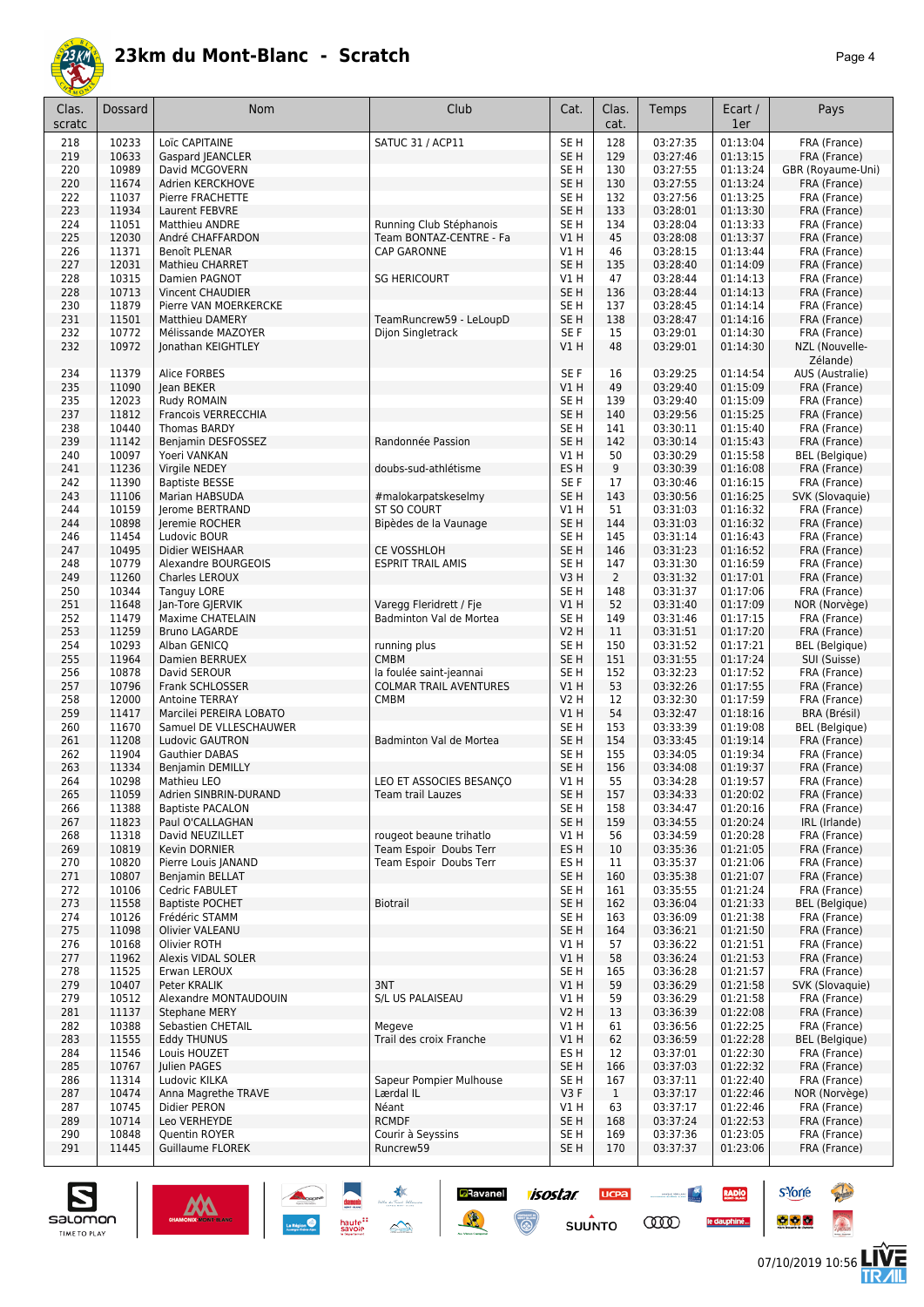# 23km du Mont-Blanc - Scratch

| Clas. scratc | Dossard | Nom | Club | Cat. | Clas. cat. | Temps | Ecart / 1er | Pays |
|---|---|---|---|---|---|---|---|---|
| 218 | 10233 | Loïc CAPITAINE | SATUC 31 / ACP11 | SE H | 128 | 03:27:35 | 01:13:04 | FRA (France) |
| 219 | 10633 | Gaspard JEANCLER | | SE H | 129 | 03:27:46 | 01:13:15 | FRA (France) |
| 220 | 10989 | David MCGOVERN | | SE H | 130 | 03:27:55 | 01:13:24 | GBR (Royaume-Uni) |
| 220 | 11674 | Adrien KERCKHOVE | | SE H | 130 | 03:27:55 | 01:13:24 | FRA (France) |
| 222 | 11037 | Pierre FRACHETTE | | SE H | 132 | 03:27:56 | 01:13:25 | FRA (France) |
| 223 | 11934 | Laurent FEBVRE | | SE H | 133 | 03:28:01 | 01:13:30 | FRA (France) |
| 224 | 11051 | Matthieu ANDRE | Running Club Stéphanois | SE H | 134 | 03:28:04 | 01:13:33 | FRA (France) |
| 225 | 12030 | André CHAFFARDON | Team BONTAZ-CENTRE - Fa | V1 H | 45 | 03:28:08 | 01:13:37 | FRA (France) |
| 226 | 11371 | Benoît PLENAR | CAP GARONNE | V1 H | 46 | 03:28:15 | 01:13:44 | FRA (France) |
| 227 | 12031 | Mathieu CHARRET | | SE H | 135 | 03:28:40 | 01:14:09 | FRA (France) |
| 228 | 10315 | Damien PAGNOT | SG HERICOURT | V1 H | 47 | 03:28:44 | 01:14:13 | FRA (France) |
| 228 | 10713 | Vincent CHAUDIER | | SE H | 136 | 03:28:44 | 01:14:13 | FRA (France) |
| 230 | 11879 | Pierre VAN MOERKERCKE | | SE H | 137 | 03:28:45 | 01:14:14 | FRA (France) |
| 231 | 11501 | Matthieu DAMERY | TeamRuncrew59 - LeLoupD | SE H | 138 | 03:28:47 | 01:14:16 | FRA (France) |
| 232 | 10772 | Mélissande MAZOYER | Dijon Singletrack | SE F | 15 | 03:29:01 | 01:14:30 | FRA (France) |
| 232 | 10972 | Jonathan KEIGHTLEY | | V1 H | 48 | 03:29:01 | 01:14:30 | NZL (Nouvelle-Zélande) |
| 234 | 11379 | Alice FORBES | | SE F | 16 | 03:29:25 | 01:14:54 | AUS (Australie) |
| 235 | 11090 | Jean BEKER | | V1 H | 49 | 03:29:40 | 01:15:09 | FRA (France) |
| 235 | 12023 | Rudy ROMAIN | | SE H | 139 | 03:29:40 | 01:15:09 | FRA (France) |
| 237 | 11812 | Francois VERRECCHIA | | SE H | 140 | 03:29:56 | 01:15:25 | FRA (France) |
| 238 | 10440 | Thomas BARDY | | SE H | 141 | 03:30:11 | 01:15:40 | FRA (France) |
| 239 | 11142 | Benjamin DESFOSSEZ | Randonnée Passion | SE H | 142 | 03:30:14 | 01:15:43 | FRA (France) |
| 240 | 10097 | Yoeri VANKAN | | V1 H | 50 | 03:30:29 | 01:15:58 | BEL (Belgique) |
| 241 | 11236 | Virgile NEDEY | doubs-sud-athlétisme | ES H | 9 | 03:30:39 | 01:16:08 | FRA (France) |
| 242 | 11390 | Baptiste BESSE | | SE F | 17 | 03:30:46 | 01:16:15 | FRA (France) |
| 243 | 11106 | Marian HABSUDA | #malokarpatskeselmy | SE H | 143 | 03:30:56 | 01:16:25 | SVK (Slovaquie) |
| 244 | 10159 | Jerome BERTRAND | ST SO COURT | V1 H | 51 | 03:31:03 | 01:16:32 | FRA (France) |
| 244 | 10898 | Jeremie ROCHER | Bipèdes de la Vaunage | SE H | 144 | 03:31:03 | 01:16:32 | FRA (France) |
| 246 | 11454 | Ludovic BOUR | | SE H | 145 | 03:31:14 | 01:16:43 | FRA (France) |
| 247 | 10495 | Didier WEISHAAR | CE VOSSHLOH | SE H | 146 | 03:31:23 | 01:16:52 | FRA (France) |
| 248 | 10779 | Alexandre BOURGEOIS | ESPRIT TRAIL AMIS | SE H | 147 | 03:31:30 | 01:16:59 | FRA (France) |
| 249 | 11260 | Charles LEROUX | | V3 H | 2 | 03:31:32 | 01:17:01 | FRA (France) |
| 250 | 10344 | Tanguy LORE | | SE H | 148 | 03:31:37 | 01:17:06 | FRA (France) |
| 251 | 11648 | Jan-Tore GJERVIK | Varegg Fleridrett / Fje | V1 H | 52 | 03:31:40 | 01:17:09 | NOR (Norvège) |
| 252 | 11479 | Maxime CHATELAIN | Badminton Val de Mortea | SE H | 149 | 03:31:46 | 01:17:15 | FRA (France) |
| 253 | 11259 | Bruno LAGARDE | | V2 H | 11 | 03:31:51 | 01:17:20 | FRA (France) |
| 254 | 10293 | Alban GENICQ | running plus | SE H | 150 | 03:31:52 | 01:17:21 | BEL (Belgique) |
| 255 | 11964 | Damien BERRUEX | CMBM | SE H | 151 | 03:31:55 | 01:17:24 | SUI (Suisse) |
| 256 | 10878 | David SEROUR | la foulée saint-jeannai | SE H | 152 | 03:32:23 | 01:17:52 | FRA (France) |
| 257 | 10796 | Frank SCHLOSSER | COLMAR TRAIL AVENTURES | V1 H | 53 | 03:32:26 | 01:17:55 | FRA (France) |
| 258 | 12000 | Antoine TERRAY | CMBM | V2 H | 12 | 03:32:30 | 01:17:59 | FRA (France) |
| 259 | 11417 | Marcilei PEREIRA LOBATO | | V1 H | 54 | 03:32:47 | 01:18:16 | BRA (Brésil) |
| 260 | 11670 | Samuel DE VLLESCHAUWER | | SE H | 153 | 03:33:39 | 01:19:08 | BEL (Belgique) |
| 261 | 11208 | Ludovic GAUTRON | Badminton Val de Mortea | SE H | 154 | 03:33:45 | 01:19:14 | FRA (France) |
| 262 | 11904 | Gauthier DABAS | | SE H | 155 | 03:34:05 | 01:19:34 | FRA (France) |
| 263 | 11334 | Benjamin DEMILLY | | SE H | 156 | 03:34:08 | 01:19:37 | FRA (France) |
| 264 | 10298 | Mathieu LEO | LEO ET ASSOCIES BESANÇO | V1 H | 55 | 03:34:28 | 01:19:57 | FRA (France) |
| 265 | 11059 | Adrien SINBRIN-DURAND | Team trail Lauzes | SE H | 157 | 03:34:33 | 01:20:02 | FRA (France) |
| 266 | 11388 | Baptiste PACALON | | SE H | 158 | 03:34:47 | 01:20:16 | FRA (France) |
| 267 | 11823 | Paul O'CALLAGHAN | | SE H | 159 | 03:34:55 | 01:20:24 | IRL (Irlande) |
| 268 | 11318 | David NEUZILLET | rougeot beaune trihatlo | V1 H | 56 | 03:34:59 | 01:20:28 | FRA (France) |
| 269 | 10819 | Kevin DORNIER | Team Espoir Doubs Terr | ES H | 10 | 03:35:36 | 01:21:05 | FRA (France) |
| 270 | 10820 | Pierre Louis JANAND | Team Espoir Doubs Terr | ES H | 11 | 03:35:37 | 01:21:06 | FRA (France) |
| 271 | 10807 | Benjamin BELLAT | | SE H | 160 | 03:35:38 | 01:21:07 | FRA (France) |
| 272 | 10106 | Cedric FABULET | | SE H | 161 | 03:35:55 | 01:21:24 | FRA (France) |
| 273 | 11558 | Baptiste POCHET | Biotrail | SE H | 162 | 03:36:04 | 01:21:33 | BEL (Belgique) |
| 274 | 10126 | Frédéric STAMM | | SE H | 163 | 03:36:09 | 01:21:38 | FRA (France) |
| 275 | 11098 | Olivier VALEANU | | SE H | 164 | 03:36:21 | 01:21:50 | FRA (France) |
| 276 | 10168 | Olivier ROTH | | V1 H | 57 | 03:36:22 | 01:21:51 | FRA (France) |
| 277 | 11962 | Alexis VIDAL SOLER | | V1 H | 58 | 03:36:24 | 01:21:53 | FRA (France) |
| 278 | 11525 | Erwan LEROUX | | SE H | 165 | 03:36:28 | 01:21:57 | FRA (France) |
| 279 | 10407 | Peter KRALIK | 3NT | V1 H | 59 | 03:36:29 | 01:21:58 | SVK (Slovaquie) |
| 279 | 10512 | Alexandre MONTAUDOUIN | S/L US PALAISEAU | V1 H | 59 | 03:36:29 | 01:21:58 | FRA (France) |
| 281 | 11137 | Stephane MERY | | V2 H | 13 | 03:36:39 | 01:22:08 | FRA (France) |
| 282 | 10388 | Sebastien CHETAIL | Megeve | V1 H | 61 | 03:36:56 | 01:22:25 | FRA (France) |
| 283 | 11555 | Eddy THUNUS | Trail des croix Franche | V1 H | 62 | 03:36:59 | 01:22:28 | BEL (Belgique) |
| 284 | 11546 | Louis HOUZET | | ES H | 12 | 03:37:01 | 01:22:30 | FRA (France) |
| 285 | 10767 | Julien PAGES | | SE H | 166 | 03:37:03 | 01:22:32 | FRA (France) |
| 286 | 11314 | Ludovic KILKA | Sapeur Pompier Mulhouse | SE H | 167 | 03:37:11 | 01:22:40 | FRA (France) |
| 287 | 10474 | Anna Magrethe TRAVE | Lærdal IL | V3 F | 1 | 03:37:17 | 01:22:46 | NOR (Norvège) |
| 287 | 10745 | Didier PERON | Néant | V1 H | 63 | 03:37:17 | 01:22:46 | FRA (France) |
| 289 | 10714 | Leo VERHEYDE | RCMDF | SE H | 168 | 03:37:24 | 01:22:53 | FRA (France) |
| 290 | 10848 | Quentin ROYER | Courir à Seyssins | SE H | 169 | 03:37:36 | 01:23:05 | FRA (France) |
| 291 | 11445 | Guillaume FLOREK | Runcrew59 | SE H | 170 | 03:37:37 | 01:23:06 | FRA (France) |

07/10/2019 10:56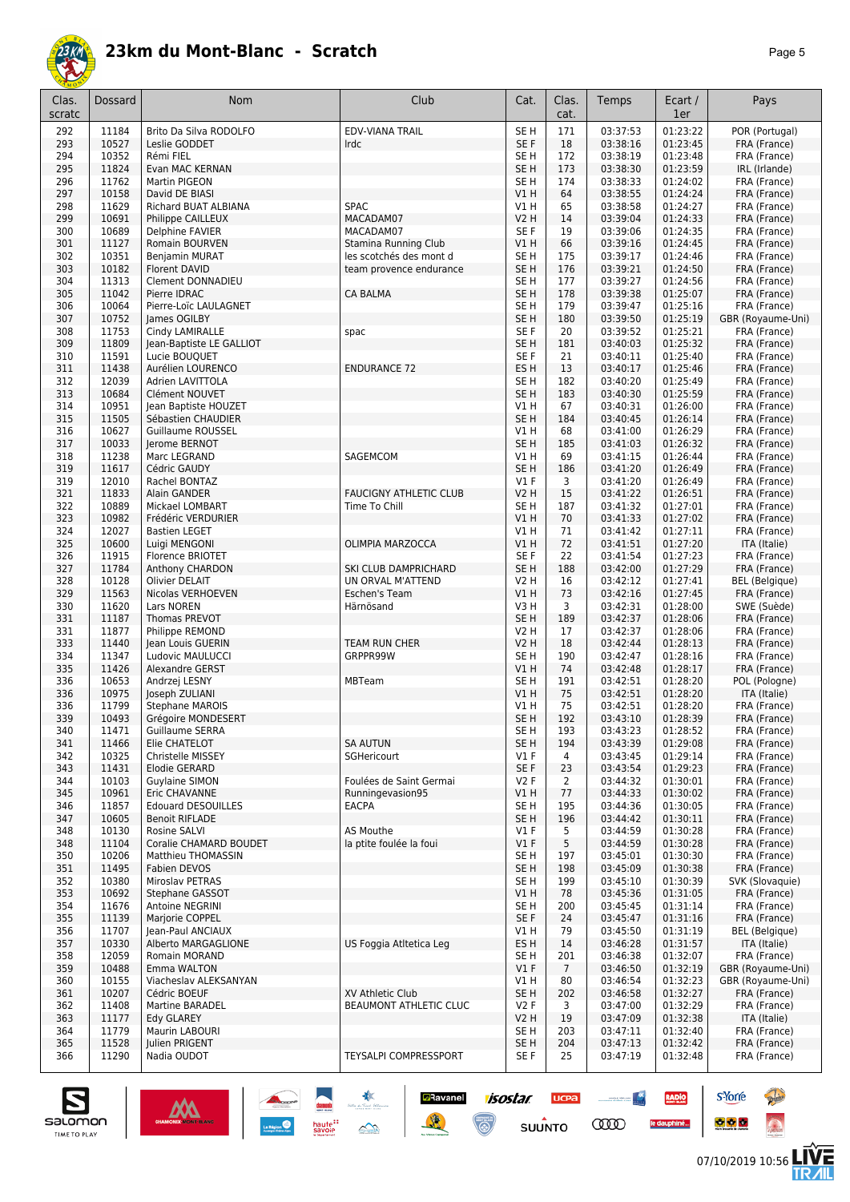# 23km du Mont-Blanc - Scratch

| Clas. scratc | Dossard | Nom | Club | Cat. | Clas. cat. | Temps | Ecart / 1er | Pays |
|---|---|---|---|---|---|---|---|---|
| 292 | 11184 | Brito Da Silva RODOLFO | EDV-VIANA TRAIL | SE H | 171 | 03:37:53 | 01:23:22 | POR (Portugal) |
| 293 | 10527 | Leslie GODDET | Irdc | SE F | 18 | 03:38:16 | 01:23:45 | FRA (France) |
| 294 | 10352 | Rémi FIEL | | SE H | 172 | 03:38:19 | 01:23:48 | FRA (France) |
| 295 | 11824 | Evan MAC KERNAN | | SE H | 173 | 03:38:30 | 01:23:59 | IRL (Irlande) |
| 296 | 11762 | Martin PIGEON | | SE H | 174 | 03:38:33 | 01:24:02 | FRA (France) |
| 297 | 10158 | David DE BIASI | | V1 H | 64 | 03:38:55 | 01:24:24 | FRA (France) |
| 298 | 11629 | Richard BUAT ALBIANA | SPAC | V1 H | 65 | 03:38:58 | 01:24:27 | FRA (France) |
| 299 | 10691 | Philippe CAILLEUX | MACADAM07 | V2 H | 14 | 03:39:04 | 01:24:33 | FRA (France) |
| 300 | 10689 | Delphine FAVIER | MACADAM07 | SE F | 19 | 03:39:06 | 01:24:35 | FRA (France) |
| 301 | 11127 | Romain BOURVEN | Stamina Running Club | V1 H | 66 | 03:39:16 | 01:24:45 | FRA (France) |
| 302 | 10351 | Benjamin MURAT | les scotchés des mont d | SE H | 175 | 03:39:17 | 01:24:46 | FRA (France) |
| 303 | 10182 | Florent DAVID | team provence endurance | SE H | 176 | 03:39:21 | 01:24:50 | FRA (France) |
| 304 | 11313 | Clement DONNADIEU | | SE H | 177 | 03:39:27 | 01:24:56 | FRA (France) |
| 305 | 11042 | Pierre IDRAC | CA BALMA | SE H | 178 | 03:39:38 | 01:25:07 | FRA (France) |
| 306 | 10064 | Pierre-Loïc LAULAGNET | | SE H | 179 | 03:39:47 | 01:25:16 | FRA (France) |
| 307 | 10752 | James OGILBY | | SE H | 180 | 03:39:50 | 01:25:19 | GBR (Royaume-Uni) |
| 308 | 11753 | Cindy LAMIRALLE | spac | SE F | 20 | 03:39:52 | 01:25:21 | FRA (France) |
| 309 | 11809 | Jean-Baptiste LE GALLIOT | | SE H | 181 | 03:40:03 | 01:25:32 | FRA (France) |
| 310 | 11591 | Lucie BOUQUET | | SE F | 21 | 03:40:11 | 01:25:40 | FRA (France) |
| 311 | 11438 | Aurélien LOURENCO | ENDURANCE 72 | ES H | 13 | 03:40:17 | 01:25:46 | FRA (France) |
| 312 | 12039 | Adrien LAVITTOLA | | SE H | 182 | 03:40:20 | 01:25:49 | FRA (France) |
| 313 | 10684 | Clément NOUVET | | SE H | 183 | 03:40:30 | 01:25:59 | FRA (France) |
| 314 | 10951 | Jean Baptiste HOUZET | | V1 H | 67 | 03:40:31 | 01:26:00 | FRA (France) |
| 315 | 11505 | Sébastien CHAUDIER | | SE H | 184 | 03:40:45 | 01:26:14 | FRA (France) |
| 316 | 10627 | Guillaume ROUSSEL | | V1 H | 68 | 03:41:00 | 01:26:29 | FRA (France) |
| 317 | 10033 | Jerome BERNOT | | SE H | 185 | 03:41:03 | 01:26:32 | FRA (France) |
| 318 | 11238 | Marc LEGRAND | SAGEMCOM | V1 H | 69 | 03:41:15 | 01:26:44 | FRA (France) |
| 319 | 11617 | Cédric GAUDY | | SE H | 186 | 03:41:20 | 01:26:49 | FRA (France) |
| 319 | 12010 | Rachel BONTAZ | | V1 F | 3 | 03:41:20 | 01:26:49 | FRA (France) |
| 321 | 11833 | Alain GANDER | FAUCIGNY ATHLETIC CLUB | V2 H | 15 | 03:41:22 | 01:26:51 | FRA (France) |
| 322 | 10889 | Mickael LOMBART | Time To Chill | SE H | 187 | 03:41:32 | 01:27:01 | FRA (France) |
| 323 | 10982 | Frédéric VERDURIER | | V1 H | 70 | 03:41:33 | 01:27:02 | FRA (France) |
| 324 | 12027 | Bastien LEGET | | V1 H | 71 | 03:41:42 | 01:27:11 | FRA (France) |
| 325 | 10600 | Luigi MENGONI | OLIMPIA MARZOCCA | V1 H | 72 | 03:41:51 | 01:27:20 | ITA (Italie) |
| 326 | 11915 | Florence BRIOTET | | SE F | 22 | 03:41:54 | 01:27:23 | FRA (France) |
| 327 | 11784 | Anthony CHARDON | SKI CLUB DAMPRICHARD | SE H | 188 | 03:42:00 | 01:27:29 | FRA (France) |
| 328 | 10128 | Olivier DELAIT | UN ORVAL M'ATTEND | V2 H | 16 | 03:42:12 | 01:27:41 | BEL (Belgique) |
| 329 | 11563 | Nicolas VERHOEVEN | Eschen's Team | V1 H | 73 | 03:42:16 | 01:27:45 | FRA (France) |
| 330 | 11620 | Lars NOREN | Härnösand | V3 H | 3 | 03:42:31 | 01:28:00 | SWE (Suède) |
| 331 | 11187 | Thomas PREVOT | | SE H | 189 | 03:42:37 | 01:28:06 | FRA (France) |
| 331 | 11877 | Philippe REMOND | | V2 H | 17 | 03:42:37 | 01:28:06 | FRA (France) |
| 333 | 11440 | Jean Louis GUERIN | TEAM RUN CHER | V2 H | 18 | 03:42:44 | 01:28:13 | FRA (France) |
| 334 | 11347 | Ludovic MAULUCCI | GRPPR99W | SE H | 190 | 03:42:47 | 01:28:16 | FRA (France) |
| 335 | 11426 | Alexandre GERST | | V1 H | 74 | 03:42:48 | 01:28:17 | FRA (France) |
| 336 | 10653 | Andrzej LESNY | MBTeam | SE H | 191 | 03:42:51 | 01:28:20 | POL (Pologne) |
| 336 | 10975 | Joseph ZULIANI | | V1 H | 75 | 03:42:51 | 01:28:20 | ITA (Italie) |
| 336 | 11799 | Stephane MAROIS | | V1 H | 75 | 03:42:51 | 01:28:20 | FRA (France) |
| 339 | 10493 | Grégoire MONDESERT | | SE H | 192 | 03:43:10 | 01:28:39 | FRA (France) |
| 340 | 11471 | Guillaume SERRA | | SE H | 193 | 03:43:23 | 01:28:52 | FRA (France) |
| 341 | 11466 | Elie CHATELOT | SA AUTUN | SE H | 194 | 03:43:39 | 01:29:08 | FRA (France) |
| 342 | 10325 | Christelle MISSEY | SGHericourt | V1 F | 4 | 03:43:45 | 01:29:14 | FRA (France) |
| 343 | 11431 | Elodie GERARD | | SE F | 23 | 03:43:54 | 01:29:23 | FRA (France) |
| 344 | 10103 | Guylaine SIMON | Foulées de Saint Germai | V2 F | 2 | 03:44:32 | 01:30:01 | FRA (France) |
| 345 | 10961 | Eric CHAVANNE | Runningevasion95 | V1 H | 77 | 03:44:33 | 01:30:02 | FRA (France) |
| 346 | 11857 | Edouard DESOUILLES | EACPA | SE H | 195 | 03:44:36 | 01:30:05 | FRA (France) |
| 347 | 10605 | Benoit RIFLADE | | SE H | 196 | 03:44:42 | 01:30:11 | FRA (France) |
| 348 | 10130 | Rosine SALVI | AS Mouthe | V1 F | 5 | 03:44:59 | 01:30:28 | FRA (France) |
| 348 | 11104 | Coralie CHAMARD BOUDET | la ptite foulée la foui | V1 F | 5 | 03:44:59 | 01:30:28 | FRA (France) |
| 350 | 10206 | Matthieu THOMASSIN | | SE H | 197 | 03:45:01 | 01:30:30 | FRA (France) |
| 351 | 11495 | Fabien DEVOS | | SE H | 198 | 03:45:09 | 01:30:38 | FRA (France) |
| 352 | 10380 | Miroslav PETRAS | | SE H | 199 | 03:45:10 | 01:30:39 | SVK (Slovaquie) |
| 353 | 10692 | Stephane GASSOT | | V1 H | 78 | 03:45:36 | 01:31:05 | FRA (France) |
| 354 | 11676 | Antoine NEGRINI | | SE H | 200 | 03:45:45 | 01:31:14 | FRA (France) |
| 355 | 11139 | Marjorie COPPEL | | SE F | 24 | 03:45:47 | 01:31:16 | FRA (France) |
| 356 | 11707 | Jean-Paul ANCIAUX | | V1 H | 79 | 03:45:50 | 01:31:19 | BEL (Belgique) |
| 357 | 10330 | Alberto MARGAGLIONE | US Foggia Atltetica Leg | ES H | 14 | 03:46:28 | 01:31:57 | ITA (Italie) |
| 358 | 12059 | Romain MORAND | | SE H | 201 | 03:46:38 | 01:32:07 | FRA (France) |
| 359 | 10488 | Emma WALTON | | V1 F | 7 | 03:46:50 | 01:32:19 | GBR (Royaume-Uni) |
| 360 | 10155 | Viacheslav ALEKSANYAN | | V1 H | 80 | 03:46:54 | 01:32:23 | GBR (Royaume-Uni) |
| 361 | 10207 | Cédric BOEUF | XV Athletic Club | SE H | 202 | 03:46:58 | 01:32:27 | FRA (France) |
| 362 | 11408 | Martine BARADEL | BEAUMONT ATHLETIC CLUC | V2 F | 3 | 03:47:00 | 01:32:29 | FRA (France) |
| 363 | 11177 | Edy GLAREY | | V2 H | 19 | 03:47:09 | 01:32:38 | ITA (Italie) |
| 364 | 11779 | Maurin LABOURI | | SE H | 203 | 03:47:11 | 01:32:40 | FRA (France) |
| 365 | 11528 | Julien PRIGENT | | SE H | 204 | 03:47:13 | 01:32:42 | FRA (France) |
| 366 | 11290 | Nadia OUDOT | TEYSALPI COMPRESSPORT | SE F | 25 | 03:47:19 | 01:32:48 | FRA (France) |

07/10/2019 10:56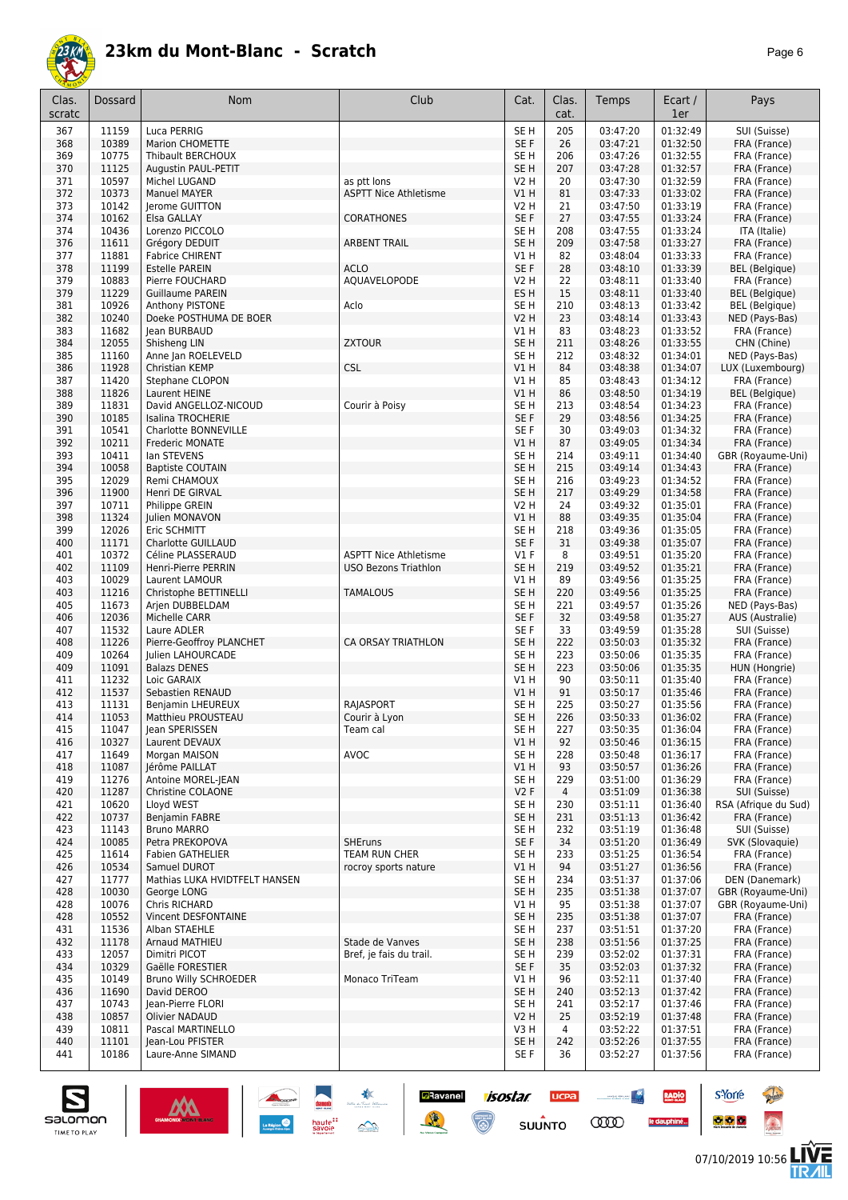# 23km du Mont-Blanc - Scratch

| Clas. scratc | Dossard | Nom | Club | Cat. | Clas. cat. | Temps | Ecart / 1er | Pays |
|---|---|---|---|---|---|---|---|---|
| 367 | 11159 | Luca PERRIG | | SE H | 205 | 03:47:20 | 01:32:49 | SUI (Suisse) |
| 368 | 10389 | Marion CHOMETTE | | SE F | 26 | 03:47:21 | 01:32:50 | FRA (France) |
| 369 | 10775 | Thibault BERCHOUX | | SE H | 206 | 03:47:26 | 01:32:55 | FRA (France) |
| 370 | 11125 | Augustin PAUL-PETIT | | SE H | 207 | 03:47:28 | 01:32:57 | FRA (France) |
| 371 | 10597 | Michel LUGAND | as ptt lons | V2 H | 20 | 03:47:30 | 01:32:59 | FRA (France) |
| 372 | 10373 | Manuel MAYER | ASPTT Nice Athletisme | V1 H | 81 | 03:47:33 | 01:33:02 | FRA (France) |
| 373 | 10142 | Jerome GUITTON | | V2 H | 21 | 03:47:50 | 01:33:19 | FRA (France) |
| 374 | 10162 | Elsa GALLAY | CORATHONES | SE F | 27 | 03:47:55 | 01:33:24 | FRA (France) |
| 374 | 10436 | Lorenzo PICCOLO | | SE H | 208 | 03:47:55 | 01:33:24 | ITA (Italie) |
| 376 | 11611 | Grégory DEDUIT | ARBENT TRAIL | SE H | 209 | 03:47:58 | 01:33:27 | FRA (France) |
| 377 | 11881 | Fabrice CHIRENT | | V1 H | 82 | 03:48:04 | 01:33:33 | FRA (France) |
| 378 | 11199 | Estelle PAREIN | ACLO | SE F | 28 | 03:48:10 | 01:33:39 | BEL (Belgique) |
| 379 | 10883 | Pierre FOUCHARD | AQUAVELOPODE | V2 H | 22 | 03:48:11 | 01:33:40 | FRA (France) |
| 379 | 11229 | Guillaume PAREIN | | ES H | 15 | 03:48:11 | 01:33:40 | BEL (Belgique) |
| 381 | 10926 | Anthony PISTONE | Aclo | SE H | 210 | 03:48:13 | 01:33:42 | BEL (Belgique) |
| 382 | 10240 | Doeke POSTHUMA DE BOER | | V2 H | 23 | 03:48:14 | 01:33:43 | NED (Pays-Bas) |
| 383 | 11682 | Jean BURBAUD | | V1 H | 83 | 03:48:23 | 01:33:52 | FRA (France) |
| 384 | 12055 | Shisheng LIN | ZXTOUR | SE H | 211 | 03:48:26 | 01:33:55 | CHN (Chine) |
| 385 | 11160 | Anne Jan ROELEVELD | | SE H | 212 | 03:48:32 | 01:34:01 | NED (Pays-Bas) |
| 386 | 11928 | Christian KEMP | CSL | V1 H | 84 | 03:48:38 | 01:34:07 | LUX (Luxembourg) |
| 387 | 11420 | Stephane CLOPON | | V1 H | 85 | 03:48:43 | 01:34:12 | FRA (France) |
| 388 | 11826 | Laurent HEINE | | V1 H | 86 | 03:48:50 | 01:34:19 | BEL (Belgique) |
| 389 | 11831 | David ANGELLOZ-NICOUD | Courir à Poisy | SE H | 213 | 03:48:54 | 01:34:23 | FRA (France) |
| 390 | 10185 | Isalina TROCHERIE | | SE F | 29 | 03:48:56 | 01:34:25 | FRA (France) |
| 391 | 10541 | Charlotte BONNEVILLE | | SE F | 30 | 03:49:03 | 01:34:32 | FRA (France) |
| 392 | 10211 | Frederic MONATE | | V1 H | 87 | 03:49:05 | 01:34:34 | FRA (France) |
| 393 | 10411 | Ian STEVENS | | SE H | 214 | 03:49:11 | 01:34:40 | GBR (Royaume-Uni) |
| 394 | 10058 | Baptiste COUTAIN | | SE H | 215 | 03:49:14 | 01:34:43 | FRA (France) |
| 395 | 12029 | Remi CHAMOUX | | SE H | 216 | 03:49:23 | 01:34:52 | FRA (France) |
| 396 | 11900 | Henri DE GIRVAL | | SE H | 217 | 03:49:29 | 01:34:58 | FRA (France) |
| 397 | 10711 | Philippe GREIN | | V2 H | 24 | 03:49:32 | 01:35:01 | FRA (France) |
| 398 | 11324 | Julien MONAVON | | V1 H | 88 | 03:49:35 | 01:35:04 | FRA (France) |
| 399 | 12026 | Eric SCHMITT | | SE H | 218 | 03:49:36 | 01:35:05 | FRA (France) |
| 400 | 11171 | Charlotte GUILLAUD | | SE F | 31 | 03:49:38 | 01:35:07 | FRA (France) |
| 401 | 10372 | Céline PLASSERAUD | ASPTT Nice Athletisme | V1 F | 8 | 03:49:51 | 01:35:20 | FRA (France) |
| 402 | 11109 | Henri-Pierre PERRIN | USO Bezons Triathlon | SE H | 219 | 03:49:52 | 01:35:21 | FRA (France) |
| 403 | 10029 | Laurent LAMOUR | | V1 H | 89 | 03:49:56 | 01:35:25 | FRA (France) |
| 403 | 11216 | Christophe BETTINELLI | TAMALOUS | SE H | 220 | 03:49:56 | 01:35:25 | FRA (France) |
| 405 | 11673 | Arjen DUBBELDAM | | SE H | 221 | 03:49:57 | 01:35:26 | NED (Pays-Bas) |
| 406 | 12036 | Michelle CARR | | SE F | 32 | 03:49:58 | 01:35:27 | AUS (Australie) |
| 407 | 11532 | Laure ADLER | | SE F | 33 | 03:49:59 | 01:35:28 | SUI (Suisse) |
| 408 | 11226 | Pierre-Geoffroy PLANCHET | CA ORSAY TRIATHLON | SE H | 222 | 03:50:03 | 01:35:32 | FRA (France) |
| 409 | 10264 | Julien LAHOURCADE | | SE H | 223 | 03:50:06 | 01:35:35 | FRA (France) |
| 409 | 11091 | Balazs DENES | | SE H | 223 | 03:50:06 | 01:35:35 | HUN (Hongrie) |
| 411 | 11232 | Loic GARAIX | | V1 H | 90 | 03:50:11 | 01:35:40 | FRA (France) |
| 412 | 11537 | Sebastien RENAUD | | V1 H | 91 | 03:50:17 | 01:35:46 | FRA (France) |
| 413 | 11131 | Benjamin LHEUREUX | RAJASPORT | SE H | 225 | 03:50:27 | 01:35:56 | FRA (France) |
| 414 | 11053 | Matthieu PROUSTEAU | Courir à Lyon | SE H | 226 | 03:50:33 | 01:36:02 | FRA (France) |
| 415 | 11047 | Jean SPERISSEN | Team cal | SE H | 227 | 03:50:35 | 01:36:04 | FRA (France) |
| 416 | 10327 | Laurent DEVAUX | | V1 H | 92 | 03:50:46 | 01:36:15 | FRA (France) |
| 417 | 11649 | Morgan MAISON | AVOC | SE H | 228 | 03:50:48 | 01:36:17 | FRA (France) |
| 418 | 11087 | Jérôme PAILLAT | | V1 H | 93 | 03:50:57 | 01:36:26 | FRA (France) |
| 419 | 11276 | Antoine MOREL-JEAN | | SE H | 229 | 03:51:00 | 01:36:29 | FRA (France) |
| 420 | 11287 | Christine COLAONE | | V2 F | 4 | 03:51:09 | 01:36:38 | SUI (Suisse) |
| 421 | 10620 | Lloyd WEST | | SE H | 230 | 03:51:11 | 01:36:40 | RSA (Afrique du Sud) |
| 422 | 10737 | Benjamin FABRE | | SE H | 231 | 03:51:13 | 01:36:42 | FRA (France) |
| 423 | 11143 | Bruno MARRO | | SE H | 232 | 03:51:19 | 01:36:48 | SUI (Suisse) |
| 424 | 10085 | Petra PREKOPOVA | SHEruns | SE F | 34 | 03:51:20 | 01:36:49 | SVK (Slovaquie) |
| 425 | 11614 | Fabien GATHELIER | TEAM RUN CHER | SE H | 233 | 03:51:25 | 01:36:54 | FRA (France) |
| 426 | 10534 | Samuel DUROT | rocroy sports nature | V1 H | 94 | 03:51:27 | 01:36:56 | FRA (France) |
| 427 | 11777 | Mathias LUKA HVIDTFELT HANSEN | | SE H | 234 | 03:51:37 | 01:37:06 | DEN (Danemark) |
| 428 | 10030 | George LONG | | SE H | 235 | 03:51:38 | 01:37:07 | GBR (Royaume-Uni) |
| 428 | 10076 | Chris RICHARD | | V1 H | 95 | 03:51:38 | 01:37:07 | GBR (Royaume-Uni) |
| 428 | 10552 | Vincent DESFONTAINE | | SE H | 235 | 03:51:38 | 01:37:07 | FRA (France) |
| 431 | 11536 | Alban STAEHLE | | SE H | 237 | 03:51:51 | 01:37:20 | FRA (France) |
| 432 | 11178 | Arnaud MATHIEU | Stade de Vanves | SE H | 238 | 03:51:56 | 01:37:25 | FRA (France) |
| 433 | 12057 | Dimitri PICOT | Bref, je fais du trail. | SE H | 239 | 03:52:02 | 01:37:31 | FRA (France) |
| 434 | 10329 | Gaëlle FORESTIER | | SE F | 35 | 03:52:03 | 01:37:32 | FRA (France) |
| 435 | 10149 | Bruno Willy SCHROEDER | Monaco TriTeam | V1 H | 96 | 03:52:11 | 01:37:40 | FRA (France) |
| 436 | 11690 | David DEROO | | SE H | 240 | 03:52:13 | 01:37:42 | FRA (France) |
| 437 | 10743 | Jean-Pierre FLORI | | SE H | 241 | 03:52:17 | 01:37:46 | FRA (France) |
| 438 | 10857 | Olivier NADAUD | | V2 H | 25 | 03:52:19 | 01:37:48 | FRA (France) |
| 439 | 10811 | Pascal MARTINELLO | | V3 H | 4 | 03:52:22 | 01:37:51 | FRA (France) |
| 440 | 11101 | Jean-Lou PFISTER | | SE H | 242 | 03:52:26 | 01:37:55 | FRA (France) |
| 441 | 10186 | Laure-Anne SIMAND | | SE F | 36 | 03:52:27 | 01:37:56 | FRA (France) |

07/10/2019 10:56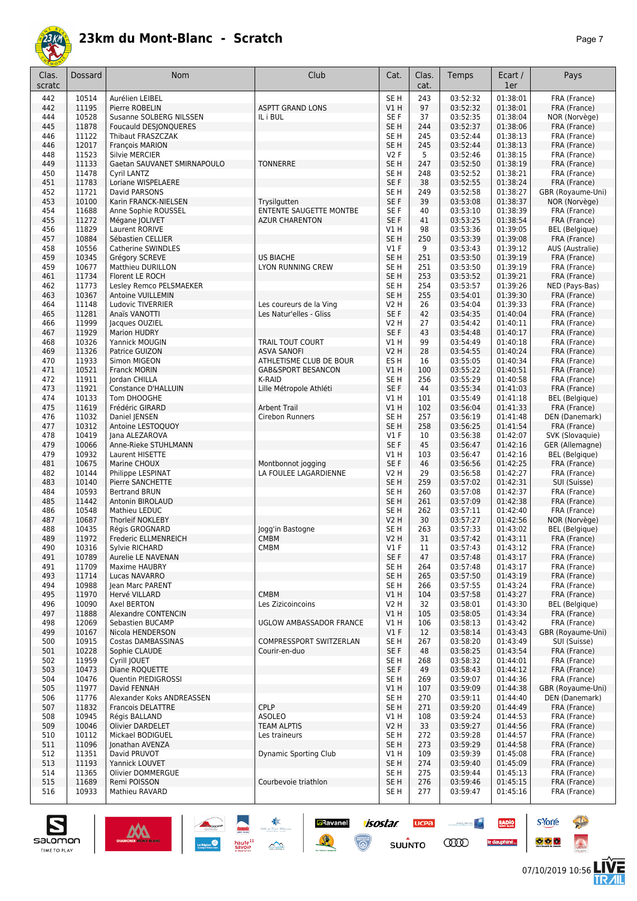# 23km du Mont-Blanc - Scratch

| Clas. scratc | Dossard | Nom | Club | Cat. | Clas. cat. | Temps | Ecart / 1er | Pays |
|---|---|---|---|---|---|---|---|---|
| 442 | 10514 | Aurélien LEIBEL | | SE H | 243 | 03:52:32 | 01:38:01 | FRA (France) |
| 442 | 11195 | Pierre ROBELIN | ASPTT GRAND LONS | V1 H | 97 | 03:52:32 | 01:38:01 | FRA (France) |
| 444 | 10528 | Susanne SOLBERG NILSSEN | IL i BUL | SE F | 37 | 03:52:35 | 01:38:04 | NOR (Norvège) |
| 445 | 11878 | Foucauld DESJONQUERES | | SE H | 244 | 03:52:37 | 01:38:06 | FRA (France) |
| 446 | 11122 | Thibaut FRASZCZAK | | SE H | 245 | 03:52:44 | 01:38:13 | FRA (France) |
| 446 | 12017 | François MARION | | SE H | 245 | 03:52:44 | 01:38:13 | FRA (France) |
| 448 | 11523 | Silvie MERCIER | | V2 F | 5 | 03:52:46 | 01:38:15 | FRA (France) |
| 449 | 11133 | Gaetan SAUVANET SMIRNAPOULO | TONNERRE | SE H | 247 | 03:52:50 | 01:38:19 | FRA (France) |
| 450 | 11478 | Cyril LANTZ | | SE H | 248 | 03:52:52 | 01:38:21 | FRA (France) |
| 451 | 11783 | Loriane WISPELAERE | | SE F | 38 | 03:52:55 | 01:38:24 | FRA (France) |
| 452 | 11721 | David PARSONS | | SE H | 249 | 03:52:58 | 01:38:27 | GBR (Royaume-Uni) |
| 453 | 10100 | Karin FRANCK-NIELSEN | Trysilgutten | SE F | 39 | 03:53:08 | 01:38:37 | NOR (Norvège) |
| 454 | 11688 | Anne Sophie ROUSSEL | ENTENTE SAUGETTE MONTBE | SE F | 40 | 03:53:10 | 01:38:39 | FRA (France) |
| 455 | 11272 | Mégane JOLIVET | AZUR CHARENTON | SE F | 41 | 03:53:25 | 01:38:54 | FRA (France) |
| 456 | 11829 | Laurent RORIVE | | V1 H | 98 | 03:53:36 | 01:39:05 | BEL (Belgique) |
| 457 | 10884 | Sébastien CELLIER | | SE H | 250 | 03:53:39 | 01:39:08 | FRA (France) |
| 458 | 10556 | Catherine SWINDLES | | V1 F | 9 | 03:53:43 | 01:39:12 | AUS (Australie) |
| 459 | 10345 | Grégory SCREVE | US BIACHE | SE H | 251 | 03:53:50 | 01:39:19 | FRA (France) |
| 459 | 10677 | Matthieu DURILLON | LYON RUNNING CREW | SE H | 251 | 03:53:50 | 01:39:19 | FRA (France) |
| 461 | 11734 | Florent LE ROCH | | SE H | 253 | 03:53:52 | 01:39:21 | FRA (France) |
| 462 | 11773 | Lesley Remco PELSMAEKER | | SE H | 254 | 03:53:57 | 01:39:26 | NED (Pays-Bas) |
| 463 | 10367 | Antoine VUILLEMIN | | SE H | 255 | 03:54:01 | 01:39:30 | FRA (France) |
| 464 | 11148 | Ludovic TIVERRIER | Les coureurs de la Ving | V2 H | 26 | 03:54:04 | 01:39:33 | FRA (France) |
| 465 | 11281 | Anaïs VANOTTI | Les Natur'elles - Gliss | SE F | 42 | 03:54:35 | 01:40:04 | FRA (France) |
| 466 | 11999 | Jacques OUZIEL | | V2 H | 27 | 03:54:42 | 01:40:11 | FRA (France) |
| 467 | 11929 | Marion HUDRY | | SE F | 43 | 03:54:48 | 01:40:17 | FRA (France) |
| 468 | 10326 | Yannick MOUGIN | TRAIL TOUT COURT | V1 H | 99 | 03:54:49 | 01:40:18 | FRA (France) |
| 469 | 11326 | Patrice GUIZON | ASVA SANOFI | V2 H | 28 | 03:54:55 | 01:40:24 | FRA (France) |
| 470 | 11933 | Simon MIGEON | ATHLETISME CLUB DE BOUR | ES H | 16 | 03:55:05 | 01:40:34 | FRA (France) |
| 471 | 10521 | Franck MORIN | GAB&SPORT BESANCON | V1 H | 100 | 03:55:22 | 01:40:51 | FRA (France) |
| 472 | 11911 | Jordan CHILLA | K-RAID | SE H | 256 | 03:55:29 | 01:40:58 | FRA (France) |
| 473 | 11921 | Constance D'HALLUIN | Lille Métropole Athléti | SE F | 44 | 03:55:34 | 01:41:03 | FRA (France) |
| 474 | 10133 | Tom DHOOGHE | | V1 H | 101 | 03:55:49 | 01:41:18 | BEL (Belgique) |
| 475 | 11619 | Frédéric GIRARD | Arbent Trail | V1 H | 102 | 03:56:04 | 01:41:33 | FRA (France) |
| 476 | 11032 | Daniel JENSEN | Cirebon Runners | SE H | 257 | 03:56:19 | 01:41:48 | DEN (Danemark) |
| 477 | 10312 | Antoine LESTOQUOY | | SE H | 258 | 03:56:25 | 01:41:54 | FRA (France) |
| 478 | 10419 | Jana ALEZAROVA | | V1 F | 10 | 03:56:38 | 01:42:07 | SVK (Slovaquie) |
| 479 | 10066 | Anne-Rieke STUHLMANN | | SE F | 45 | 03:56:47 | 01:42:16 | GER (Allemagne) |
| 479 | 10932 | Laurent HISETTE | | V1 H | 103 | 03:56:47 | 01:42:16 | BEL (Belgique) |
| 481 | 10675 | Marine CHOUX | Montbonnot jogging | SE F | 46 | 03:56:56 | 01:42:25 | FRA (France) |
| 482 | 10144 | Philippe LESPINAT | LA FOULEE LAGARDIENNE | V2 H | 29 | 03:56:58 | 01:42:27 | FRA (France) |
| 483 | 10140 | Pierre SANCHETTE | | SE H | 259 | 03:57:02 | 01:42:31 | SUI (Suisse) |
| 484 | 10593 | Bertrand BRUN | | SE H | 260 | 03:57:08 | 01:42:37 | FRA (France) |
| 485 | 11442 | Antonin BIROLAUD | | SE H | 261 | 03:57:09 | 01:42:38 | FRA (France) |
| 486 | 10548 | Mathieu LEDUC | | SE H | 262 | 03:57:11 | 01:42:40 | FRA (France) |
| 487 | 10687 | Thorleif NOKLEBY | | V2 H | 30 | 03:57:27 | 01:42:56 | NOR (Norvège) |
| 488 | 10435 | Régis GROGNARD | Jogg'in Bastogne | SE H | 263 | 03:57:33 | 01:43:02 | BEL (Belgique) |
| 489 | 11972 | Frederic ELLMENREICH | CMBM | V2 H | 31 | 03:57:42 | 01:43:11 | FRA (France) |
| 490 | 10316 | Sylvie RICHARD | CMBM | V1 F | 11 | 03:57:43 | 01:43:12 | FRA (France) |
| 491 | 10789 | Aurelie LE NAVENAN | | SE F | 47 | 03:57:48 | 01:43:17 | FRA (France) |
| 491 | 11709 | Maxime HAUBRY | | SE H | 264 | 03:57:48 | 01:43:17 | FRA (France) |
| 493 | 11714 | Lucas NAVARRO | | SE H | 265 | 03:57:50 | 01:43:19 | FRA (France) |
| 494 | 10988 | Jean Marc PARENT | | SE H | 266 | 03:57:55 | 01:43:24 | FRA (France) |
| 495 | 11970 | Hervé VILLARD | CMBM | V1 H | 104 | 03:57:58 | 01:43:27 | FRA (France) |
| 496 | 10090 | Axel BERTON | Les Zizicoincoins | V2 H | 32 | 03:58:01 | 01:43:30 | BEL (Belgique) |
| 497 | 11888 | Alexandre CONTENCIN | | V1 H | 105 | 03:58:05 | 01:43:34 | FRA (France) |
| 498 | 12069 | Sebastien BUCAMP | UGLOW AMBASSADOR FRANCE | V1 H | 106 | 03:58:13 | 01:43:42 | FRA (France) |
| 499 | 10167 | Nicola HENDERSON | | V1 F | 12 | 03:58:14 | 01:43:43 | GBR (Royaume-Uni) |
| 500 | 10915 | Costas DAMBASSINAS | COMPRESSPORT SWITZERLAN | SE H | 267 | 03:58:20 | 01:43:49 | SUI (Suisse) |
| 501 | 10228 | Sophie CLAUDE | Courir-en-duo | SE F | 48 | 03:58:25 | 01:43:54 | FRA (France) |
| 502 | 11959 | Cyrill JOUET | | SE H | 268 | 03:58:32 | 01:44:01 | FRA (France) |
| 503 | 10473 | Diane ROQUETTE | | SE F | 49 | 03:58:43 | 01:44:12 | FRA (France) |
| 504 | 10476 | Quentin PIEDIGROSSI | | SE H | 269 | 03:59:07 | 01:44:36 | FRA (France) |
| 505 | 11977 | David FENNAH | | V1 H | 107 | 03:59:09 | 01:44:38 | GBR (Royaume-Uni) |
| 506 | 11776 | Alexander Koks ANDREASSEN | | SE H | 270 | 03:59:11 | 01:44:40 | DEN (Danemark) |
| 507 | 11832 | Francois DELATTRE | CPLP | SE H | 271 | 03:59:20 | 01:44:49 | FRA (France) |
| 508 | 10945 | Régis BALLAND | ASOLEO | V1 H | 108 | 03:59:24 | 01:44:53 | FRA (France) |
| 509 | 10046 | Olivier DARDELET | TEAM ALPTIS | V2 H | 33 | 03:59:27 | 01:44:56 | FRA (France) |
| 510 | 10112 | Mickael BODIGUEL | Les traineurs | SE H | 272 | 03:59:28 | 01:44:57 | FRA (France) |
| 511 | 11096 | Jonathan AVENZA | | SE H | 273 | 03:59:29 | 01:44:58 | FRA (France) |
| 512 | 11351 | David PRUVOT | Dynamic Sporting Club | V1 H | 109 | 03:59:39 | 01:45:08 | FRA (France) |
| 513 | 11193 | Yannick LOUVET | | SE H | 274 | 03:59:40 | 01:45:09 | FRA (France) |
| 514 | 11365 | Olivier DOMMERGUE | | SE H | 275 | 03:59:44 | 01:45:13 | FRA (France) |
| 515 | 11689 | Remi POISSON | Courbevoie triathlon | SE H | 276 | 03:59:46 | 01:45:15 | FRA (France) |
| 516 | 10933 | Mathieu RAVARD | | SE H | 277 | 03:59:47 | 01:45:16 | FRA (France) |

07/10/2019 10:56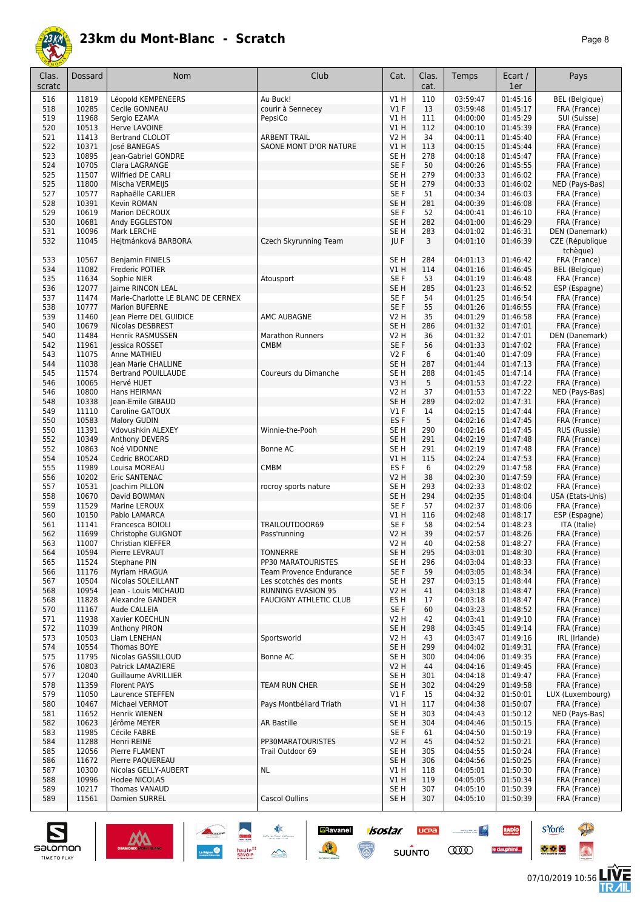# 23km du Mont-Blanc - Scratch

| Clas. scratc | Dossard | Nom | Club | Cat. | Clas. cat. | Temps | Ecart / 1er | Pays |
|---|---|---|---|---|---|---|---|---|
| 516 | 11819 | Léopold KEMPENEERS | Au Buck! | V1 H | 110 | 03:59:47 | 01:45:16 | BEL (Belgique) |
| 518 | 10285 | Cecile GONNEAU | courir à Sennecey | V1 F | 13 | 03:59:48 | 01:45:17 | FRA (France) |
| 519 | 11968 | Sergio EZAMA | PepsiCo | V1 H | 111 | 04:00:00 | 01:45:29 | SUI (Suisse) |
| 520 | 10513 | Herve LAVOINE | | V1 H | 112 | 04:00:10 | 01:45:39 | FRA (France) |
| 521 | 11413 | Bertrand CLOLOT | ARBENT TRAIL | V2 H | 34 | 04:00:11 | 01:45:40 | FRA (France) |
| 522 | 10371 | José BANEGAS | SAONE MONT D'OR NATURE | V1 H | 113 | 04:00:15 | 01:45:44 | FRA (France) |
| 523 | 10895 | Jean-Gabriel GONDRE | | SE H | 278 | 04:00:18 | 01:45:47 | FRA (France) |
| 524 | 10705 | Clara LAGRANGE | | SE F | 50 | 04:00:26 | 01:45:55 | FRA (France) |
| 525 | 11507 | Wilfried DE CARLI | | SE H | 279 | 04:00:33 | 01:46:02 | FRA (France) |
| 525 | 11800 | Mischa VERMEIJS | | SE H | 279 | 04:00:33 | 01:46:02 | NED (Pays-Bas) |
| 527 | 10577 | Raphaêlle CARLIER | | SE F | 51 | 04:00:34 | 01:46:03 | FRA (France) |
| 528 | 10391 | Kevin ROMAN | | SE H | 281 | 04:00:39 | 01:46:08 | FRA (France) |
| 529 | 10619 | Marion DECROUX | | SE F | 52 | 04:00:41 | 01:46:10 | FRA (France) |
| 530 | 10681 | Andy EGGLESTON | | SE H | 282 | 04:01:00 | 01:46:29 | FRA (France) |
| 531 | 10096 | Mark LERCHE | | SE H | 283 | 04:01:02 | 01:46:31 | DEN (Danemark) |
| 532 | 11045 | Hejtmánková BARBORA | Czech Skyrunning Team | JU F | 3 | 04:01:10 | 01:46:39 | CZE (République tchèque) |
| 533 | 10567 | Benjamin FINIELS | | SE H | 284 | 04:01:13 | 01:46:42 | FRA (France) |
| 534 | 11082 | Frederic POTIER | | V1 H | 114 | 04:01:16 | 01:46:45 | BEL (Belgique) |
| 535 | 11634 | Sophie NIER | Atousport | SE F | 53 | 04:01:19 | 01:46:48 | FRA (France) |
| 536 | 12077 | Jaime RINCON LEAL | | SE H | 285 | 04:01:23 | 01:46:52 | ESP (Espagne) |
| 537 | 11474 | Marie-Charlotte LE BLANC DE CERNEX | | SE F | 54 | 04:01:25 | 01:46:54 | FRA (France) |
| 538 | 10777 | Marion BUFERNE | | SE F | 55 | 04:01:26 | 01:46:55 | FRA (France) |
| 539 | 11460 | Jean Pierre DEL GUIDICE | AMC AUBAGNE | V2 H | 35 | 04:01:29 | 01:46:58 | FRA (France) |
| 540 | 10679 | Nicolas DESBREST | | SE H | 286 | 04:01:32 | 01:47:01 | FRA (France) |
| 540 | 11484 | Henrik RASMUSSEN | Marathon Runners | V2 H | 36 | 04:01:32 | 01:47:01 | DEN (Danemark) |
| 542 | 11961 | Jessica ROSSET | CMBM | SE F | 56 | 04:01:33 | 01:47:02 | FRA (France) |
| 543 | 11075 | Anne MATHIEU | | V2 F | 6 | 04:01:40 | 01:47:09 | FRA (France) |
| 544 | 11038 | Jean Marie CHALLINE | | SE H | 287 | 04:01:44 | 01:47:13 | FRA (France) |
| 545 | 11574 | Bertrand POUILLAUDE | Coureurs du Dimanche | SE H | 288 | 04:01:45 | 01:47:14 | FRA (France) |
| 546 | 10065 | Hervé HUET | | V3 H | 5 | 04:01:53 | 01:47:22 | FRA (France) |
| 546 | 10800 | Hans HEIRMAN | | V2 H | 37 | 04:01:53 | 01:47:22 | NED (Pays-Bas) |
| 548 | 10338 | Jean-Emile GIBAUD | | SE H | 289 | 04:02:02 | 01:47:31 | FRA (France) |
| 549 | 11110 | Caroline GATOUX | | V1 F | 14 | 04:02:15 | 01:47:44 | FRA (France) |
| 550 | 10583 | Malory GUDIN | | ES F | 5 | 04:02:16 | 01:47:45 | FRA (France) |
| 550 | 11391 | Vdovushkin ALEXEY | Winnie-the-Pooh | SE H | 290 | 04:02:16 | 01:47:45 | RUS (Russie) |
| 552 | 10349 | Anthony DEVERS | | SE H | 291 | 04:02:19 | 01:47:48 | FRA (France) |
| 552 | 10863 | Noé VIDONNE | Bonne AC | SE H | 291 | 04:02:19 | 01:47:48 | FRA (France) |
| 554 | 10524 | Cedric BROCARD | | V1 H | 115 | 04:02:24 | 01:47:53 | FRA (France) |
| 555 | 11989 | Louisa MOREAU | CMBM | ES F | 6 | 04:02:29 | 01:47:58 | FRA (France) |
| 556 | 10202 | Eric SANTENAC | | V2 H | 38 | 04:02:30 | 01:47:59 | FRA (France) |
| 557 | 10531 | Joachim PILLON | rocroy sports nature | SE H | 293 | 04:02:33 | 01:48:02 | FRA (France) |
| 558 | 10670 | David BOWMAN | | SE H | 294 | 04:02:35 | 01:48:04 | USA (Etats-Unis) |
| 559 | 11529 | Marine LEROUX | | SE F | 57 | 04:02:37 | 01:48:06 | FRA (France) |
| 560 | 10150 | Pablo LAMARCA | | V1 H | 116 | 04:02:48 | 01:48:17 | ESP (Espagne) |
| 561 | 11141 | Francesca BOIOLI | TRAILOUTDOOR69 | SE F | 58 | 04:02:54 | 01:48:23 | ITA (Italie) |
| 562 | 11699 | Christophe GUIGNOT | Pass'running | V2 H | 39 | 04:02:57 | 01:48:26 | FRA (France) |
| 563 | 11007 | Christian KIEFFER | | V2 H | 40 | 04:02:58 | 01:48:27 | FRA (France) |
| 564 | 10594 | Pierre LEVRAUT | TONNERRE | SE H | 295 | 04:03:01 | 01:48:30 | FRA (France) |
| 565 | 11524 | Stephane PIN | PP30 MARATOURISTES | SE H | 296 | 04:03:04 | 01:48:33 | FRA (France) |
| 566 | 11176 | Myriam HRAGUA | Team Provence Endurance | SE F | 59 | 04:03:05 | 01:48:34 | FRA (France) |
| 567 | 10504 | Nicolas SOLEILLANT | Les scotchés des monts | SE H | 297 | 04:03:15 | 01:48:44 | FRA (France) |
| 568 | 10954 | Jean - Louis MICHAUD | RUNNING EVASION 95 | V2 H | 41 | 04:03:18 | 01:48:47 | FRA (France) |
| 568 | 11828 | Alexandre GANDER | FAUCIGNY ATHLETIC CLUB | ES H | 17 | 04:03:18 | 01:48:47 | FRA (France) |
| 570 | 11167 | Aude CALLEIA | | SE F | 60 | 04:03:23 | 01:48:52 | FRA (France) |
| 571 | 11938 | Xavier KOECHLIN | | V2 H | 42 | 04:03:41 | 01:49:10 | FRA (France) |
| 572 | 11039 | Anthony PIRON | | SE H | 298 | 04:03:45 | 01:49:14 | FRA (France) |
| 573 | 10503 | Liam LENEHAN | Sportsworld | V2 H | 43 | 04:03:47 | 01:49:16 | IRL (Irlande) |
| 574 | 10554 | Thomas BOYE | | SE H | 299 | 04:04:02 | 01:49:31 | FRA (France) |
| 575 | 11795 | Nicolas GASSILLOUD | Bonne AC | SE H | 300 | 04:04:06 | 01:49:35 | FRA (France) |
| 576 | 10803 | Patrick LAMAZIERE | | V2 H | 44 | 04:04:16 | 01:49:45 | FRA (France) |
| 577 | 12040 | Guillaume AVRILLIER | | SE H | 301 | 04:04:18 | 01:49:47 | FRA (France) |
| 578 | 11359 | Florent PAYS | TEAM RUN CHER | SE H | 302 | 04:04:29 | 01:49:58 | FRA (France) |
| 579 | 11050 | Laurence STEFFEN | | V1 F | 15 | 04:04:32 | 01:50:01 | LUX (Luxembourg) |
| 580 | 10467 | Michael VERMOT | Pays Montbéliard Triath | V1 H | 117 | 04:04:38 | 01:50:07 | FRA (France) |
| 581 | 11652 | Henrik WIENEN | | SE H | 303 | 04:04:43 | 01:50:12 | NED (Pays-Bas) |
| 582 | 10623 | Jérôme MEYER | AR Bastille | SE H | 304 | 04:04:46 | 01:50:15 | FRA (France) |
| 583 | 11985 | Cécile FABRE | | SE F | 61 | 04:04:50 | 01:50:19 | FRA (France) |
| 584 | 11288 | Henri REINE | PP30MARATOURISTES | V2 H | 45 | 04:04:52 | 01:50:21 | FRA (France) |
| 585 | 12056 | Pierre FLAMENT | Trail Outdoor 69 | SE H | 305 | 04:04:55 | 01:50:24 | FRA (France) |
| 586 | 11672 | Pierre PAQUEREAU | | SE H | 306 | 04:04:56 | 01:50:25 | FRA (France) |
| 587 | 10300 | Nicolas GELLY-AUBERT | NL | V1 H | 118 | 04:05:01 | 01:50:30 | FRA (France) |
| 588 | 10996 | Hodee NICOLAS | | V1 H | 119 | 04:05:05 | 01:50:34 | FRA (France) |
| 589 | 10217 | Thomas VANAUD | | SE H | 307 | 04:05:10 | 01:50:39 | FRA (France) |
| 589 | 11561 | Damien SURREL | Cascol Oullins | SE H | 307 | 04:05:10 | 01:50:39 | FRA (France) |

07/10/2019 10:56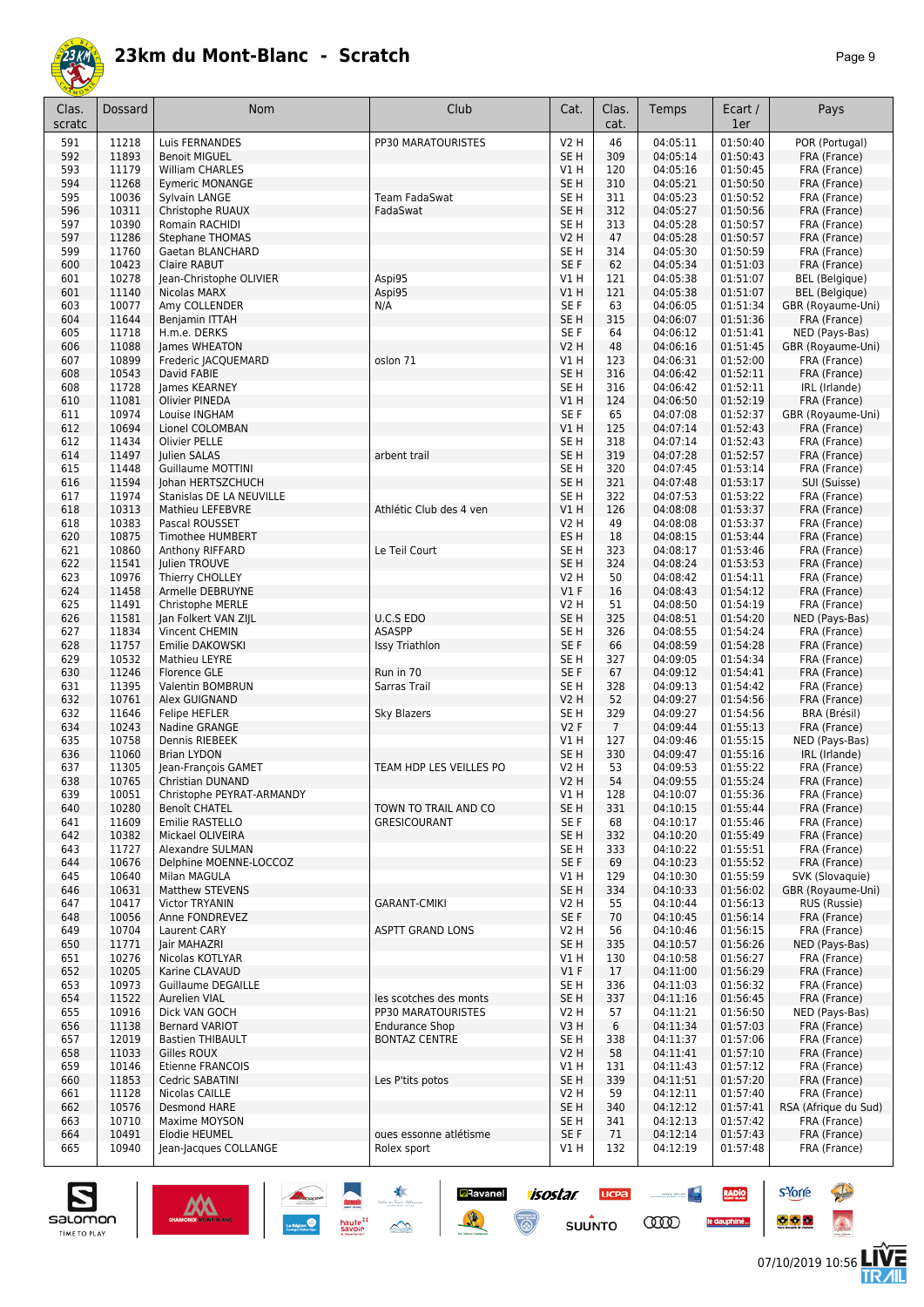# 23km du Mont-Blanc - Scratch

| Clas. scratc | Dossard | Nom | Club | Cat. | Clas. cat. | Temps | Ecart / 1er | Pays |
|---|---|---|---|---|---|---|---|---|
| 591 | 11218 | Luis FERNANDES | PP30 MARATOURISTES | V2 H | 46 | 04:05:11 | 01:50:40 | POR (Portugal) |
| 592 | 11893 | Benoit MIGUEL | | SE H | 309 | 04:05:14 | 01:50:43 | FRA (France) |
| 593 | 11179 | William CHARLES | | V1 H | 120 | 04:05:16 | 01:50:45 | FRA (France) |
| 594 | 11268 | Eymeric MONANGE | | SE H | 310 | 04:05:21 | 01:50:50 | FRA (France) |
| 595 | 10036 | Sylvain LANGE | Team FadaSwat | SE H | 311 | 04:05:23 | 01:50:52 | FRA (France) |
| 596 | 10311 | Christophe RUAUX | FadaSwat | SE H | 312 | 04:05:27 | 01:50:56 | FRA (France) |
| 597 | 10390 | Romain RACHIDI | | SE H | 313 | 04:05:28 | 01:50:57 | FRA (France) |
| 597 | 11286 | Stephane THOMAS | | V2 H | 47 | 04:05:28 | 01:50:57 | FRA (France) |
| 599 | 11760 | Gaetan BLANCHARD | | SE H | 314 | 04:05:30 | 01:50:59 | FRA (France) |
| 600 | 10423 | Claire RABUT | | SE F | 62 | 04:05:34 | 01:51:03 | FRA (France) |
| 601 | 10278 | Jean-Christophe OLIVIER | Aspi95 | V1 H | 121 | 04:05:38 | 01:51:07 | BEL (Belgique) |
| 601 | 11140 | Nicolas MARX | Aspi95 | V1 H | 121 | 04:05:38 | 01:51:07 | BEL (Belgique) |
| 603 | 10077 | Amy COLLENDER | N/A | SE F | 63 | 04:06:05 | 01:51:34 | GBR (Royaume-Uni) |
| 604 | 11644 | Benjamin ITTAH | | SE H | 315 | 04:06:07 | 01:51:36 | FRA (France) |
| 605 | 11718 | H.m.e. DERKS | | SE F | 64 | 04:06:12 | 01:51:41 | NED (Pays-Bas) |
| 606 | 11088 | James WHEATON | | V2 H | 48 | 04:06:16 | 01:51:45 | GBR (Royaume-Uni) |
| 607 | 10899 | Frederic JACQUEMARD | oslon 71 | V1 H | 123 | 04:06:31 | 01:52:00 | FRA (France) |
| 608 | 10543 | David FABIE | | SE H | 316 | 04:06:42 | 01:52:11 | FRA (France) |
| 608 | 11728 | James KEARNEY | | SE H | 316 | 04:06:42 | 01:52:11 | IRL (Irlande) |
| 610 | 11081 | Olivier PINEDA | | V1 H | 124 | 04:06:50 | 01:52:19 | FRA (France) |
| 611 | 10974 | Louise INGHAM | | SE F | 65 | 04:07:08 | 01:52:37 | GBR (Royaume-Uni) |
| 612 | 10694 | Lionel COLOMBAN | | V1 H | 125 | 04:07:14 | 01:52:43 | FRA (France) |
| 612 | 11434 | Olivier PELLE | | SE H | 318 | 04:07:14 | 01:52:43 | FRA (France) |
| 614 | 11497 | Julien SALAS | arbent trail | SE H | 319 | 04:07:28 | 01:52:57 | FRA (France) |
| 615 | 11448 | Guillaume MOTTINI | | SE H | 320 | 04:07:45 | 01:53:14 | FRA (France) |
| 616 | 11594 | Johan HERTSZCHUCH | | SE H | 321 | 04:07:48 | 01:53:17 | SUI (Suisse) |
| 617 | 11974 | Stanislas DE LA NEUVILLE | | SE H | 322 | 04:07:53 | 01:53:22 | FRA (France) |
| 618 | 10313 | Mathieu LEFEBVRE | Athlétic Club des 4 ven | V1 H | 126 | 04:08:08 | 01:53:37 | FRA (France) |
| 618 | 10383 | Pascal ROUSSET | | V2 H | 49 | 04:08:08 | 01:53:37 | FRA (France) |
| 620 | 10875 | Timothee HUMBERT | | ES H | 18 | 04:08:15 | 01:53:44 | FRA (France) |
| 621 | 10860 | Anthony RIFFARD | Le Teil Court | SE H | 323 | 04:08:17 | 01:53:46 | FRA (France) |
| 622 | 11541 | Julien TROUVE | | SE H | 324 | 04:08:24 | 01:53:53 | FRA (France) |
| 623 | 10976 | Thierry CHOLLEY | | V2 H | 50 | 04:08:42 | 01:54:11 | FRA (France) |
| 624 | 11458 | Armelle DEBRUYNE | | V1 F | 16 | 04:08:43 | 01:54:12 | FRA (France) |
| 625 | 11491 | Christophe MERLE | | V2 H | 51 | 04:08:50 | 01:54:19 | FRA (France) |
| 626 | 11581 | Jan Folkert VAN ZIJL | U.C.S EDO | SE H | 325 | 04:08:51 | 01:54:20 | NED (Pays-Bas) |
| 627 | 11834 | Vincent CHEMIN | ASASPP | SE H | 326 | 04:08:55 | 01:54:24 | FRA (France) |
| 628 | 11757 | Emilie DAKOWSKI | Issy Triathlon | SE F | 66 | 04:08:59 | 01:54:28 | FRA (France) |
| 629 | 10532 | Mathieu LEYRE | | SE H | 327 | 04:09:05 | 01:54:34 | FRA (France) |
| 630 | 11246 | Florence GLE | Run in 70 | SE F | 67 | 04:09:12 | 01:54:41 | FRA (France) |
| 631 | 11395 | Valentin BOMBRUN | Sarras Trail | SE H | 328 | 04:09:13 | 01:54:42 | FRA (France) |
| 632 | 10761 | Alex GUIGNAND | | V2 H | 52 | 04:09:27 | 01:54:56 | FRA (France) |
| 632 | 11646 | Felipe HEFLER | Sky Blazers | SE H | 329 | 04:09:27 | 01:54:56 | BRA (Brésil) |
| 634 | 10243 | Nadine GRANGE | | V2 F | 7 | 04:09:44 | 01:55:13 | FRA (France) |
| 635 | 10758 | Dennis RIEBEEK | | V1 H | 127 | 04:09:46 | 01:55:15 | NED (Pays-Bas) |
| 636 | 11060 | Brian LYDON | | SE H | 330 | 04:09:47 | 01:55:16 | IRL (Irlande) |
| 637 | 11305 | Jean-François GAMET | TEAM HDP LES VEILLES PO | V2 H | 53 | 04:09:53 | 01:55:22 | FRA (France) |
| 638 | 10765 | Christian DUNAND | | V2 H | 54 | 04:09:55 | 01:55:24 | FRA (France) |
| 639 | 10051 | Christophe PEYRAT-ARMANDY | | V1 H | 128 | 04:10:07 | 01:55:36 | FRA (France) |
| 640 | 10280 | Benoît CHATEL | TOWN TO TRAIL AND CO | SE H | 331 | 04:10:15 | 01:55:44 | FRA (France) |
| 641 | 11609 | Emilie RASTELLO | GRESICOURANT | SE F | 68 | 04:10:17 | 01:55:46 | FRA (France) |
| 642 | 10382 | Mickael OLIVEIRA | | SE H | 332 | 04:10:20 | 01:55:49 | FRA (France) |
| 643 | 11727 | Alexandre SULMAN | | SE H | 333 | 04:10:22 | 01:55:51 | FRA (France) |
| 644 | 10676 | Delphine MOENNE-LOCCOZ | | SE F | 69 | 04:10:23 | 01:55:52 | FRA (France) |
| 645 | 10640 | Milan MAGULA | | V1 H | 129 | 04:10:30 | 01:55:59 | SVK (Slovaquie) |
| 646 | 10631 | Matthew STEVENS | | SE H | 334 | 04:10:33 | 01:56:02 | GBR (Royaume-Uni) |
| 647 | 10417 | Victor TRYANIN | GARANT-CMIKI | V2 H | 55 | 04:10:44 | 01:56:13 | RUS (Russie) |
| 648 | 10056 | Anne FONDREVEZ | | SE F | 70 | 04:10:45 | 01:56:14 | FRA (France) |
| 649 | 10704 | Laurent CARY | ASPTT GRAND LONS | V2 H | 56 | 04:10:46 | 01:56:15 | FRA (France) |
| 650 | 11771 | Jair MAHAZRI | | SE H | 335 | 04:10:57 | 01:56:26 | NED (Pays-Bas) |
| 651 | 10276 | Nicolas KOTLYAR | | V1 H | 130 | 04:10:58 | 01:56:27 | FRA (France) |
| 652 | 10205 | Karine CLAVAUD | | V1 F | 17 | 04:11:00 | 01:56:29 | FRA (France) |
| 653 | 10973 | Guillaume DEGAILLE | | SE H | 336 | 04:11:03 | 01:56:32 | FRA (France) |
| 654 | 11522 | Aurelien VIAL | les scotches des monts | SE H | 337 | 04:11:16 | 01:56:45 | FRA (France) |
| 655 | 10916 | Dick VAN GOCH | PP30 MARATOURISTES | V2 H | 57 | 04:11:21 | 01:56:50 | NED (Pays-Bas) |
| 656 | 11138 | Bernard VARIOT | Endurance Shop | V3 H | 6 | 04:11:34 | 01:57:03 | FRA (France) |
| 657 | 12019 | Bastien THIBAULT | BONTAZ CENTRE | SE H | 338 | 04:11:37 | 01:57:06 | FRA (France) |
| 658 | 11033 | Gilles ROUX | | V2 H | 58 | 04:11:41 | 01:57:10 | FRA (France) |
| 659 | 10146 | Etienne FRANCOIS | | V1 H | 131 | 04:11:43 | 01:57:12 | FRA (France) |
| 660 | 11853 | Cedric SABATINI | Les P'tits potos | SE H | 339 | 04:11:51 | 01:57:20 | FRA (France) |
| 661 | 11128 | Nicolas CAILLE | | V2 H | 59 | 04:12:11 | 01:57:40 | FRA (France) |
| 662 | 10576 | Desmond HARE | | SE H | 340 | 04:12:12 | 01:57:41 | RSA (Afrique du Sud) |
| 663 | 10710 | Maxime MOYSON | | SE H | 341 | 04:12:13 | 01:57:42 | FRA (France) |
| 664 | 10491 | Elodie HEUMEL | oues essonne atlétisme | SE F | 71 | 04:12:14 | 01:57:43 | FRA (France) |
| 665 | 10940 | Jean-Jacques COLLANGE | Rolex sport | V1 H | 132 | 04:12:19 | 01:57:48 | FRA (France) |

07/10/2019 10:56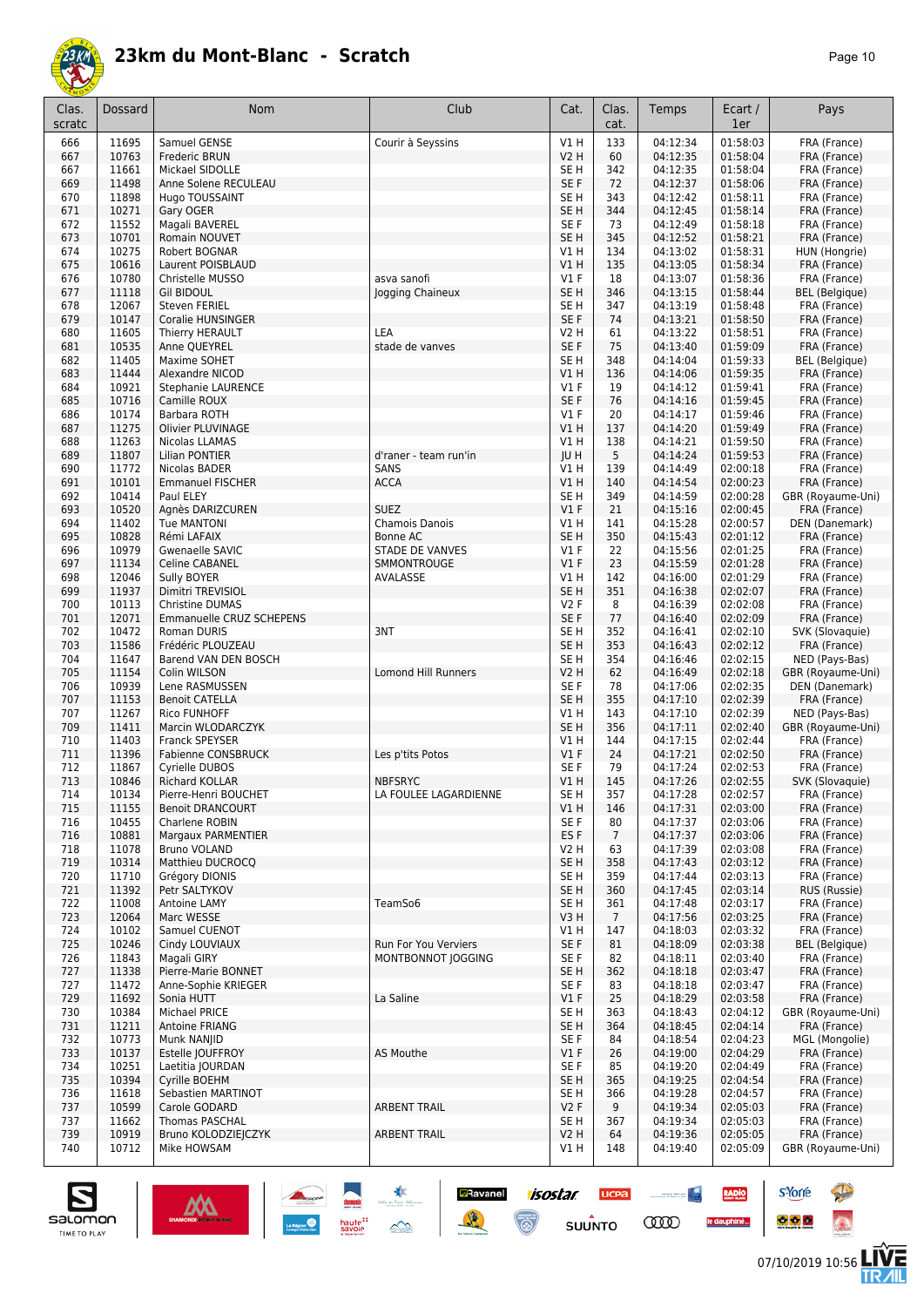# 23km du Mont-Blanc - Scratch

| Clas. scratc | Dossard | Nom | Club | Cat. | Clas. cat. | Temps | Ecart / 1er | Pays |
|---|---|---|---|---|---|---|---|---|
| 666 | 11695 | Samuel GENSE | Courir à Seyssins | V1 H | 133 | 04:12:34 | 01:58:03 | FRA (France) |
| 667 | 10763 | Frederic BRUN | | V2 H | 60 | 04:12:35 | 01:58:04 | FRA (France) |
| 667 | 11661 | Mickael SIDOLLE | | SE H | 342 | 04:12:35 | 01:58:04 | FRA (France) |
| 669 | 11498 | Anne Solene RECULEAU | | SE F | 72 | 04:12:37 | 01:58:06 | FRA (France) |
| 670 | 11898 | Hugo TOUSSAINT | | SE H | 343 | 04:12:42 | 01:58:11 | FRA (France) |
| 671 | 10271 | Gary OGER | | SE H | 344 | 04:12:45 | 01:58:14 | FRA (France) |
| 672 | 11552 | Magali BAVEREL | | SE F | 73 | 04:12:49 | 01:58:18 | FRA (France) |
| 673 | 10701 | Romain NOUVET | | SE H | 345 | 04:12:52 | 01:58:21 | FRA (France) |
| 674 | 10275 | Robert BOGNAR | | V1 H | 134 | 04:13:02 | 01:58:31 | HUN (Hongrie) |
| 675 | 10616 | Laurent POISBLAUD | | V1 H | 135 | 04:13:05 | 01:58:34 | FRA (France) |
| 676 | 10780 | Christelle MUSSO | asva sanofi | V1 F | 18 | 04:13:07 | 01:58:36 | FRA (France) |
| 677 | 11118 | Gil BIDOUL | Jogging Chaineux | SE H | 346 | 04:13:15 | 01:58:44 | BEL (Belgique) |
| 678 | 12067 | Steven FERIEL | | SE H | 347 | 04:13:19 | 01:58:48 | FRA (France) |
| 679 | 10147 | Coralie HUNSINGER | | SE F | 74 | 04:13:21 | 01:58:50 | FRA (France) |
| 680 | 11605 | Thierry HERAULT | LEA | V2 H | 61 | 04:13:22 | 01:58:51 | FRA (France) |
| 681 | 10535 | Anne QUEYREL | stade de vanves | SE F | 75 | 04:13:40 | 01:59:09 | FRA (France) |
| 682 | 11405 | Maxime SOHET | | SE H | 348 | 04:14:04 | 01:59:33 | BEL (Belgique) |
| 683 | 11444 | Alexandre NICOD | | V1 H | 136 | 04:14:06 | 01:59:35 | FRA (France) |
| 684 | 10921 | Stephanie LAURENCE | | V1 F | 19 | 04:14:12 | 01:59:41 | FRA (France) |
| 685 | 10716 | Camille ROUX | | SE F | 76 | 04:14:16 | 01:59:45 | FRA (France) |
| 686 | 10174 | Barbara ROTH | | V1 F | 20 | 04:14:17 | 01:59:46 | FRA (France) |
| 687 | 11275 | Olivier PLUVINAGE | | V1 H | 137 | 04:14:20 | 01:59:49 | FRA (France) |
| 688 | 11263 | Nicolas LLAMAS | | V1 H | 138 | 04:14:21 | 01:59:50 | FRA (France) |
| 689 | 11807 | Lilian PONTIER | d'raner - team run'in | JU H | 5 | 04:14:24 | 01:59:53 | FRA (France) |
| 690 | 11772 | Nicolas BADER | SANS | V1 H | 139 | 04:14:49 | 02:00:18 | FRA (France) |
| 691 | 10101 | Emmanuel FISCHER | ACCA | V1 H | 140 | 04:14:54 | 02:00:23 | FRA (France) |
| 692 | 10414 | Paul ELEY | | SE H | 349 | 04:14:59 | 02:00:28 | GBR (Royaume-Uni) |
| 693 | 10520 | Agnès DARIZCUREN | SUEZ | V1 F | 21 | 04:15:16 | 02:00:45 | FRA (France) |
| 694 | 11402 | Tue MANTONI | Chamois Danois | V1 H | 141 | 04:15:28 | 02:00:57 | DEN (Danemark) |
| 695 | 10828 | Rémi LAFAIX | Bonne AC | SE H | 350 | 04:15:43 | 02:01:12 | FRA (France) |
| 696 | 10979 | Gwenaelle SAVIC | STADE DE VANVES | V1 F | 22 | 04:15:56 | 02:01:25 | FRA (France) |
| 697 | 11134 | Celine CABANEL | SMMONTROUGE | V1 F | 23 | 04:15:59 | 02:01:28 | FRA (France) |
| 698 | 12046 | Sully BOYER | AVALASSE | V1 H | 142 | 04:16:00 | 02:01:29 | FRA (France) |
| 699 | 11937 | Dimitri TREVISIOL | | SE H | 351 | 04:16:38 | 02:02:07 | FRA (France) |
| 700 | 10113 | Christine DUMAS | | V2 F | 8 | 04:16:39 | 02:02:08 | FRA (France) |
| 701 | 12071 | Emmanuelle CRUZ SCHEPENS | | SE F | 77 | 04:16:40 | 02:02:09 | FRA (France) |
| 702 | 10472 | Roman DURIS | 3NT | SE H | 352 | 04:16:41 | 02:02:10 | SVK (Slovaquie) |
| 703 | 11586 | Frédéric PLOUZEAU | | SE H | 353 | 04:16:43 | 02:02:12 | FRA (France) |
| 704 | 11647 | Barend VAN DEN BOSCH | | SE H | 354 | 04:16:46 | 02:02:15 | NED (Pays-Bas) |
| 705 | 11154 | Colin WILSON | Lomond Hill Runners | V2 H | 62 | 04:16:49 | 02:02:18 | GBR (Royaume-Uni) |
| 706 | 10939 | Lene RASMUSSEN | | SE F | 78 | 04:17:06 | 02:02:35 | DEN (Danemark) |
| 707 | 11153 | Benoit CATELLA | | SE H | 355 | 04:17:10 | 02:02:39 | FRA (France) |
| 707 | 11267 | Rico FUNHOFF | | V1 H | 143 | 04:17:10 | 02:02:39 | NED (Pays-Bas) |
| 709 | 11411 | Marcin WLODARCZYK | | SE H | 356 | 04:17:11 | 02:02:40 | GBR (Royaume-Uni) |
| 710 | 11403 | Franck SPEYSER | | V1 H | 144 | 04:17:15 | 02:02:44 | FRA (France) |
| 711 | 11396 | Fabienne CONSBRUCK | Les p'tits Potos | V1 F | 24 | 04:17:21 | 02:02:50 | FRA (France) |
| 712 | 11867 | Cyrielle DUBOS | | SE F | 79 | 04:17:24 | 02:02:53 | FRA (France) |
| 713 | 10846 | Richard KOLLAR | NBFSRYC | V1 H | 145 | 04:17:26 | 02:02:55 | SVK (Slovaquie) |
| 714 | 10134 | Pierre-Henri BOUCHET | LA FOULEE LAGARDIENNE | SE H | 357 | 04:17:28 | 02:02:57 | FRA (France) |
| 715 | 11155 | Benoit DRANCOURT | | V1 H | 146 | 04:17:31 | 02:03:00 | FRA (France) |
| 716 | 10455 | Charlene ROBIN | | SE F | 80 | 04:17:37 | 02:03:06 | FRA (France) |
| 716 | 10881 | Margaux PARMENTIER | | ES F | 7 | 04:17:37 | 02:03:06 | FRA (France) |
| 718 | 11078 | Bruno VOLAND | | V2 H | 63 | 04:17:39 | 02:03:08 | FRA (France) |
| 719 | 10314 | Matthieu DUCROCQ | | SE H | 358 | 04:17:43 | 02:03:12 | FRA (France) |
| 720 | 11710 | Grégory DIONIS | | SE H | 359 | 04:17:44 | 02:03:13 | FRA (France) |
| 721 | 11392 | Petr SALTYKOV | | SE H | 360 | 04:17:45 | 02:03:14 | RUS (Russie) |
| 722 | 11008 | Antoine LAMY | TeamSo6 | SE H | 361 | 04:17:48 | 02:03:17 | FRA (France) |
| 723 | 12064 | Marc WESSE | | V3 H | 7 | 04:17:56 | 02:03:25 | FRA (France) |
| 724 | 10102 | Samuel CUENOT | | V1 H | 147 | 04:18:03 | 02:03:32 | FRA (France) |
| 725 | 10246 | Cindy LOUVIAUX | Run For You Verviers | SE F | 81 | 04:18:09 | 02:03:38 | BEL (Belgique) |
| 726 | 11843 | Magali GIRY | MONTBONNOT JOGGING | SE F | 82 | 04:18:11 | 02:03:40 | FRA (France) |
| 727 | 11338 | Pierre-Marie BONNET | | SE H | 362 | 04:18:18 | 02:03:47 | FRA (France) |
| 727 | 11472 | Anne-Sophie KRIEGER | | SE F | 83 | 04:18:18 | 02:03:47 | FRA (France) |
| 729 | 11692 | Sonia HUTT | La Saline | V1 F | 25 | 04:18:29 | 02:03:58 | FRA (France) |
| 730 | 10384 | Michael PRICE | | SE H | 363 | 04:18:43 | 02:04:12 | GBR (Royaume-Uni) |
| 731 | 11211 | Antoine FRIANG | | SE H | 364 | 04:18:45 | 02:04:14 | FRA (France) |
| 732 | 10773 | Munk NANJID | | SE F | 84 | 04:18:54 | 02:04:23 | MGL (Mongolie) |
| 733 | 10137 | Estelle JOUFFROY | AS Mouthe | V1 F | 26 | 04:19:00 | 02:04:29 | FRA (France) |
| 734 | 10251 | Laetitia JOURDAN | | SE F | 85 | 04:19:20 | 02:04:49 | FRA (France) |
| 735 | 10394 | Cyrille BOEHM | | SE H | 365 | 04:19:25 | 02:04:54 | FRA (France) |
| 736 | 11618 | Sebastien MARTINOT | | SE H | 366 | 04:19:28 | 02:04:57 | FRA (France) |
| 737 | 10599 | Carole GODARD | ARBENT TRAIL | V2 F | 9 | 04:19:34 | 02:05:03 | FRA (France) |
| 737 | 11662 | Thomas PASCHAL | | SE H | 367 | 04:19:34 | 02:05:03 | FRA (France) |
| 739 | 10919 | Bruno KOLODZIEJCZYK | ARBENT TRAIL | V2 H | 64 | 04:19:36 | 02:05:05 | FRA (France) |
| 740 | 10712 | Mike HOWSAM | | V1 H | 148 | 04:19:40 | 02:05:09 | GBR (Royaume-Uni) |

07/10/2019 10:56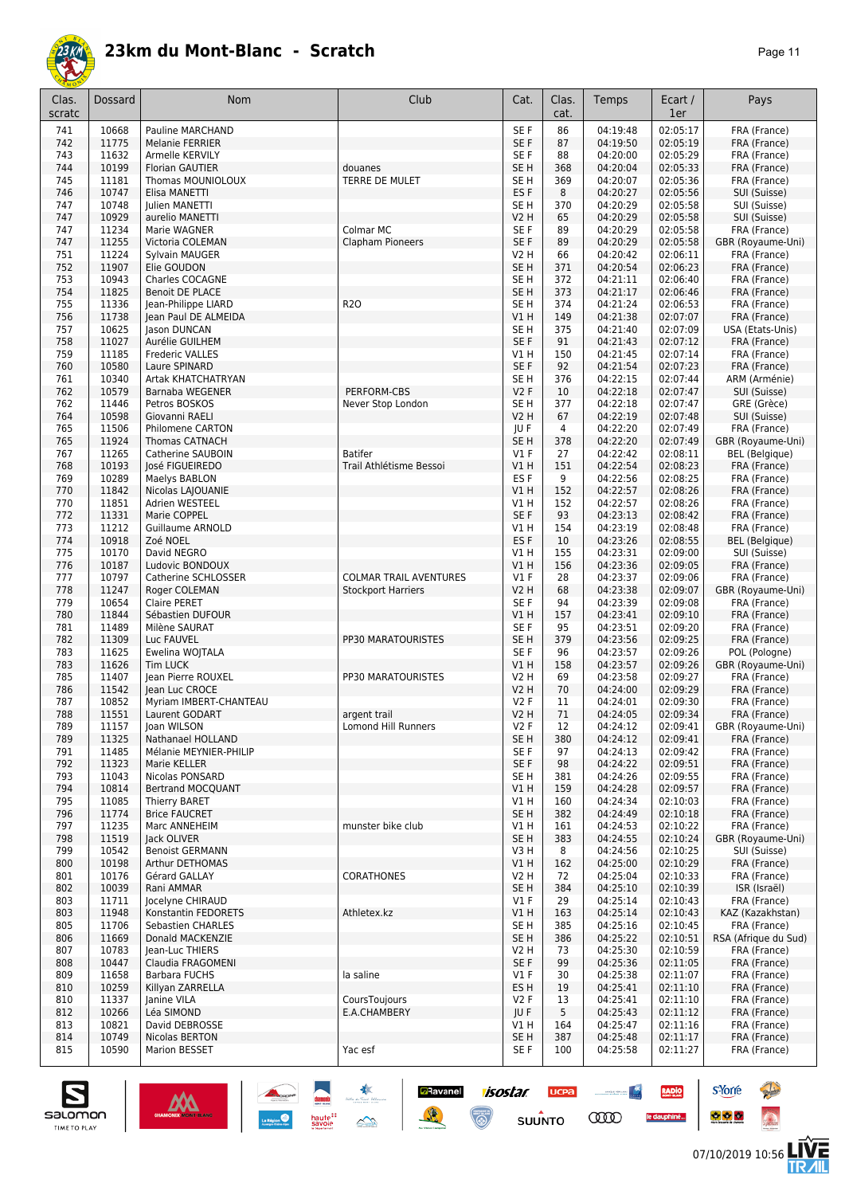# 23km du Mont-Blanc - Scratch

| Clas. scratc | Dossard | Nom | Club | Cat. | Clas. cat. | Temps | Ecart / 1er | Pays |
|---|---|---|---|---|---|---|---|---|
| 741 | 10668 | Pauline MARCHAND | | SE F | 86 | 04:19:48 | 02:05:17 | FRA (France) |
| 742 | 11775 | Melanie FERRIER | | SE F | 87 | 04:19:50 | 02:05:19 | FRA (France) |
| 743 | 11632 | Armelle KERVILY | | SE F | 88 | 04:20:00 | 02:05:29 | FRA (France) |
| 744 | 10199 | Florian GAUTIER | douanes | SE H | 368 | 04:20:04 | 02:05:33 | FRA (France) |
| 745 | 11181 | Thomas MOUNIOLOUX | TERRE DE MULET | SE H | 369 | 04:20:07 | 02:05:36 | FRA (France) |
| 746 | 10747 | Elisa MANETTI | | ES F | 8 | 04:20:27 | 02:05:56 | SUI (Suisse) |
| 747 | 10748 | Julien MANETTI | | SE H | 370 | 04:20:29 | 02:05:58 | SUI (Suisse) |
| 747 | 10929 | aurelio MANETTI | | V2 H | 65 | 04:20:29 | 02:05:58 | SUI (Suisse) |
| 747 | 11234 | Marie WAGNER | Colmar MC | SE F | 89 | 04:20:29 | 02:05:58 | FRA (France) |
| 747 | 11255 | Victoria COLEMAN | Clapham Pioneers | SE F | 89 | 04:20:29 | 02:05:58 | GBR (Royaume-Uni) |
| 751 | 11224 | Sylvain MAUGER | | V2 H | 66 | 04:20:42 | 02:06:11 | FRA (France) |
| 752 | 11907 | Elie GOUDON | | SE H | 371 | 04:20:54 | 02:06:23 | FRA (France) |
| 753 | 10943 | Charles COCAGNE | | SE H | 372 | 04:21:11 | 02:06:40 | FRA (France) |
| 754 | 11825 | Benoit DE PLACE | | SE H | 373 | 04:21:17 | 02:06:46 | FRA (France) |
| 755 | 11336 | Jean-Philippe LIARD | R2O | SE H | 374 | 04:21:24 | 02:06:53 | FRA (France) |
| 756 | 11738 | Jean Paul DE ALMEIDA | | V1 H | 149 | 04:21:38 | 02:07:07 | FRA (France) |
| 757 | 10625 | Jason DUNCAN | | SE H | 375 | 04:21:40 | 02:07:09 | USA (Etats-Unis) |
| 758 | 11027 | Aurélie GUILHEM | | SE F | 91 | 04:21:43 | 02:07:12 | FRA (France) |
| 759 | 11185 | Frederic VALLES | | V1 H | 150 | 04:21:45 | 02:07:14 | FRA (France) |
| 760 | 10580 | Laure SPINARD | | SE F | 92 | 04:21:54 | 02:07:23 | FRA (France) |
| 761 | 10340 | Artak KHATCHATRYAN | | SE H | 376 | 04:22:15 | 02:07:44 | ARM (Arménie) |
| 762 | 10579 | Barnaba WEGENER | PERFORM-CBS | V2 F | 10 | 04:22:18 | 02:07:47 | SUI (Suisse) |
| 762 | 11446 | Petros BOSKOS | Never Stop London | SE H | 377 | 04:22:18 | 02:07:47 | GRE (Grèce) |
| 764 | 10598 | Giovanni RAELI | | V2 H | 67 | 04:22:19 | 02:07:48 | SUI (Suisse) |
| 765 | 11506 | Philomene CARTON | | JU F | 4 | 04:22:20 | 02:07:49 | FRA (France) |
| 765 | 11924 | Thomas CATNACH | | SE H | 378 | 04:22:20 | 02:07:49 | GBR (Royaume-Uni) |
| 767 | 11265 | Catherine SAUBOIN | Batifer | V1 F | 27 | 04:22:42 | 02:08:11 | BEL (Belgique) |
| 768 | 10193 | José FIGUEIREDO | Trail Athlétisme Bessoi | V1 H | 151 | 04:22:54 | 02:08:23 | FRA (France) |
| 769 | 10289 | Maelys BABLON | | ES F | 9 | 04:22:56 | 02:08:25 | FRA (France) |
| 770 | 11842 | Nicolas LAJOUANIE | | V1 H | 152 | 04:22:57 | 02:08:26 | FRA (France) |
| 770 | 11851 | Adrien WESTEEL | | V1 H | 152 | 04:22:57 | 02:08:26 | FRA (France) |
| 772 | 11331 | Marie COPPEL | | SE F | 93 | 04:23:13 | 02:08:42 | FRA (France) |
| 773 | 11212 | Guillaume ARNOLD | | V1 H | 154 | 04:23:19 | 02:08:48 | FRA (France) |
| 774 | 10918 | Zoé NOEL | | ES F | 10 | 04:23:26 | 02:08:55 | BEL (Belgique) |
| 775 | 10170 | David NEGRO | | V1 H | 155 | 04:23:31 | 02:09:00 | SUI (Suisse) |
| 776 | 10187 | Ludovic BONDOUX | | V1 H | 156 | 04:23:36 | 02:09:05 | FRA (France) |
| 777 | 10797 | Catherine SCHLOSSER | COLMAR TRAIL AVENTURES | V1 F | 28 | 04:23:37 | 02:09:06 | FRA (France) |
| 778 | 11247 | Roger COLEMAN | Stockport Harriers | V2 H | 68 | 04:23:38 | 02:09:07 | GBR (Royaume-Uni) |
| 779 | 10654 | Claire PERET | | SE F | 94 | 04:23:39 | 02:09:08 | FRA (France) |
| 780 | 11844 | Sébastien DUFOUR | | V1 H | 157 | 04:23:41 | 02:09:10 | FRA (France) |
| 781 | 11489 | Milène SAURAT | | SE F | 95 | 04:23:51 | 02:09:20 | FRA (France) |
| 782 | 11309 | Luc FAUVEL | PP30 MARATOURISTES | SE H | 379 | 04:23:56 | 02:09:25 | FRA (France) |
| 783 | 11625 | Ewelina WOJTALA | | SE F | 96 | 04:23:57 | 02:09:26 | POL (Pologne) |
| 783 | 11626 | Tim LUCK | | V1 H | 158 | 04:23:57 | 02:09:26 | GBR (Royaume-Uni) |
| 785 | 11407 | Jean Pierre ROUXEL | PP30 MARATOURISTES | V2 H | 69 | 04:23:58 | 02:09:27 | FRA (France) |
| 786 | 11542 | Jean Luc CROCE | | V2 H | 70 | 04:24:00 | 02:09:29 | FRA (France) |
| 787 | 10852 | Myriam IMBERT-CHANTEAU | | V2 F | 11 | 04:24:01 | 02:09:30 | FRA (France) |
| 788 | 11551 | Laurent GODART | argent trail | V2 H | 71 | 04:24:05 | 02:09:34 | FRA (France) |
| 789 | 11157 | Joan WILSON | Lomond Hill Runners | V2 F | 12 | 04:24:12 | 02:09:41 | GBR (Royaume-Uni) |
| 789 | 11325 | Nathanael HOLLAND | | SE H | 380 | 04:24:12 | 02:09:41 | FRA (France) |
| 791 | 11485 | Mélanie MEYNIER-PHILIP | | SE F | 97 | 04:24:13 | 02:09:42 | FRA (France) |
| 792 | 11323 | Marie KELLER | | SE F | 98 | 04:24:22 | 02:09:51 | FRA (France) |
| 793 | 11043 | Nicolas PONSARD | | SE H | 381 | 04:24:26 | 02:09:55 | FRA (France) |
| 794 | 10814 | Bertrand MOCQUANT | | V1 H | 159 | 04:24:28 | 02:09:57 | FRA (France) |
| 795 | 11085 | Thierry BARET | | V1 H | 160 | 04:24:34 | 02:10:03 | FRA (France) |
| 796 | 11774 | Brice FAUCRET | | SE H | 382 | 04:24:49 | 02:10:18 | FRA (France) |
| 797 | 11235 | Marc ANNEHEIM | munster bike club | V1 H | 161 | 04:24:53 | 02:10:22 | FRA (France) |
| 798 | 11519 | Jack OLIVER | | SE H | 383 | 04:24:55 | 02:10:24 | GBR (Royaume-Uni) |
| 799 | 10542 | Benoist GERMANN | | V3 H | 8 | 04:24:56 | 02:10:25 | SUI (Suisse) |
| 800 | 10198 | Arthur DETHOMAS | | V1 H | 162 | 04:25:00 | 02:10:29 | FRA (France) |
| 801 | 10176 | Gérard GALLAY | CORATHONES | V2 H | 72 | 04:25:04 | 02:10:33 | FRA (France) |
| 802 | 10039 | Rani AMMAR | | SE H | 384 | 04:25:10 | 02:10:39 | ISR (Israël) |
| 803 | 11711 | Jocelyne CHIRAUD | | V1 F | 29 | 04:25:14 | 02:10:43 | FRA (France) |
| 803 | 11948 | Konstantin FEDORETS | Athletex.kz | V1 H | 163 | 04:25:14 | 02:10:43 | KAZ (Kazakhstan) |
| 805 | 11706 | Sebastien CHARLES | | SE H | 385 | 04:25:16 | 02:10:45 | FRA (France) |
| 806 | 11669 | Donald MACKENZIE | | SE H | 386 | 04:25:22 | 02:10:51 | RSA (Afrique du Sud) |
| 807 | 10783 | Jean-Luc THIERS | | V2 H | 73 | 04:25:30 | 02:10:59 | FRA (France) |
| 808 | 10447 | Claudia FRAGOMENI | | SE F | 99 | 04:25:36 | 02:11:05 | FRA (France) |
| 809 | 11658 | Barbara FUCHS | la saline | V1 F | 30 | 04:25:38 | 02:11:07 | FRA (France) |
| 810 | 10259 | Killyan ZARRELLA | | ES H | 19 | 04:25:41 | 02:11:10 | FRA (France) |
| 810 | 11337 | Janine VILA | CoursToujours | V2 F | 13 | 04:25:41 | 02:11:10 | FRA (France) |
| 812 | 10266 | Léa SIMOND | E.A.CHAMBERY | JU F | 5 | 04:25:43 | 02:11:12 | FRA (France) |
| 813 | 10821 | David DEBROSSE | | V1 H | 164 | 04:25:47 | 02:11:16 | FRA (France) |
| 814 | 10749 | Nicolas BERTON | | SE H | 387 | 04:25:48 | 02:11:17 | FRA (France) |
| 815 | 10590 | Marion BESSET | Yac esf | SE F | 100 | 04:25:58 | 02:11:27 | FRA (France) |

07/10/2019 10:56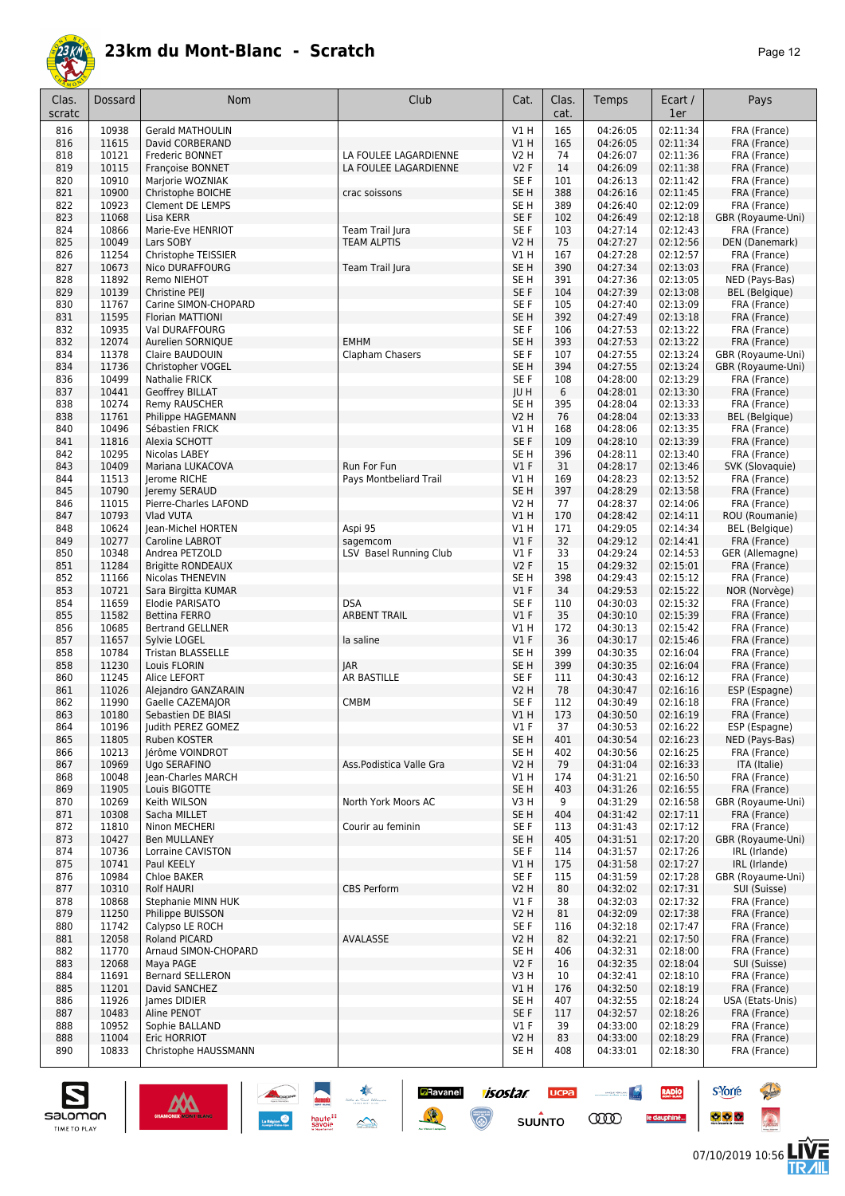# 23km du Mont-Blanc - Scratch

| Clas. scratc | Dossard | Nom | Club | Cat. | Clas. cat. | Temps | Ecart / 1er | Pays |
|---|---|---|---|---|---|---|---|---|
| 816 | 10938 | Gerald MATHOULIN | | V1 H | 165 | 04:26:05 | 02:11:34 | FRA (France) |
| 816 | 11615 | David CORBERAND | | V1 H | 165 | 04:26:05 | 02:11:34 | FRA (France) |
| 818 | 10121 | Frederic BONNET | LA FOULEE LAGARDIENNE | V2 H | 74 | 04:26:07 | 02:11:36 | FRA (France) |
| 819 | 10115 | Françoise BONNET | LA FOULEE LAGARDIENNE | V2 F | 14 | 04:26:09 | 02:11:38 | FRA (France) |
| 820 | 10910 | Marjorie WOZNIAK | | SE F | 101 | 04:26:13 | 02:11:42 | FRA (France) |
| 821 | 10900 | Christophe BOICHE | crac soissons | SE H | 388 | 04:26:16 | 02:11:45 | FRA (France) |
| 822 | 10923 | Clement DE LEMPS | | SE H | 389 | 04:26:40 | 02:12:09 | FRA (France) |
| 823 | 11068 | Lisa KERR | | SE F | 102 | 04:26:49 | 02:12:18 | GBR (Royaume-Uni) |
| 824 | 10866 | Marie-Eve HENRIOT | Team Trail Jura | SE F | 103 | 04:27:14 | 02:12:43 | FRA (France) |
| 825 | 10049 | Lars SOBY | TEAM ALPTIS | V2 H | 75 | 04:27:27 | 02:12:56 | DEN (Danemark) |
| 826 | 11254 | Christophe TEISSIER | | V1 H | 167 | 04:27:28 | 02:12:57 | FRA (France) |
| 827 | 10673 | Nico DURAFFOURG | Team Trail Jura | SE H | 390 | 04:27:34 | 02:13:03 | FRA (France) |
| 828 | 11892 | Remo NIEHOT | | SE H | 391 | 04:27:36 | 02:13:05 | NED (Pays-Bas) |
| 829 | 10139 | Christine PEIJ | | SE F | 104 | 04:27:39 | 02:13:08 | BEL (Belgique) |
| 830 | 11767 | Carine SIMON-CHOPARD | | SE F | 105 | 04:27:40 | 02:13:09 | FRA (France) |
| 831 | 11595 | Florian MATTIONI | | SE H | 392 | 04:27:49 | 02:13:18 | FRA (France) |
| 832 | 10935 | Val DURAFFOURG | | SE F | 106 | 04:27:53 | 02:13:22 | FRA (France) |
| 832 | 12074 | Aurelien SORNIQUE | EMHM | SE H | 393 | 04:27:53 | 02:13:22 | FRA (France) |
| 834 | 11378 | Claire BAUDOUIN | Clapham Chasers | SE F | 107 | 04:27:55 | 02:13:24 | GBR (Royaume-Uni) |
| 834 | 11736 | Christopher VOGEL | | SE H | 394 | 04:27:55 | 02:13:24 | GBR (Royaume-Uni) |
| 836 | 10499 | Nathalie FRICK | | SE F | 108 | 04:28:00 | 02:13:29 | FRA (France) |
| 837 | 10441 | Geoffrey BILLAT | | JU H | 6 | 04:28:01 | 02:13:30 | FRA (France) |
| 838 | 10274 | Remy RAUSCHER | | SE H | 395 | 04:28:04 | 02:13:33 | FRA (France) |
| 838 | 11761 | Philippe HAGEMANN | | V2 H | 76 | 04:28:04 | 02:13:33 | BEL (Belgique) |
| 840 | 10496 | Sébastien FRICK | | V1 H | 168 | 04:28:06 | 02:13:35 | FRA (France) |
| 841 | 11816 | Alexia SCHOTT | | SE F | 109 | 04:28:10 | 02:13:39 | FRA (France) |
| 842 | 10295 | Nicolas LABEY | | SE H | 396 | 04:28:11 | 02:13:40 | FRA (France) |
| 843 | 10409 | Mariana LUKACOVA | Run For Fun | V1 F | 31 | 04:28:17 | 02:13:46 | SVK (Slovaquie) |
| 844 | 11513 | Jerome RICHE | Pays Montbeliard Trail | V1 H | 169 | 04:28:23 | 02:13:52 | FRA (France) |
| 845 | 10790 | Jeremy SERAUD | | SE H | 397 | 04:28:29 | 02:13:58 | FRA (France) |
| 846 | 11015 | Pierre-Charles LAFOND | | V2 H | 77 | 04:28:37 | 02:14:06 | FRA (France) |
| 847 | 10793 | Vlad VUTA | | V1 H | 170 | 04:28:42 | 02:14:11 | ROU (Roumanie) |
| 848 | 10624 | Jean-Michel HORTEN | Aspi 95 | V1 H | 171 | 04:29:05 | 02:14:34 | BEL (Belgique) |
| 849 | 10277 | Caroline LABROT | sagemcom | V1 F | 32 | 04:29:12 | 02:14:41 | FRA (France) |
| 850 | 10348 | Andrea PETZOLD | LSV Basel Running Club | V1 F | 33 | 04:29:24 | 02:14:53 | GER (Allemagne) |
| 851 | 11284 | Brigitte RONDEAUX | | V2 F | 15 | 04:29:32 | 02:15:01 | FRA (France) |
| 852 | 11166 | Nicolas THENEVIN | | SE H | 398 | 04:29:43 | 02:15:12 | FRA (France) |
| 853 | 10721 | Sara Birgitta KUMAR | | V1 F | 34 | 04:29:53 | 02:15:22 | NOR (Norvège) |
| 854 | 11659 | Elodie PARISATO | DSA | SE F | 110 | 04:30:03 | 02:15:32 | FRA (France) |
| 855 | 11582 | Bettina FERRO | ARBENT TRAIL | V1 F | 35 | 04:30:10 | 02:15:39 | FRA (France) |
| 856 | 10685 | Bertrand GELLNER | | V1 H | 172 | 04:30:13 | 02:15:42 | FRA (France) |
| 857 | 11657 | Sylvie LOGEL | la saline | V1 F | 36 | 04:30:17 | 02:15:46 | FRA (France) |
| 858 | 10784 | Tristan BLASSELLE | | SE H | 399 | 04:30:35 | 02:16:04 | FRA (France) |
| 858 | 11230 | Louis FLORIN | JAR | SE H | 399 | 04:30:35 | 02:16:04 | FRA (France) |
| 860 | 11245 | Alice LEFORT | AR BASTILLE | SE F | 111 | 04:30:43 | 02:16:12 | FRA (France) |
| 861 | 11026 | Alejandro GANZARAIN | | V2 H | 78 | 04:30:47 | 02:16:16 | ESP (Espagne) |
| 862 | 11990 | Gaelle CAZEMAJOR | CMBM | SE F | 112 | 04:30:49 | 02:16:18 | FRA (France) |
| 863 | 10180 | Sebastien DE BIASI | | V1 H | 173 | 04:30:50 | 02:16:19 | FRA (France) |
| 864 | 10196 | Judith PEREZ GOMEZ | | V1 F | 37 | 04:30:53 | 02:16:22 | ESP (Espagne) |
| 865 | 11805 | Ruben KOSTER | | SE H | 401 | 04:30:54 | 02:16:23 | NED (Pays-Bas) |
| 866 | 10213 | Jérôme VOINDROT | | SE H | 402 | 04:30:56 | 02:16:25 | FRA (France) |
| 867 | 10969 | Ugo SERAFINO | Ass.Podistica Valle Gra | V2 H | 79 | 04:31:04 | 02:16:33 | ITA (Italie) |
| 868 | 10048 | Jean-Charles MARCH | | V1 H | 174 | 04:31:21 | 02:16:50 | FRA (France) |
| 869 | 11905 | Louis BIGOTTE | | SE H | 403 | 04:31:26 | 02:16:55 | FRA (France) |
| 870 | 10269 | Keith WILSON | North York Moors AC | V3 H | 9 | 04:31:29 | 02:16:58 | GBR (Royaume-Uni) |
| 871 | 10308 | Sacha MILLET | | SE H | 404 | 04:31:42 | 02:17:11 | FRA (France) |
| 872 | 11810 | Ninon MECHERI | Courir au feminin | SE F | 113 | 04:31:43 | 02:17:12 | FRA (France) |
| 873 | 10427 | Ben MULLANEY | | SE H | 405 | 04:31:51 | 02:17:20 | GBR (Royaume-Uni) |
| 874 | 10736 | Lorraine CAVISTON | | SE F | 114 | 04:31:57 | 02:17:26 | IRL (Irlande) |
| 875 | 10741 | Paul KEELY | | V1 H | 175 | 04:31:58 | 02:17:27 | IRL (Irlande) |
| 876 | 10984 | Chloe BAKER | | SE F | 115 | 04:31:59 | 02:17:28 | GBR (Royaume-Uni) |
| 877 | 10310 | Rolf HAURI | CBS Perform | V2 H | 80 | 04:32:02 | 02:17:31 | SUI (Suisse) |
| 878 | 10868 | Stephanie MINN HUK | | V1 F | 38 | 04:32:03 | 02:17:32 | FRA (France) |
| 879 | 11250 | Philippe BUISSON | | V2 H | 81 | 04:32:09 | 02:17:38 | FRA (France) |
| 880 | 11742 | Calypso LE ROCH | | SE F | 116 | 04:32:18 | 02:17:47 | FRA (France) |
| 881 | 12058 | Roland PICARD | AVALASSE | V2 H | 82 | 04:32:21 | 02:17:50 | FRA (France) |
| 882 | 11770 | Arnaud SIMON-CHOPARD | | SE H | 406 | 04:32:31 | 02:18:00 | FRA (France) |
| 883 | 12068 | Maya PAGE | | V2 F | 16 | 04:32:35 | 02:18:04 | SUI (Suisse) |
| 884 | 11691 | Bernard SELLERON | | V3 H | 10 | 04:32:41 | 02:18:10 | FRA (France) |
| 885 | 11201 | David SANCHEZ | | V1 H | 176 | 04:32:50 | 02:18:19 | FRA (France) |
| 886 | 11926 | James DIDIER | | SE H | 407 | 04:32:55 | 02:18:24 | USA (Etats-Unis) |
| 887 | 10483 | Aline PENOT | | SE F | 117 | 04:32:57 | 02:18:26 | FRA (France) |
| 888 | 10952 | Sophie BALLAND | | V1 F | 39 | 04:33:00 | 02:18:29 | FRA (France) |
| 888 | 11004 | Eric HORRIOT | | V2 H | 83 | 04:33:00 | 02:18:29 | FRA (France) |
| 890 | 10833 | Christophe HAUSSMANN | | SE H | 408 | 04:33:01 | 02:18:30 | FRA (France) |

07/10/2019 10:56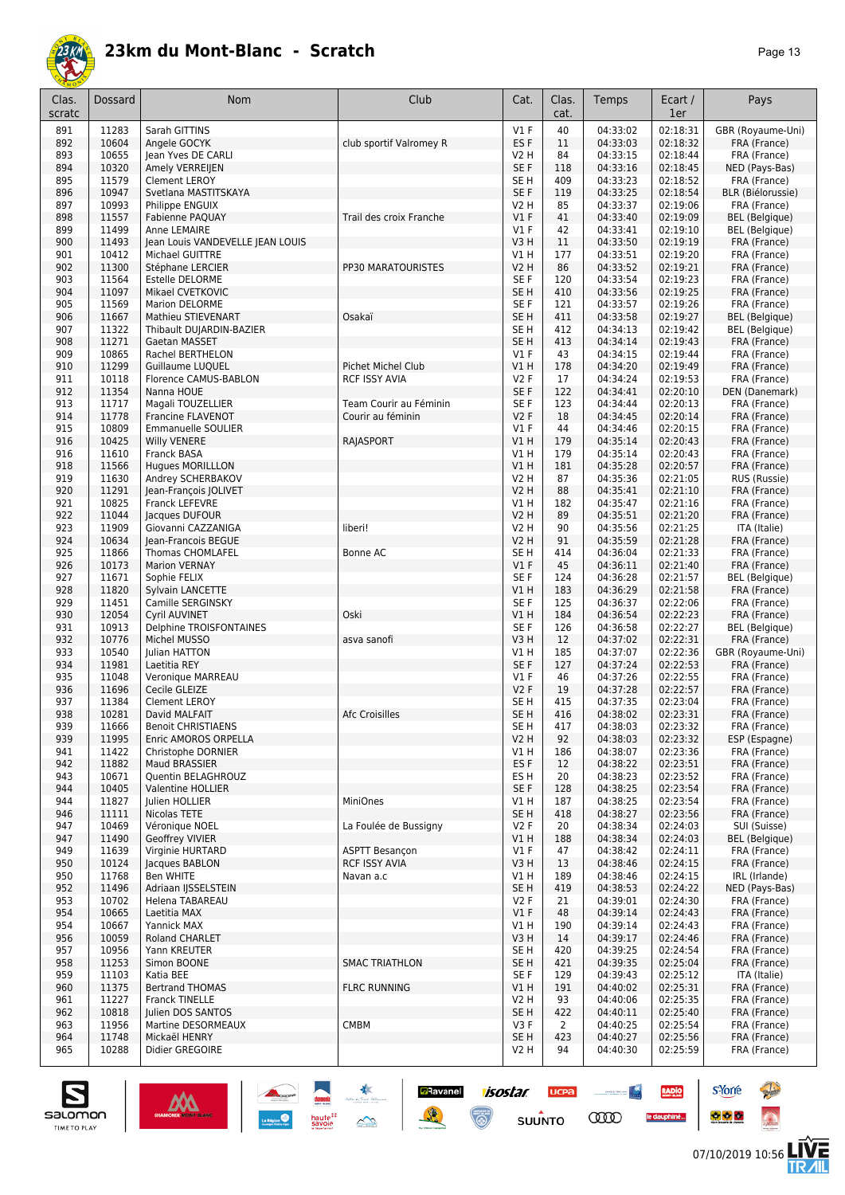# 23km du Mont-Blanc - Scratch

| Clas. scratc | Dossard | Nom | Club | Cat. | Clas. cat. | Temps | Ecart / 1er | Pays |
|---|---|---|---|---|---|---|---|---|
| 891 | 11283 | Sarah GITTINS | | V1 F | 40 | 04:33:02 | 02:18:31 | GBR (Royaume-Uni) |
| 892 | 10604 | Angele GOCYK | club sportif Valromey R | ES F | 11 | 04:33:03 | 02:18:32 | FRA (France) |
| 893 | 10655 | Jean Yves DE CARLI | | V2 H | 84 | 04:33:15 | 02:18:44 | FRA (France) |
| 894 | 10320 | Amely VERREIJEN | | SE F | 118 | 04:33:16 | 02:18:45 | NED (Pays-Bas) |
| 895 | 11579 | Clement LEROY | | SE H | 409 | 04:33:23 | 02:18:52 | FRA (France) |
| 896 | 10947 | Svetlana MASTITSKAYA | | SE F | 119 | 04:33:25 | 02:18:54 | BLR (Biélorussie) |
| 897 | 10993 | Philippe ENGUIX | | V2 H | 85 | 04:33:37 | 02:19:06 | FRA (France) |
| 898 | 11557 | Fabienne PAQUAY | Trail des croix Franche | V1 F | 41 | 04:33:40 | 02:19:09 | BEL (Belgique) |
| 899 | 11499 | Anne LEMAIRE | | V1 F | 42 | 04:33:41 | 02:19:10 | BEL (Belgique) |
| 900 | 11493 | Jean Louis VANDEVELLE JEAN LOUIS | | V3 H | 11 | 04:33:50 | 02:19:19 | FRA (France) |
| 901 | 10412 | Michael GUITTRE | | V1 H | 177 | 04:33:51 | 02:19:20 | FRA (France) |
| 902 | 11300 | Stéphane LERCIER | PP30 MARATOURISTES | V2 H | 86 | 04:33:52 | 02:19:21 | FRA (France) |
| 903 | 11564 | Estelle DELORME | | SE F | 120 | 04:33:54 | 02:19:23 | FRA (France) |
| 904 | 11097 | Mikael CVETKOVIC | | SE H | 410 | 04:33:56 | 02:19:25 | FRA (France) |
| 905 | 11569 | Marion DELORME | | SE F | 121 | 04:33:57 | 02:19:26 | FRA (France) |
| 906 | 11667 | Mathieu STIEVENART | Osakaï | SE H | 411 | 04:33:58 | 02:19:27 | BEL (Belgique) |
| 907 | 11322 | Thibault DUJARDIN-BAZIER | | SE H | 412 | 04:34:13 | 02:19:42 | BEL (Belgique) |
| 908 | 11271 | Gaetan MASSET | | SE H | 413 | 04:34:14 | 02:19:43 | FRA (France) |
| 909 | 10865 | Rachel BERTHELON | | V1 F | 43 | 04:34:15 | 02:19:44 | FRA (France) |
| 910 | 11299 | Guillaume LUQUEL | Pichet Michel Club | V1 H | 178 | 04:34:20 | 02:19:49 | FRA (France) |
| 911 | 10118 | Florence CAMUS-BABLON | RCF ISSY AVIA | V2 F | 17 | 04:34:24 | 02:19:53 | FRA (France) |
| 912 | 11354 | Nanna HOUE | | SE F | 122 | 04:34:41 | 02:20:10 | DEN (Danemark) |
| 913 | 11717 | Magali TOUZELLIER | Team Courir au Féminin | SE F | 123 | 04:34:44 | 02:20:13 | FRA (France) |
| 914 | 11778 | Francine FLAVENOT | Courir au féminin | V2 F | 18 | 04:34:45 | 02:20:14 | FRA (France) |
| 915 | 10809 | Emmanuelle SOULIER | | V1 F | 44 | 04:34:46 | 02:20:15 | FRA (France) |
| 916 | 10425 | Willy VENERE | RAJASPORT | V1 H | 179 | 04:35:14 | 02:20:43 | FRA (France) |
| 916 | 11610 | Franck BASA | | V1 H | 179 | 04:35:14 | 02:20:43 | FRA (France) |
| 918 | 11566 | Hugues MORILLLON | | V1 H | 181 | 04:35:28 | 02:20:57 | FRA (France) |
| 919 | 11630 | Andrey SCHERBAKOV | | V2 H | 87 | 04:35:36 | 02:21:05 | RUS (Russie) |
| 920 | 11291 | Jean-François JOLIVET | | V2 H | 88 | 04:35:41 | 02:21:10 | FRA (France) |
| 921 | 10825 | Franck LEFEVRE | | V1 H | 182 | 04:35:47 | 02:21:16 | FRA (France) |
| 922 | 11044 | Jacques DUFOUR | | V2 H | 89 | 04:35:51 | 02:21:20 | FRA (France) |
| 923 | 11909 | Giovanni CAZZANIGA | liberi! | V2 H | 90 | 04:35:56 | 02:21:25 | ITA (Italie) |
| 924 | 10634 | Jean-Francois BEGUE | | V2 H | 91 | 04:35:59 | 02:21:28 | FRA (France) |
| 925 | 11866 | Thomas CHOMLAFEL | Bonne AC | SE H | 414 | 04:36:04 | 02:21:33 | FRA (France) |
| 926 | 10173 | Marion VERNAY | | V1 F | 45 | 04:36:11 | 02:21:40 | FRA (France) |
| 927 | 11671 | Sophie FELIX | | SE F | 124 | 04:36:28 | 02:21:57 | BEL (Belgique) |
| 928 | 11820 | Sylvain LANCETTE | | V1 H | 183 | 04:36:29 | 02:21:58 | FRA (France) |
| 929 | 11451 | Camille SERGINSKY | | SE F | 125 | 04:36:37 | 02:22:06 | FRA (France) |
| 930 | 12054 | Cyril AUVINET | Oski | V1 H | 184 | 04:36:54 | 02:22:23 | FRA (France) |
| 931 | 10913 | Delphine TROISFONTAINES | | SE F | 126 | 04:36:58 | 02:22:27 | BEL (Belgique) |
| 932 | 10776 | Michel MUSSO | asva sanofi | V3 H | 12 | 04:37:02 | 02:22:31 | FRA (France) |
| 933 | 10540 | Julian HATTON | | V1 H | 185 | 04:37:07 | 02:22:36 | GBR (Royaume-Uni) |
| 934 | 11981 | Laetitia REY | | SE F | 127 | 04:37:24 | 02:22:53 | FRA (France) |
| 935 | 11048 | Veronique MARREAU | | V1 F | 46 | 04:37:26 | 02:22:55 | FRA (France) |
| 936 | 11696 | Cecile GLEIZE | | V2 F | 19 | 04:37:28 | 02:22:57 | FRA (France) |
| 937 | 11384 | Clement LEROY | | SE H | 415 | 04:37:35 | 02:23:04 | FRA (France) |
| 938 | 10281 | David MALFAIT | Afc Croisilles | SE H | 416 | 04:38:02 | 02:23:31 | FRA (France) |
| 939 | 11666 | Benoit CHRISTIAENS | | SE H | 417 | 04:38:03 | 02:23:32 | FRA (France) |
| 939 | 11995 | Enric AMOROS ORPELLA | | V2 H | 92 | 04:38:03 | 02:23:32 | ESP (Espagne) |
| 941 | 11422 | Christophe DORNIER | | V1 H | 186 | 04:38:07 | 02:23:36 | FRA (France) |
| 942 | 11882 | Maud BRASSIER | | ES F | 12 | 04:38:22 | 02:23:51 | FRA (France) |
| 943 | 10671 | Quentin BELAGHROUZ | | ES H | 20 | 04:38:23 | 02:23:52 | FRA (France) |
| 944 | 10405 | Valentine HOLLIER | | SE F | 128 | 04:38:25 | 02:23:54 | FRA (France) |
| 944 | 11827 | Julien HOLLIER | MiniOnes | V1 H | 187 | 04:38:25 | 02:23:54 | FRA (France) |
| 946 | 11111 | Nicolas TETE | | SE H | 418 | 04:38:27 | 02:23:56 | FRA (France) |
| 947 | 10469 | Véronique NOEL | La Foulée de Bussigny | V2 F | 20 | 04:38:34 | 02:24:03 | SUI (Suisse) |
| 947 | 11490 | Geoffrey VIVIER | | V1 H | 188 | 04:38:34 | 02:24:03 | BEL (Belgique) |
| 949 | 11639 | Virginie HURTARD | ASPTT Besançon | V1 F | 47 | 04:38:42 | 02:24:11 | FRA (France) |
| 950 | 10124 | Jacques BABLON | RCF ISSY AVIA | V3 H | 13 | 04:38:46 | 02:24:15 | FRA (France) |
| 950 | 11768 | Ben WHITE | Navan a.c | V1 H | 189 | 04:38:46 | 02:24:15 | IRL (Irlande) |
| 952 | 11496 | Adriaan IJSSELSTEIN | | SE H | 419 | 04:38:53 | 02:24:22 | NED (Pays-Bas) |
| 953 | 10702 | Helena TABAREAU | | V2 F | 21 | 04:39:01 | 02:24:30 | FRA (France) |
| 954 | 10665 | Laetitia MAX | | V1 F | 48 | 04:39:14 | 02:24:43 | FRA (France) |
| 954 | 10667 | Yannick MAX | | V1 H | 190 | 04:39:14 | 02:24:43 | FRA (France) |
| 956 | 10059 | Roland CHARLET | | V3 H | 14 | 04:39:17 | 02:24:46 | FRA (France) |
| 957 | 10956 | Yann KREUTER | | SE H | 420 | 04:39:25 | 02:24:54 | FRA (France) |
| 958 | 11253 | Simon BOONE | SMAC TRIATHLON | SE H | 421 | 04:39:35 | 02:25:04 | FRA (France) |
| 959 | 11103 | Katia BEE | | SE F | 129 | 04:39:43 | 02:25:12 | ITA (Italie) |
| 960 | 11375 | Bertrand THOMAS | FLRC RUNNING | V1 H | 191 | 04:40:02 | 02:25:31 | FRA (France) |
| 961 | 11227 | Franck TINELLE | | V2 H | 93 | 04:40:06 | 02:25:35 | FRA (France) |
| 962 | 10818 | Julien DOS SANTOS | | SE H | 422 | 04:40:11 | 02:25:40 | FRA (France) |
| 963 | 11956 | Martine DESORMEAUX | CMBM | V3 F | 2 | 04:40:25 | 02:25:54 | FRA (France) |
| 964 | 11748 | Mickaël HENRY | | SE H | 423 | 04:40:27 | 02:25:56 | FRA (France) |
| 965 | 10288 | Didier GREGOIRE | | V2 H | 94 | 04:40:30 | 02:25:59 | FRA (France) |

07/10/2019 10:56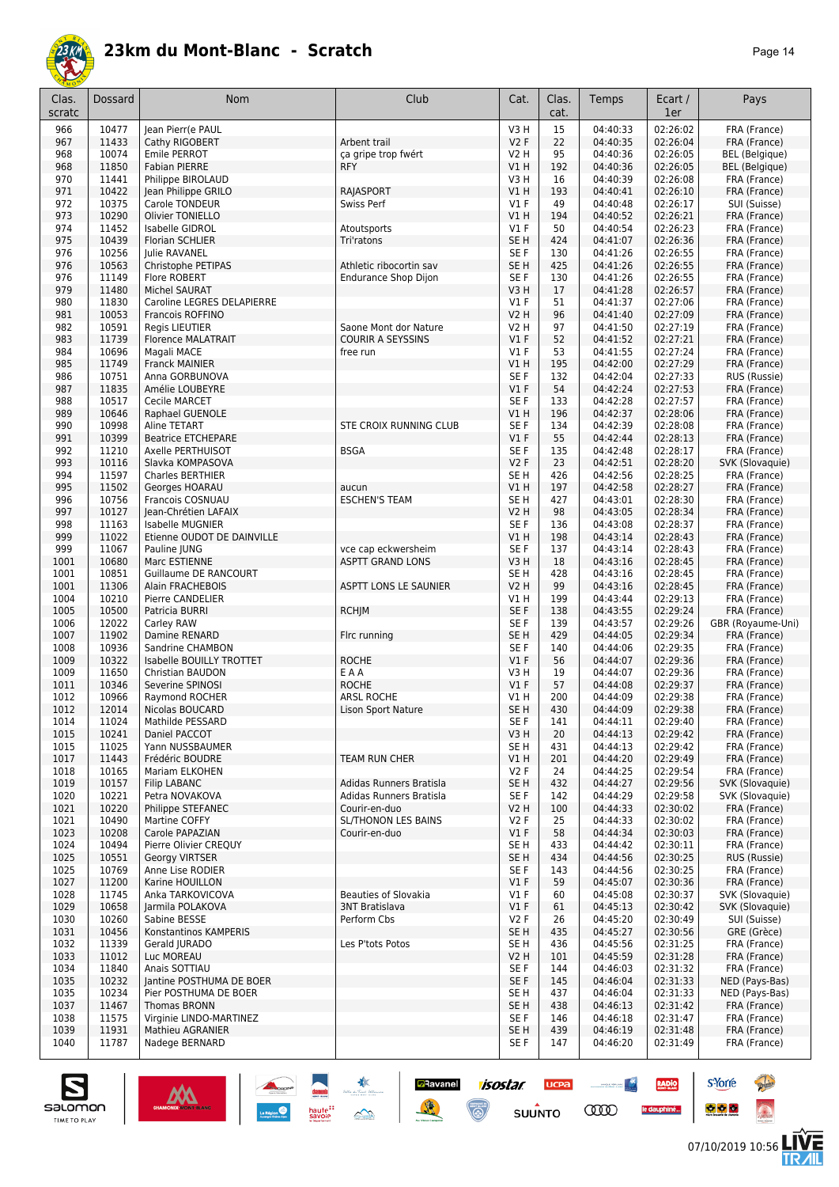# 23km du Mont-Blanc - Scratch

| Clas. scratc | Dossard | Nom | Club | Cat. | Clas. cat. | Temps | Ecart / 1er | Pays |
|---|---|---|---|---|---|---|---|---|
| 966 | 10477 | Jean Pierr(e PAUL | | V3 H | 15 | 04:40:33 | 02:26:02 | FRA (France) |
| 967 | 11433 | Cathy RIGOBERT | Arbent trail | V2 F | 22 | 04:40:35 | 02:26:04 | FRA (France) |
| 968 | 10074 | Emile PERROT | ça gripe trop fwért | V2 H | 95 | 04:40:36 | 02:26:05 | BEL (Belgique) |
| 968 | 11850 | Fabian PIERRE | RFY | V1 H | 192 | 04:40:36 | 02:26:05 | BEL (Belgique) |
| 970 | 11441 | Philippe BIROLAUD | | V3 H | 16 | 04:40:39 | 02:26:08 | FRA (France) |
| 971 | 10422 | Jean Philippe GRILO | RAJASPORT | V1 H | 193 | 04:40:41 | 02:26:10 | FRA (France) |
| 972 | 10375 | Carole TONDEUR | Swiss Perf | V1 F | 49 | 04:40:48 | 02:26:17 | SUI (Suisse) |
| 973 | 10290 | Olivier TONIELLO | | V1 H | 194 | 04:40:52 | 02:26:21 | FRA (France) |
| 974 | 11452 | Isabelle GIDROL | Atoutsports | V1 F | 50 | 04:40:54 | 02:26:23 | FRA (France) |
| 975 | 10439 | Florian SCHLIER | Tri'ratons | SE H | 424 | 04:41:07 | 02:26:36 | FRA (France) |
| 976 | 10256 | Julie RAVANEL | | SE F | 130 | 04:41:26 | 02:26:55 | FRA (France) |
| 976 | 10563 | Christophe PETIPAS | Athletic ribocortin sav | SE H | 425 | 04:41:26 | 02:26:55 | FRA (France) |
| 976 | 11149 | Flore ROBERT | Endurance Shop Dijon | SE F | 130 | 04:41:26 | 02:26:55 | FRA (France) |
| 979 | 11480 | Michel SAURAT | | V3 H | 17 | 04:41:28 | 02:26:57 | FRA (France) |
| 980 | 11830 | Caroline LEGRES DELAPIERRE | | V1 F | 51 | 04:41:37 | 02:27:06 | FRA (France) |
| 981 | 10053 | Francois ROFFINO | | V2 H | 96 | 04:41:40 | 02:27:09 | FRA (France) |
| 982 | 10591 | Regis LIEUTIER | Saone Mont dor Nature | V2 H | 97 | 04:41:50 | 02:27:19 | FRA (France) |
| 983 | 11739 | Florence MALATRAIT | COURIR A SEYSSINS | V1 F | 52 | 04:41:52 | 02:27:21 | FRA (France) |
| 984 | 10696 | Magali MACE | free run | V1 F | 53 | 04:41:55 | 02:27:24 | FRA (France) |
| 985 | 11749 | Franck MAINIER | | V1 H | 195 | 04:42:00 | 02:27:29 | FRA (France) |
| 986 | 10751 | Anna GORBUNOVA | | SE F | 132 | 04:42:04 | 02:27:33 | RUS (Russie) |
| 987 | 11835 | Amélie LOUBEYRE | | V1 F | 54 | 04:42:24 | 02:27:53 | FRA (France) |
| 988 | 10517 | Cecile MARCET | | SE F | 133 | 04:42:28 | 02:27:57 | FRA (France) |
| 989 | 10646 | Raphael GUENOLE | | V1 H | 196 | 04:42:37 | 02:28:06 | FRA (France) |
| 990 | 10998 | Aline TETART | STE CROIX RUNNING CLUB | SE F | 134 | 04:42:39 | 02:28:08 | FRA (France) |
| 991 | 10399 | Beatrice ETCHEPARE | | V1 F | 55 | 04:42:44 | 02:28:13 | FRA (France) |
| 992 | 11210 | Axelle PERTHUISOT | BSGA | SE F | 135 | 04:42:48 | 02:28:17 | FRA (France) |
| 993 | 10116 | Slavka KOMPASOVA | | V2 F | 23 | 04:42:51 | 02:28:20 | SVK (Slovaquie) |
| 994 | 11597 | Charles BERTHIER | | SE H | 426 | 04:42:56 | 02:28:25 | FRA (France) |
| 995 | 11502 | Georges HOARAU | aucun | V1 H | 197 | 04:42:58 | 02:28:27 | FRA (France) |
| 996 | 10756 | Francois COSNUAU | ESCHEN'S TEAM | SE H | 427 | 04:43:01 | 02:28:30 | FRA (France) |
| 997 | 10127 | Jean-Chrétien LAFAIX | | V2 H | 98 | 04:43:05 | 02:28:34 | FRA (France) |
| 998 | 11163 | Isabelle MUGNIER | | SE F | 136 | 04:43:08 | 02:28:37 | FRA (France) |
| 999 | 11022 | Etienne OUDOT DE DAINVILLE | | V1 H | 198 | 04:43:14 | 02:28:43 | FRA (France) |
| 999 | 11067 | Pauline JUNG | vce cap eckwersheim | SE F | 137 | 04:43:14 | 02:28:43 | FRA (France) |
| 1001 | 10680 | Marc ESTIENNE | ASPTT GRAND LONS | V3 H | 18 | 04:43:16 | 02:28:45 | FRA (France) |
| 1001 | 10851 | Guillaume DE RANCOURT | | SE H | 428 | 04:43:16 | 02:28:45 | FRA (France) |
| 1001 | 11306 | Alain FRACHEBOIS | ASPTT LONS LE SAUNIER | V2 H | 99 | 04:43:16 | 02:28:45 | FRA (France) |
| 1004 | 10210 | Pierre CANDELIER | | V1 H | 199 | 04:43:44 | 02:29:13 | FRA (France) |
| 1005 | 10500 | Patricia BURRI | RCHJM | SE F | 138 | 04:43:55 | 02:29:24 | FRA (France) |
| 1006 | 12022 | Carley RAW | | SE F | 139 | 04:43:57 | 02:29:26 | GBR (Royaume-Uni) |
| 1007 | 11902 | Damine RENARD | Flrc running | SE H | 429 | 04:44:05 | 02:29:34 | FRA (France) |
| 1008 | 10936 | Sandrine CHAMBON | | SE F | 140 | 04:44:06 | 02:29:35 | FRA (France) |
| 1009 | 10322 | Isabelle BOUILLY TROTTET | ROCHE | V1 F | 56 | 04:44:07 | 02:29:36 | FRA (France) |
| 1009 | 11650 | Christian BAUDON | E A A | V3 H | 19 | 04:44:07 | 02:29:36 | FRA (France) |
| 1011 | 10346 | Severine SPINOSI | ROCHE | V1 F | 57 | 04:44:08 | 02:29:37 | FRA (France) |
| 1012 | 10966 | Raymond ROCHER | ARSL ROCHE | V1 H | 200 | 04:44:09 | 02:29:38 | FRA (France) |
| 1012 | 12014 | Nicolas BOUCARD | Lison Sport Nature | SE H | 430 | 04:44:09 | 02:29:38 | FRA (France) |
| 1014 | 11024 | Mathilde PESSARD | | SE F | 141 | 04:44:11 | 02:29:40 | FRA (France) |
| 1015 | 10241 | Daniel PACCOT | | V3 H | 20 | 04:44:13 | 02:29:42 | FRA (France) |
| 1015 | 11025 | Yann NUSSBAUMER | | SE H | 431 | 04:44:13 | 02:29:42 | FRA (France) |
| 1017 | 11443 | Frédéric BOUDRE | TEAM RUN CHER | V1 H | 201 | 04:44:20 | 02:29:49 | FRA (France) |
| 1018 | 10165 | Mariam ELKOHEN | | V2 F | 24 | 04:44:25 | 02:29:54 | FRA (France) |
| 1019 | 10157 | Filip LABANC | Adidas Runners Bratisla | SE H | 432 | 04:44:27 | 02:29:56 | SVK (Slovaquie) |
| 1020 | 10221 | Petra NOVAKOVA | Adidas Runners Bratisla | SE F | 142 | 04:44:29 | 02:29:58 | SVK (Slovaquie) |
| 1021 | 10220 | Philippe STEFANEC | Courir-en-duo | V2 H | 100 | 04:44:33 | 02:30:02 | FRA (France) |
| 1021 | 10490 | Martine COFFY | SL/THONON LES BAINS | V2 F | 25 | 04:44:33 | 02:30:02 | FRA (France) |
| 1023 | 10208 | Carole PAPAZIAN | Courir-en-duo | V1 F | 58 | 04:44:34 | 02:30:03 | FRA (France) |
| 1024 | 10494 | Pierre Olivier CREQUY | | SE H | 433 | 04:44:42 | 02:30:11 | FRA (France) |
| 1025 | 10551 | Georgy VIRTSER | | SE H | 434 | 04:44:56 | 02:30:25 | RUS (Russie) |
| 1025 | 10769 | Anne Lise RODIER | | SE F | 143 | 04:44:56 | 02:30:25 | FRA (France) |
| 1027 | 11200 | Karine HOUILLON | | V1 F | 59 | 04:45:07 | 02:30:36 | FRA (France) |
| 1028 | 11745 | Anka TARKOVICOVA | Beauties of Slovakia | V1 F | 60 | 04:45:08 | 02:30:37 | SVK (Slovaquie) |
| 1029 | 10658 | Jarmila POLAKOVA | 3NT Bratislava | V1 F | 61 | 04:45:13 | 02:30:42 | SVK (Slovaquie) |
| 1030 | 10260 | Sabine BESSE | Perform Cbs | V2 F | 26 | 04:45:20 | 02:30:49 | SUI (Suisse) |
| 1031 | 10456 | Konstantinos KAMPERIS | | SE H | 435 | 04:45:27 | 02:30:56 | GRE (Grèce) |
| 1032 | 11339 | Gerald JURADO | Les P'tots Potos | SE H | 436 | 04:45:56 | 02:31:25 | FRA (France) |
| 1033 | 11012 | Luc MOREAU | | V2 H | 101 | 04:45:59 | 02:31:28 | FRA (France) |
| 1034 | 11840 | Anais SOTTIAU | | SE F | 144 | 04:46:03 | 02:31:32 | FRA (France) |
| 1035 | 10232 | Jantine POSTHUMA DE BOER | | SE F | 145 | 04:46:04 | 02:31:33 | NED (Pays-Bas) |
| 1035 | 10234 | Pier POSTHUMA DE BOER | | SE H | 437 | 04:46:04 | 02:31:33 | NED (Pays-Bas) |
| 1037 | 11467 | Thomas BRONN | | SE H | 438 | 04:46:13 | 02:31:42 | FRA (France) |
| 1038 | 11575 | Virginie LINDO-MARTINEZ | | SE F | 146 | 04:46:18 | 02:31:47 | FRA (France) |
| 1039 | 11931 | Mathieu AGRANIER | | SE H | 439 | 04:46:19 | 02:31:48 | FRA (France) |
| 1040 | 11787 | Nadege BERNARD | | SE F | 147 | 04:46:20 | 02:31:49 | FRA (France) |

07/10/2019 10:56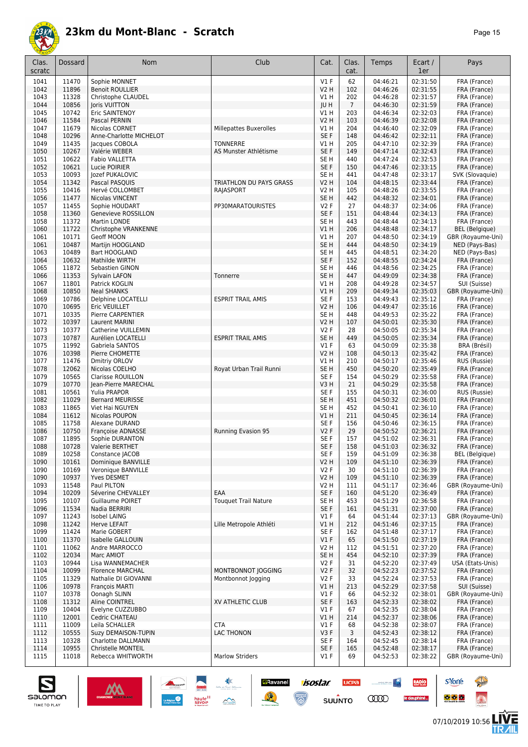# 23km du Mont-Blanc - Scratch

| Clas. scratc | Dossard | Nom | Club | Cat. | Clas. cat. | Temps | Ecart / 1er | Pays |
|---|---|---|---|---|---|---|---|---|
| 1041 | 11470 | Sophie MONNET | | V1 F | 62 | 04:46:21 | 02:31:50 | FRA (France) |
| 1042 | 11896 | Benoit ROULLIER | | V2 H | 102 | 04:46:26 | 02:31:55 | FRA (France) |
| 1043 | 11328 | Christophe CLAUDEL | | V1 H | 202 | 04:46:28 | 02:31:57 | FRA (France) |
| 1044 | 10856 | Joris VUITTON | | JU H | 7 | 04:46:30 | 02:31:59 | FRA (France) |
| 1045 | 10742 | Eric SAINTENOY | | V1 H | 203 | 04:46:34 | 02:32:03 | FRA (France) |
| 1046 | 11584 | Pascal PERNIN | | V2 H | 103 | 04:46:39 | 02:32:08 | FRA (France) |
| 1047 | 11679 | Nicolas CORNET | Millepattes Buxerolles | V1 H | 204 | 04:46:40 | 02:32:09 | FRA (France) |
| 1048 | 10296 | Anne-Charlotte MICHELOT | | SE F | 148 | 04:46:42 | 02:32:11 | FRA (France) |
| 1049 | 11435 | Jacques COBOLA | TONNERRE | V1 H | 205 | 04:47:10 | 02:32:39 | FRA (France) |
| 1050 | 10267 | Valérie WEBER | AS Munster Athlétisme | SE F | 149 | 04:47:14 | 02:32:43 | FRA (France) |
| 1051 | 10622 | Fabio VALLETTA | | SE H | 440 | 04:47:24 | 02:32:53 | FRA (France) |
| 1052 | 10621 | Lucie POIRIER | | SE F | 150 | 04:47:46 | 02:33:15 | FRA (France) |
| 1053 | 10093 | Jozef PUKALOVIC | | SE H | 441 | 04:47:48 | 02:33:17 | SVK (Slovaquie) |
| 1054 | 11342 | Pascal PASQUIS | TRIATHLON DU PAYS GRASS | V2 H | 104 | 04:48:15 | 02:33:44 | FRA (France) |
| 1055 | 10416 | Hervé COLLOMBET | RAJASPORT | V2 H | 105 | 04:48:26 | 02:33:55 | FRA (France) |
| 1056 | 11477 | Nicolas VINCENT | | SE H | 442 | 04:48:32 | 02:34:01 | FRA (France) |
| 1057 | 11455 | Sophie HOUDART | PP30MARATOURISTES | V2 F | 27 | 04:48:37 | 02:34:06 | FRA (France) |
| 1058 | 11360 | Genevieve ROSSILLON | | SE F | 151 | 04:48:44 | 02:34:13 | FRA (France) |
| 1058 | 11372 | Martin LONDE | | SE H | 443 | 04:48:44 | 02:34:13 | FRA (France) |
| 1060 | 11722 | Christophe VRANKENNE | | V1 H | 206 | 04:48:48 | 02:34:17 | BEL (Belgique) |
| 1061 | 10171 | Geoff MOON | | V1 H | 207 | 04:48:50 | 02:34:19 | GBR (Royaume-Uni) |
| 1061 | 10487 | Martijn HOOGLAND | | SE H | 444 | 04:48:50 | 02:34:19 | NED (Pays-Bas) |
| 1063 | 10489 | Bart HOOGLAND | | SE H | 445 | 04:48:51 | 02:34:20 | NED (Pays-Bas) |
| 1064 | 10632 | Mathilde WIRTH | | SE F | 152 | 04:48:55 | 02:34:24 | FRA (France) |
| 1065 | 11872 | Sebastien GINON | | SE H | 446 | 04:48:56 | 02:34:25 | FRA (France) |
| 1066 | 11353 | Sylvain LAFON | Tonnerre | SE H | 447 | 04:49:09 | 02:34:38 | FRA (France) |
| 1067 | 11801 | Patrick KOGLIN | | V1 H | 208 | 04:49:28 | 02:34:57 | SUI (Suisse) |
| 1068 | 10850 | Neal SHANKS | | V1 H | 209 | 04:49:34 | 02:35:03 | GBR (Royaume-Uni) |
| 1069 | 10786 | Delphine LOCATELLI | ESPRIT TRAIL AMIS | SE F | 153 | 04:49:43 | 02:35:12 | FRA (France) |
| 1070 | 10695 | Eric VEUILLET | | V2 H | 106 | 04:49:47 | 02:35:16 | FRA (France) |
| 1071 | 10335 | Pierre CARPENTIER | | SE H | 448 | 04:49:53 | 02:35:22 | FRA (France) |
| 1072 | 10397 | Laurent MARINI | | V2 H | 107 | 04:50:01 | 02:35:30 | FRA (France) |
| 1073 | 10377 | Catherine VUILLEMIN | | V2 F | 28 | 04:50:05 | 02:35:34 | FRA (France) |
| 1073 | 10787 | Aurélien LOCATELLI | ESPRIT TRAIL AMIS | SE H | 449 | 04:50:05 | 02:35:34 | FRA (France) |
| 1075 | 11992 | Gabriela SANTOS | | V1 F | 63 | 04:50:09 | 02:35:38 | BRA (Brésil) |
| 1076 | 10398 | Pierre CHOMETTE | | V2 H | 108 | 04:50:13 | 02:35:42 | FRA (France) |
| 1077 | 11476 | Dmitriy ORLOV | | V1 H | 210 | 04:50:17 | 02:35:46 | RUS (Russie) |
| 1078 | 12062 | Nicolas COELHO | Royat Urban Trail Runni | SE H | 450 | 04:50:20 | 02:35:49 | FRA (France) |
| 1079 | 10565 | Clarisse ROUILLON | | SE F | 154 | 04:50:29 | 02:35:58 | FRA (France) |
| 1079 | 10770 | Jean-Pierre MARECHAL | | V3 H | 21 | 04:50:29 | 02:35:58 | FRA (France) |
| 1081 | 10561 | Yulia PRAPOR | | SE F | 155 | 04:50:31 | 02:36:00 | RUS (Russie) |
| 1082 | 11029 | Bernard MEURISSE | | SE H | 451 | 04:50:32 | 02:36:01 | FRA (France) |
| 1083 | 11865 | Viet Hai NGUYEN | | SE H | 452 | 04:50:41 | 02:36:10 | FRA (France) |
| 1084 | 11612 | Nicolas POUPON | | V1 H | 211 | 04:50:45 | 02:36:14 | FRA (France) |
| 1085 | 11758 | Alexane DURAND | | SE F | 156 | 04:50:46 | 02:36:15 | FRA (France) |
| 1086 | 10750 | Françoise ADNASSE | Running Evasion 95 | V2 F | 29 | 04:50:52 | 02:36:21 | FRA (France) |
| 1087 | 11895 | Sophie DURANTON | | SE F | 157 | 04:51:02 | 02:36:31 | FRA (France) |
| 1088 | 10728 | Valerie BERTHET | | SE F | 158 | 04:51:03 | 02:36:32 | FRA (France) |
| 1089 | 10258 | Constance JACOB | | SE F | 159 | 04:51:09 | 02:36:38 | BEL (Belgique) |
| 1090 | 10161 | Dominique BANVILLE | | V2 H | 109 | 04:51:10 | 02:36:39 | FRA (France) |
| 1090 | 10169 | Veronique BANVILLE | | V2 F | 30 | 04:51:10 | 02:36:39 | FRA (France) |
| 1090 | 10937 | Yves DESMET | | V2 H | 109 | 04:51:10 | 02:36:39 | FRA (France) |
| 1093 | 11548 | Paul PILTON | | V2 H | 111 | 04:51:17 | 02:36:46 | GBR (Royaume-Uni) |
| 1094 | 10209 | Séverine CHEVALLEY | EAA | SE F | 160 | 04:51:20 | 02:36:49 | FRA (France) |
| 1095 | 10107 | Guillaume POIRET | Touquet Trail Nature | SE H | 453 | 04:51:29 | 02:36:58 | FRA (France) |
| 1096 | 11534 | Nadia BERRIRI | | SE F | 161 | 04:51:31 | 02:37:00 | FRA (France) |
| 1097 | 11243 | Isobel LAING | | V1 F | 64 | 04:51:44 | 02:37:13 | GBR (Royaume-Uni) |
| 1098 | 11242 | Herve LEFAIT | Lille Metropole Athléti | V1 H | 212 | 04:51:46 | 02:37:15 | FRA (France) |
| 1099 | 11424 | Marie GOBERT | | SE F | 162 | 04:51:48 | 02:37:17 | FRA (France) |
| 1100 | 11370 | Isabelle GALLOUIN | | V1 F | 65 | 04:51:50 | 02:37:19 | FRA (France) |
| 1101 | 11062 | Andre MARROCCO | | V2 H | 112 | 04:51:51 | 02:37:20 | FRA (France) |
| 1102 | 12034 | Marc AMIOT | | SE H | 454 | 04:52:10 | 02:37:39 | FRA (France) |
| 1103 | 10944 | Lisa WANNEMACHER | | V2 F | 31 | 04:52:20 | 02:37:49 | USA (Etats-Unis) |
| 1104 | 10099 | Florence MARCHAL | MONTBONNOT JOGGING | V2 F | 32 | 04:52:23 | 02:37:52 | FRA (France) |
| 1105 | 11329 | Nathalie DI GIOVANNI | Montbonnot Jogging | V2 F | 33 | 04:52:24 | 02:37:53 | FRA (France) |
| 1106 | 10978 | François MARTI | | V1 H | 213 | 04:52:29 | 02:37:58 | SUI (Suisse) |
| 1107 | 10378 | Oonagh SLINN | | V1 F | 66 | 04:52:32 | 02:38:01 | GBR (Royaume-Uni) |
| 1108 | 11312 | Aline COINTREL | XV ATHLETIC CLUB | SE F | 163 | 04:52:33 | 02:38:02 | FRA (France) |
| 1109 | 10404 | Evelyne CUZZUBBO | | V1 F | 67 | 04:52:35 | 02:38:04 | FRA (France) |
| 1110 | 12001 | Cedric CHATEAU | | V1 H | 214 | 04:52:37 | 02:38:06 | FRA (France) |
| 1111 | 11009 | Leila SCHALLER | CTA | V1 F | 68 | 04:52:38 | 02:38:07 | FRA (France) |
| 1112 | 10555 | Suzy DEMAISON-TUPIN | LAC THONON | V3 F | 3 | 04:52:43 | 02:38:12 | FRA (France) |
| 1113 | 10328 | Charlotte DALLMANN | | SE F | 164 | 04:52:45 | 02:38:14 | FRA (France) |
| 1114 | 10955 | Christelle MONTEIL | | SE F | 165 | 04:52:48 | 02:38:17 | FRA (France) |
| 1115 | 11018 | Rebecca WHITWORTH | Marlow Striders | V1 F | 69 | 04:52:53 | 02:38:22 | GBR (Royaume-Uni) |

07/10/2019 10:56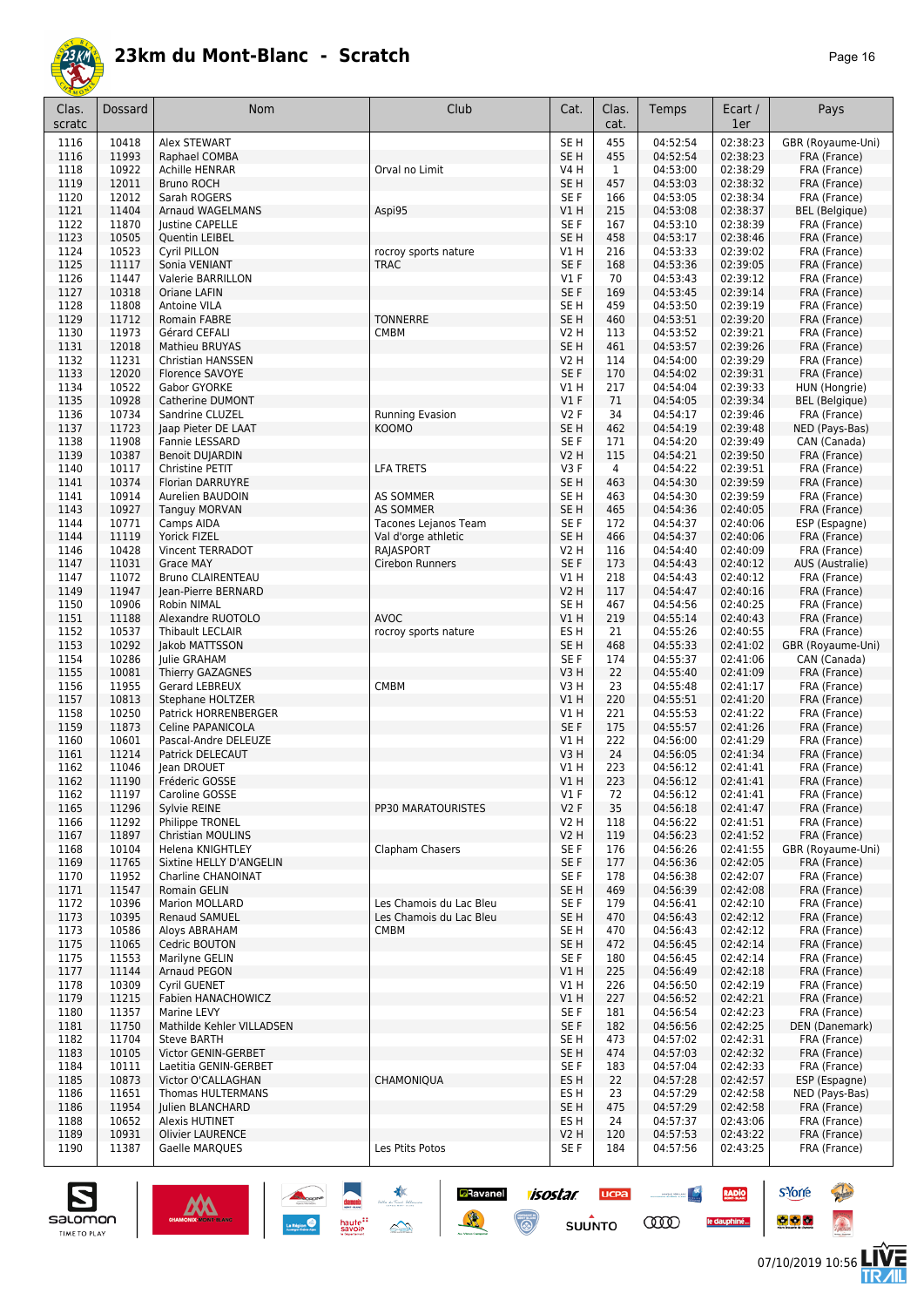# 23km du Mont-Blanc - Scratch

| Clas. scratc | Dossard | Nom | Club | Cat. | Clas. cat. | Temps | Ecart / 1er | Pays |
|---|---|---|---|---|---|---|---|---|
| 1116 | 10418 | Alex STEWART | | SE H | 455 | 04:52:54 | 02:38:23 | GBR (Royaume-Uni) |
| 1116 | 11993 | Raphael COMBA | | SE H | 455 | 04:52:54 | 02:38:23 | FRA (France) |
| 1118 | 10922 | Achille HENRAR | Orval no Limit | V4 H | 1 | 04:53:00 | 02:38:29 | FRA (France) |
| 1119 | 12011 | Bruno ROCH | | SE H | 457 | 04:53:03 | 02:38:32 | FRA (France) |
| 1120 | 12012 | Sarah ROGERS | | SE F | 166 | 04:53:05 | 02:38:34 | FRA (France) |
| 1121 | 11404 | Arnaud WAGELMANS | Aspi95 | V1 H | 215 | 04:53:08 | 02:38:37 | BEL (Belgique) |
| 1122 | 11870 | Justine CAPELLE | | SE F | 167 | 04:53:10 | 02:38:39 | FRA (France) |
| 1123 | 10505 | Quentin LEIBEL | | SE H | 458 | 04:53:17 | 02:38:46 | FRA (France) |
| 1124 | 10523 | Cyril PILLON | rocroy sports nature | V1 H | 216 | 04:53:33 | 02:39:02 | FRA (France) |
| 1125 | 11117 | Sonia VENIANT | TRAC | SE F | 168 | 04:53:36 | 02:39:05 | FRA (France) |
| 1126 | 11447 | Valerie BARRILLON | | V1 F | 70 | 04:53:43 | 02:39:12 | FRA (France) |
| 1127 | 10318 | Oriane LAFIN | | SE F | 169 | 04:53:45 | 02:39:14 | FRA (France) |
| 1128 | 11808 | Antoine VILA | | SE H | 459 | 04:53:50 | 02:39:19 | FRA (France) |
| 1129 | 11712 | Romain FABRE | TONNERRE | SE H | 460 | 04:53:51 | 02:39:20 | FRA (France) |
| 1130 | 11973 | Gérard CEFALI | CMBM | V2 H | 113 | 04:53:52 | 02:39:21 | FRA (France) |
| 1131 | 12018 | Mathieu BRUYAS | | SE H | 461 | 04:53:57 | 02:39:26 | FRA (France) |
| 1132 | 11231 | Christian HANSSEN | | V2 H | 114 | 04:54:00 | 02:39:29 | FRA (France) |
| 1133 | 12020 | Florence SAVOYE | | SE F | 170 | 04:54:02 | 02:39:31 | FRA (France) |
| 1134 | 10522 | Gabor GYORKE | | V1 H | 217 | 04:54:04 | 02:39:33 | HUN (Hongrie) |
| 1135 | 10928 | Catherine DUMONT | | V1 F | 71 | 04:54:05 | 02:39:34 | BEL (Belgique) |
| 1136 | 10734 | Sandrine CLUZEL | Running Evasion | V2 F | 34 | 04:54:17 | 02:39:46 | FRA (France) |
| 1137 | 11723 | Jaap Pieter DE LAAT | KOOMO | SE H | 462 | 04:54:19 | 02:39:48 | NED (Pays-Bas) |
| 1138 | 11908 | Fannie LESSARD | | SE F | 171 | 04:54:20 | 02:39:49 | CAN (Canada) |
| 1139 | 10387 | Benoit DUJARDIN | | V2 H | 115 | 04:54:21 | 02:39:50 | FRA (France) |
| 1140 | 10117 | Christine PETIT | LFA TRETS | V3 F | 4 | 04:54:22 | 02:39:51 | FRA (France) |
| 1141 | 10374 | Florian DARRUYRE | | SE H | 463 | 04:54:30 | 02:39:59 | FRA (France) |
| 1141 | 10914 | Aurelien BAUDOIN | AS SOMMER | SE H | 463 | 04:54:30 | 02:39:59 | FRA (France) |
| 1143 | 10927 | Tanguy MORVAN | AS SOMMER | SE H | 465 | 04:54:36 | 02:40:05 | FRA (France) |
| 1144 | 10771 | Camps AIDA | Tacones Lejanos Team | SE F | 172 | 04:54:37 | 02:40:06 | ESP (Espagne) |
| 1144 | 11119 | Yorick FIZEL | Val d'orge athletic | SE H | 466 | 04:54:37 | 02:40:06 | FRA (France) |
| 1146 | 10428 | Vincent TERRADOT | RAJASPORT | V2 H | 116 | 04:54:40 | 02:40:09 | FRA (France) |
| 1147 | 11031 | Grace MAY | Cirebon Runners | SE F | 173 | 04:54:43 | 02:40:12 | AUS (Australie) |
| 1147 | 11072 | Bruno CLAIRENTEAU | | V1 H | 218 | 04:54:43 | 02:40:12 | FRA (France) |
| 1149 | 11947 | Jean-Pierre BERNARD | | V2 H | 117 | 04:54:47 | 02:40:16 | FRA (France) |
| 1150 | 10906 | Robin NIMAL | | SE H | 467 | 04:54:56 | 02:40:25 | FRA (France) |
| 1151 | 11188 | Alexandre RUOTOLO | AVOC | V1 H | 219 | 04:55:14 | 02:40:43 | FRA (France) |
| 1152 | 10537 | Thibault LECLAIR | rocroy sports nature | ES H | 21 | 04:55:26 | 02:40:55 | FRA (France) |
| 1153 | 10292 | Jakob MATTSSON | | SE H | 468 | 04:55:33 | 02:41:02 | GBR (Royaume-Uni) |
| 1154 | 10286 | Julie GRAHAM | | SE F | 174 | 04:55:37 | 02:41:06 | CAN (Canada) |
| 1155 | 10081 | Thierry GAZAGNES | | V3 H | 22 | 04:55:40 | 02:41:09 | FRA (France) |
| 1156 | 11955 | Gerard LEBREUX | CMBM | V3 H | 23 | 04:55:48 | 02:41:17 | FRA (France) |
| 1157 | 10813 | Stephane HOLTZER | | V1 H | 220 | 04:55:51 | 02:41:20 | FRA (France) |
| 1158 | 10250 | Patrick HORRENBERGER | | V1 H | 221 | 04:55:53 | 02:41:22 | FRA (France) |
| 1159 | 11873 | Celine PAPANICOLA | | SE F | 175 | 04:55:57 | 02:41:26 | FRA (France) |
| 1160 | 10601 | Pascal-Andre DELEUZE | | V1 H | 222 | 04:56:00 | 02:41:29 | FRA (France) |
| 1161 | 11214 | Patrick DELECAUT | | V3 H | 24 | 04:56:05 | 02:41:34 | FRA (France) |
| 1162 | 11046 | Jean DROUET | | V1 H | 223 | 04:56:12 | 02:41:41 | FRA (France) |
| 1162 | 11190 | Fréderic GOSSE | | V1 H | 223 | 04:56:12 | 02:41:41 | FRA (France) |
| 1162 | 11197 | Caroline GOSSE | | V1 F | 72 | 04:56:12 | 02:41:41 | FRA (France) |
| 1165 | 11296 | Sylvie REINE | PP30 MARATOURISTES | V2 F | 35 | 04:56:18 | 02:41:47 | FRA (France) |
| 1166 | 11292 | Philippe TRONEL | | V2 H | 118 | 04:56:22 | 02:41:51 | FRA (France) |
| 1167 | 11897 | Christian MOULINS | | V2 H | 119 | 04:56:23 | 02:41:52 | FRA (France) |
| 1168 | 10104 | Helena KNIGHTLEY | Clapham Chasers | SE F | 176 | 04:56:26 | 02:41:55 | GBR (Royaume-Uni) |
| 1169 | 11765 | Sixtine HELLY D'ANGELIN | | SE F | 177 | 04:56:36 | 02:42:05 | FRA (France) |
| 1170 | 11952 | Charline CHANOINAT | | SE F | 178 | 04:56:38 | 02:42:07 | FRA (France) |
| 1171 | 11547 | Romain GELIN | | SE H | 469 | 04:56:39 | 02:42:08 | FRA (France) |
| 1172 | 10396 | Marion MOLLARD | Les Chamois du Lac Bleu | SE F | 179 | 04:56:41 | 02:42:10 | FRA (France) |
| 1173 | 10395 | Renaud SAMUEL | Les Chamois du Lac Bleu | SE H | 470 | 04:56:43 | 02:42:12 | FRA (France) |
| 1173 | 10586 | Aloys ABRAHAM | CMBM | SE H | 470 | 04:56:43 | 02:42:12 | FRA (France) |
| 1175 | 11065 | Cedric BOUTON | | SE H | 472 | 04:56:45 | 02:42:14 | FRA (France) |
| 1175 | 11553 | Marilyne GELIN | | SE F | 180 | 04:56:45 | 02:42:14 | FRA (France) |
| 1177 | 11144 | Arnaud PEGON | | V1 H | 225 | 04:56:49 | 02:42:18 | FRA (France) |
| 1178 | 10309 | Cyril GUENET | | V1 H | 226 | 04:56:50 | 02:42:19 | FRA (France) |
| 1179 | 11215 | Fabien HANACHOWICZ | | V1 H | 227 | 04:56:52 | 02:42:21 | FRA (France) |
| 1180 | 11357 | Marine LEVY | | SE F | 181 | 04:56:54 | 02:42:23 | FRA (France) |
| 1181 | 11750 | Mathilde Kehler VILLADSEN | | SE F | 182 | 04:56:56 | 02:42:25 | DEN (Danemark) |
| 1182 | 11704 | Steve BARTH | | SE H | 473 | 04:57:02 | 02:42:31 | FRA (France) |
| 1183 | 10105 | Victor GENIN-GERBET | | SE H | 474 | 04:57:03 | 02:42:32 | FRA (France) |
| 1184 | 10111 | Laetitia GENIN-GERBET | | SE F | 183 | 04:57:04 | 02:42:33 | FRA (France) |
| 1185 | 10873 | Victor O'CALLAGHAN | CHAMONIQUA | ES H | 22 | 04:57:28 | 02:42:57 | ESP (Espagne) |
| 1186 | 11651 | Thomas HULTERMANS | | ES H | 23 | 04:57:29 | 02:42:58 | NED (Pays-Bas) |
| 1186 | 11954 | Julien BLANCHARD | | SE H | 475 | 04:57:29 | 02:42:58 | FRA (France) |
| 1188 | 10652 | Alexis HUTINET | | ES H | 24 | 04:57:37 | 02:43:06 | FRA (France) |
| 1189 | 10931 | Olivier LAURENCE | | V2 H | 120 | 04:57:53 | 02:43:22 | FRA (France) |
| 1190 | 11387 | Gaelle MARQUES | Les Ptits Potos | SE F | 184 | 04:57:56 | 02:43:25 | FRA (France) |

07/10/2019 10:56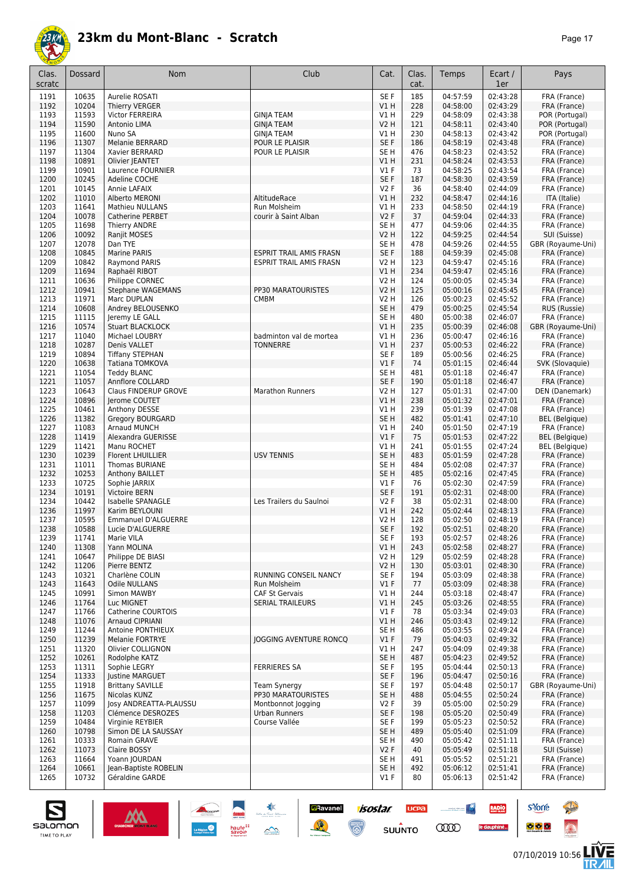# 23km du Mont-Blanc - Scratch

| Clas. scratc | Dossard | Nom | Club | Cat. | Clas. cat. | Temps | Ecart / 1er | Pays |
|---|---|---|---|---|---|---|---|---|
| 1191 | 10635 | Aurelie ROSATI | | SE F | 185 | 04:57:59 | 02:43:28 | FRA (France) |
| 1192 | 10204 | Thierry VERGER | | V1 H | 228 | 04:58:00 | 02:43:29 | FRA (France) |
| 1193 | 11593 | Victor FERREIRA | GINJA TEAM | V1 H | 229 | 04:58:09 | 02:43:38 | POR (Portugal) |
| 1194 | 11590 | Antonio LIMA | GINJA TEAM | V2 H | 121 | 04:58:11 | 02:43:40 | POR (Portugal) |
| 1195 | 11600 | Nuno SA | GINJA TEAM | V1 H | 230 | 04:58:13 | 02:43:42 | POR (Portugal) |
| 1196 | 11307 | Melanie BERRARD | POUR LE PLAISIR | SE F | 186 | 04:58:19 | 02:43:48 | FRA (France) |
| 1197 | 11304 | Xavier BERRARD | POUR LE PLAISIR | SE H | 476 | 04:58:23 | 02:43:52 | FRA (France) |
| 1198 | 10891 | Olivier JEANTET | | V1 H | 231 | 04:58:24 | 02:43:53 | FRA (France) |
| 1199 | 10901 | Laurence FOURNIER | | V1 F | 73 | 04:58:25 | 02:43:54 | FRA (France) |
| 1200 | 10245 | Adeline COCHE | | SE F | 187 | 04:58:30 | 02:43:59 | FRA (France) |
| 1201 | 10145 | Annie LAFAIX | | V2 F | 36 | 04:58:40 | 02:44:09 | FRA (France) |
| 1202 | 11010 | Alberto MERONI | AltitudeRace | V1 H | 232 | 04:58:47 | 02:44:16 | ITA (Italie) |
| 1203 | 11641 | Mathieu NULLANS | Run Molsheim | V1 H | 233 | 04:58:50 | 02:44:19 | FRA (France) |
| 1204 | 10078 | Catherine PERBET | courir à Saint Alban | V2 F | 37 | 04:59:04 | 02:44:33 | FRA (France) |
| 1205 | 11698 | Thierry ANDRE | | SE H | 477 | 04:59:06 | 02:44:35 | FRA (France) |
| 1206 | 10092 | Ranjit MOSES | | V2 H | 122 | 04:59:25 | 02:44:54 | SUI (Suisse) |
| 1207 | 12078 | Dan TYE | | SE H | 478 | 04:59:26 | 02:44:55 | GBR (Royaume-Uni) |
| 1208 | 10845 | Marine PARIS | ESPRIT TRAIL AMIS FRASN | SE F | 188 | 04:59:39 | 02:45:08 | FRA (France) |
| 1209 | 10842 | Raymond PARIS | ESPRIT TRAIL AMIS FRASN | V2 H | 123 | 04:59:47 | 02:45:16 | FRA (France) |
| 1209 | 11694 | Raphaël RIBOT | | V1 H | 234 | 04:59:47 | 02:45:16 | FRA (France) |
| 1211 | 10636 | Philippe CORNEC | | V2 H | 124 | 05:00:05 | 02:45:34 | FRA (France) |
| 1212 | 10941 | Stephane WAGEMANS | PP30 MARATOURISTES | V2 H | 125 | 05:00:16 | 02:45:45 | FRA (France) |
| 1213 | 11971 | Marc DUPLAN | CMBM | V2 H | 126 | 05:00:23 | 02:45:52 | FRA (France) |
| 1214 | 10608 | Andrey BELOUSENKO | | SE H | 479 | 05:00:25 | 02:45:54 | RUS (Russie) |
| 1215 | 11115 | Jeremy LE GALL | | SE H | 480 | 05:00:38 | 02:46:07 | FRA (France) |
| 1216 | 10574 | Stuart BLACKLOCK | | V1 H | 235 | 05:00:39 | 02:46:08 | GBR (Royaume-Uni) |
| 1217 | 11040 | Michael LOUBRY | badminton val de mortea | V1 H | 236 | 05:00:47 | 02:46:16 | FRA (France) |
| 1218 | 10287 | Denis VALLET | TONNERRE | V1 H | 237 | 05:00:53 | 02:46:22 | FRA (France) |
| 1219 | 10894 | Tiffany STEPHAN | | SE F | 189 | 05:00:56 | 02:46:25 | FRA (France) |
| 1220 | 10638 | Tatiana TOMKOVA | | V1 F | 74 | 05:01:15 | 02:46:44 | SVK (Slovaquie) |
| 1221 | 11054 | Teddy BLANC | | SE H | 481 | 05:01:18 | 02:46:47 | FRA (France) |
| 1221 | 11057 | Annflore COLLARD | | SE F | 190 | 05:01:18 | 02:46:47 | FRA (France) |
| 1223 | 10643 | Claus FINDERUP GROVE | Marathon Runners | V2 H | 127 | 05:01:31 | 02:47:00 | DEN (Danemark) |
| 1224 | 10896 | Jerome COUTET | | V1 H | 238 | 05:01:32 | 02:47:01 | FRA (France) |
| 1225 | 10461 | Anthony DESSE | | V1 H | 239 | 05:01:39 | 02:47:08 | FRA (France) |
| 1226 | 11382 | Gregory BOURGARD | | SE H | 482 | 05:01:41 | 02:47:10 | BEL (Belgique) |
| 1227 | 11083 | Arnaud MUNCH | | V1 H | 240 | 05:01:50 | 02:47:19 | FRA (France) |
| 1228 | 11419 | Alexandra GUERISSE | | V1 F | 75 | 05:01:53 | 02:47:22 | BEL (Belgique) |
| 1229 | 11421 | Manu ROCHET | | V1 H | 241 | 05:01:55 | 02:47:24 | BEL (Belgique) |
| 1230 | 10239 | Florent LHUILLIER | USV TENNIS | SE H | 483 | 05:01:59 | 02:47:28 | FRA (France) |
| 1231 | 11011 | Thomas BURIANE | | SE H | 484 | 05:02:08 | 02:47:37 | FRA (France) |
| 1232 | 10253 | Anthony BAILLET | | SE H | 485 | 05:02:16 | 02:47:45 | FRA (France) |
| 1233 | 10725 | Sophie JARRIX | | V1 F | 76 | 05:02:30 | 02:47:59 | FRA (France) |
| 1234 | 10191 | Victoire BERN | | SE F | 191 | 05:02:31 | 02:48:00 | FRA (France) |
| 1234 | 10442 | Isabelle SPANAGLE | Les Trailers du Saulnoi | V2 F | 38 | 05:02:31 | 02:48:00 | FRA (France) |
| 1236 | 11997 | Karim BEYLOUNI | | V1 H | 242 | 05:02:44 | 02:48:13 | FRA (France) |
| 1237 | 10595 | Emmanuel D'ALGUERRE | | V2 H | 128 | 05:02:50 | 02:48:19 | FRA (France) |
| 1238 | 10588 | Lucie D'ALGUERRE | | SE F | 192 | 05:02:51 | 02:48:20 | FRA (France) |
| 1239 | 11741 | Marie VILA | | SE F | 193 | 05:02:57 | 02:48:26 | FRA (France) |
| 1240 | 11308 | Yann MOLINA | | V1 H | 243 | 05:02:58 | 02:48:27 | FRA (France) |
| 1241 | 10647 | Philippe DE BIASI | | V2 H | 129 | 05:02:59 | 02:48:28 | FRA (France) |
| 1242 | 11206 | Pierre BENTZ | | V2 H | 130 | 05:03:01 | 02:48:30 | FRA (France) |
| 1243 | 10321 | Charlène COLIN | RUNNING CONSEIL NANCY | SE F | 194 | 05:03:09 | 02:48:38 | FRA (France) |
| 1243 | 11643 | Odile NULLANS | Run Molsheim | V1 F | 77 | 05:03:09 | 02:48:38 | FRA (France) |
| 1245 | 10991 | Simon MAWBY | CAF St Gervais | V1 H | 244 | 05:03:18 | 02:48:47 | FRA (France) |
| 1246 | 11764 | Luc MIGNET | SERIAL TRAILEURS | V1 H | 245 | 05:03:26 | 02:48:55 | FRA (France) |
| 1247 | 11766 | Catherine COURTOIS | | V1 F | 78 | 05:03:34 | 02:49:03 | FRA (France) |
| 1248 | 11076 | Arnaud CIPRIANI | | V1 H | 246 | 05:03:43 | 02:49:12 | FRA (France) |
| 1249 | 11244 | Antoine PONTHIEUX | | SE H | 486 | 05:03:55 | 02:49:24 | FRA (France) |
| 1250 | 11239 | Melanie FORTRYE | JOGGING AVENTURE RONCQ | V1 F | 79 | 05:04:03 | 02:49:32 | FRA (France) |
| 1251 | 11320 | Olivier COLLIGNON | | V1 H | 247 | 05:04:09 | 02:49:38 | FRA (France) |
| 1252 | 10261 | Rodolphe KATZ | | SE H | 487 | 05:04:23 | 02:49:52 | FRA (France) |
| 1253 | 11311 | Sophie LEGRY | FERRIERES SA | SE F | 195 | 05:04:44 | 02:50:13 | FRA (France) |
| 1254 | 11333 | Justine MARGUET | | SE F | 196 | 05:04:47 | 02:50:16 | FRA (France) |
| 1255 | 11918 | Brittany SAVILLE | Team Synergy | SE F | 197 | 05:04:48 | 02:50:17 | GBR (Royaume-Uni) |
| 1256 | 11675 | Nicolas KUNZ | PP30 MARATOURISTES | SE H | 488 | 05:04:55 | 02:50:24 | FRA (France) |
| 1257 | 11099 | Josy ANDREATTA-PLAUSSU | Montbonnot Jogging | V2 F | 39 | 05:05:00 | 02:50:29 | FRA (France) |
| 1258 | 11203 | Clémence DESROZES | Urban Runners | SE F | 198 | 05:05:20 | 02:50:49 | FRA (France) |
| 1259 | 10484 | Virginie REYBIER | Course Vallée | SE F | 199 | 05:05:23 | 02:50:52 | FRA (France) |
| 1260 | 10798 | Simon DE LA SAUSSAY | | SE H | 489 | 05:05:40 | 02:51:09 | FRA (France) |
| 1261 | 10333 | Romain GRAVE | | SE H | 490 | 05:05:42 | 02:51:11 | FRA (France) |
| 1262 | 11073 | Claire BOSSY | | V2 F | 40 | 05:05:49 | 02:51:18 | SUI (Suisse) |
| 1263 | 11664 | Yoann JOURDAN | | SE H | 491 | 05:05:52 | 02:51:21 | FRA (France) |
| 1264 | 10661 | Jean-Baptiste ROBELIN | | SE H | 492 | 05:06:12 | 02:51:41 | FRA (France) |
| 1265 | 10732 | Géraldine GARDE | | V1 F | 80 | 05:06:13 | 02:51:42 | FRA (France) |

07/10/2019 10:56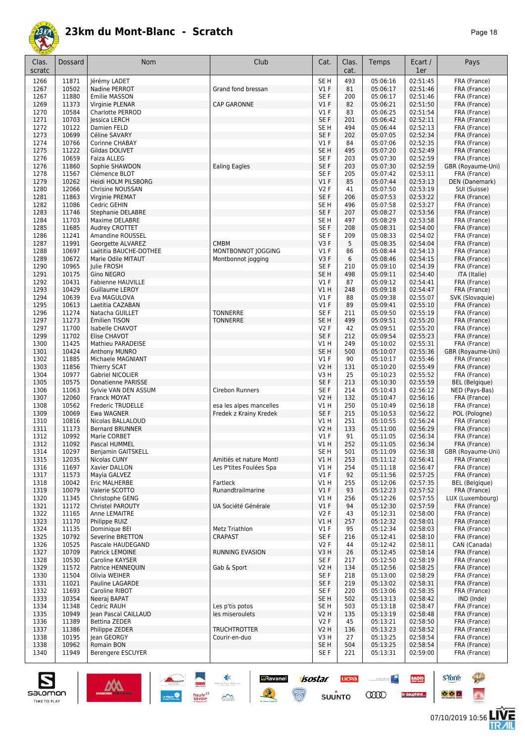# 23km du Mont-Blanc - Scratch

| Clas. scratc | Dossard | Nom | Club | Cat. | Clas. cat. | Temps | Ecart / 1er | Pays |
|---|---|---|---|---|---|---|---|---|
| 1266 | 11871 | Jérémy LADET | | SE H | 493 | 05:06:16 | 02:51:45 | FRA (France) |
| 1267 | 10502 | Nadine PERROT | Grand fond bressan | V1 F | 81 | 05:06:17 | 02:51:46 | FRA (France) |
| 1267 | 11880 | Emilie MASSON | | SE F | 200 | 05:06:17 | 02:51:46 | FRA (France) |
| 1269 | 11373 | Virginie PLENAR | CAP GARONNE | V1 F | 82 | 05:06:21 | 02:51:50 | FRA (France) |
| 1270 | 10584 | Charlotte PERROD | | V1 F | 83 | 05:06:25 | 02:51:54 | FRA (France) |
| 1271 | 10703 | Jessica LERCH | | SE F | 201 | 05:06:42 | 02:52:11 | FRA (France) |
| 1272 | 10122 | Damien FELD | | SE H | 494 | 05:06:44 | 02:52:13 | FRA (France) |
| 1273 | 10699 | Céline SAVARY | | SE F | 202 | 05:07:05 | 02:52:34 | FRA (France) |
| 1274 | 10766 | Corinne CHABAY | | V1 F | 84 | 05:07:06 | 02:52:35 | FRA (France) |
| 1275 | 11222 | Gildas DOLIVET | | SE H | 495 | 05:07:20 | 02:52:49 | FRA (France) |
| 1276 | 10659 | Faiza ALLEG | | SE F | 203 | 05:07:30 | 02:52:59 | FRA (France) |
| 1276 | 11860 | Sophie SHAWDON | Ealing Eagles | SE F | 203 | 05:07:30 | 02:52:59 | GBR (Royaume-Uni) |
| 1278 | 11567 | Clémence BLOT | | SE F | 205 | 05:07:42 | 02:53:11 | FRA (France) |
| 1279 | 10262 | Heidi HOLM PILSBORG | | V1 F | 85 | 05:07:44 | 02:53:13 | DEN (Danemark) |
| 1280 | 12066 | Chrisine NOUSSAN | | V2 F | 41 | 05:07:50 | 02:53:19 | SUI (Suisse) |
| 1281 | 11863 | Virginie PREMAT | | SE F | 206 | 05:07:53 | 02:53:22 | FRA (France) |
| 1282 | 11086 | Cedric GEHIN | | SE H | 496 | 05:07:58 | 02:53:27 | FRA (France) |
| 1283 | 11746 | Stephanie DELABRE | | SE F | 207 | 05:08:27 | 02:53:56 | FRA (France) |
| 1284 | 11703 | Maxime DELABRE | | SE H | 497 | 05:08:29 | 02:53:58 | FRA (France) |
| 1285 | 11685 | Audrey CROTTET | | SE F | 208 | 05:08:31 | 02:54:00 | FRA (France) |
| 1286 | 11241 | Amandine ROUSSEL | | SE F | 209 | 05:08:33 | 02:54:02 | FRA (France) |
| 1287 | 11991 | Georgette ALVAREZ | CMBM | V3 F | 5 | 05:08:35 | 02:54:04 | FRA (France) |
| 1288 | 10697 | Laëtitia BAUCHE-DOTHEE | MONTBONNOT JOGGING | V1 F | 86 | 05:08:44 | 02:54:13 | FRA (France) |
| 1289 | 10672 | Marie Odile MITAUT | Montbonnot jogging | V3 F | 6 | 05:08:46 | 02:54:15 | FRA (France) |
| 1290 | 10965 | Julie FROSH | | SE F | 210 | 05:09:10 | 02:54:39 | FRA (France) |
| 1291 | 10175 | Gino NEGRO | | SE H | 498 | 05:09:11 | 02:54:40 | ITA (Italie) |
| 1292 | 10431 | Fabienne HAUVILLE | | V1 F | 87 | 05:09:12 | 02:54:41 | FRA (France) |
| 1293 | 10429 | Guillaume LEROY | | V1 H | 248 | 05:09:18 | 02:54:47 | FRA (France) |
| 1294 | 10639 | Eva MAGULOVA | | V1 F | 88 | 05:09:38 | 02:55:07 | SVK (Slovaquie) |
| 1295 | 10613 | Laetitia CAZABAN | | V1 F | 89 | 05:09:41 | 02:55:10 | FRA (France) |
| 1296 | 11274 | Natacha GUILLET | TONNERRE | SE F | 211 | 05:09:50 | 02:55:19 | FRA (France) |
| 1297 | 11273 | Émilien TISON | TONNERRE | SE H | 499 | 05:09:51 | 02:55:20 | FRA (France) |
| 1297 | 11700 | Isabelle CHAVOT | | V2 F | 42 | 05:09:51 | 02:55:20 | FRA (France) |
| 1299 | 11702 | Elise CHAVOT | | SE F | 212 | 05:09:54 | 02:55:23 | FRA (France) |
| 1300 | 11425 | Mathieu PARADEISE | | V1 H | 249 | 05:10:02 | 02:55:31 | FRA (France) |
| 1301 | 10424 | Anthony MUNRO | | SE H | 500 | 05:10:07 | 02:55:36 | GBR (Royaume-Uni) |
| 1302 | 11885 | Michaele MAGNIANT | | V1 F | 90 | 05:10:17 | 02:55:46 | FRA (France) |
| 1303 | 11856 | Thierry SCAT | | V2 H | 131 | 05:10:20 | 02:55:49 | FRA (France) |
| 1304 | 10977 | Gabriel NICOLIER | | V3 H | 25 | 05:10:23 | 02:55:52 | FRA (France) |
| 1305 | 10575 | Donatienne PARISSE | | SE F | 213 | 05:10:30 | 02:55:59 | BEL (Belgique) |
| 1306 | 11063 | Sylvie VAN DEN ASSUM | Cirebon Runners | SE F | 214 | 05:10:43 | 02:56:12 | NED (Pays-Bas) |
| 1307 | 12060 | Franck MOYAT | | V2 H | 132 | 05:10:47 | 02:56:16 | FRA (France) |
| 1308 | 10562 | Frederic TRUDELLE | esa les alpes mancelles | V1 H | 250 | 05:10:49 | 02:56:18 | FRA (France) |
| 1309 | 10069 | Ewa WAGNER | Fredek z Krainy Kredek | SE F | 215 | 05:10:53 | 02:56:22 | POL (Pologne) |
| 1310 | 10816 | Nicolas BALLALOUD | | V1 H | 251 | 05:10:55 | 02:56:24 | FRA (France) |
| 1311 | 11173 | Bernard BRUNNER | | V2 H | 133 | 05:11:00 | 02:56:29 | FRA (France) |
| 1312 | 10992 | Marie CORBET | | V1 F | 91 | 05:11:05 | 02:56:34 | FRA (France) |
| 1312 | 11092 | Pascal HUMMEL | | V1 H | 252 | 05:11:05 | 02:56:34 | FRA (France) |
| 1314 | 10297 | Benjamin GAITSKELL | | SE H | 501 | 05:11:09 | 02:56:38 | GBR (Royaume-Uni) |
| 1315 | 12035 | Nicolas CUNY | Amitiés et nature Montl | V1 H | 253 | 05:11:12 | 02:56:41 | FRA (France) |
| 1316 | 11697 | Xavier DALLON | Les P'tites Foulées Spa | V1 H | 254 | 05:11:18 | 02:56:47 | FRA (France) |
| 1317 | 11573 | Mayia GALVEZ | | V1 F | 92 | 05:11:56 | 02:57:25 | FRA (France) |
| 1318 | 10042 | Eric MALHERBE | Fartleck | V1 H | 255 | 05:12:06 | 02:57:35 | BEL (Belgique) |
| 1319 | 10079 | Valerie SCOTTO | Runandtrailmarine | V1 F | 93 | 05:12:23 | 02:57:52 | FRA (France) |
| 1320 | 11345 | Christophe GENG | | V1 H | 256 | 05:12:26 | 02:57:55 | LUX (Luxembourg) |
| 1321 | 11172 | Christel PAROUTY | UA Société Générale | V1 F | 94 | 05:12:30 | 02:57:59 | FRA (France) |
| 1322 | 11165 | Anne LEMAITRE | | V2 F | 43 | 05:12:31 | 02:58:00 | FRA (France) |
| 1323 | 11170 | Philippe RUIZ | | V1 H | 257 | 05:12:32 | 02:58:01 | FRA (France) |
| 1324 | 11135 | Dominique BEI | Metz Triathlon | V1 F | 95 | 05:12:34 | 02:58:03 | FRA (France) |
| 1325 | 10792 | Severine BRETTON | CRAPAST | SE F | 216 | 05:12:41 | 02:58:10 | FRA (France) |
| 1326 | 10525 | Pascale HAUDEGAND | | V2 F | 44 | 05:12:42 | 02:58:11 | CAN (Canada) |
| 1327 | 10709 | Patrick LEMOINE | RUNNING EVASION | V3 H | 26 | 05:12:45 | 02:58:14 | FRA (France) |
| 1328 | 10530 | Caroline KAYSER | | SE F | 217 | 05:12:50 | 02:58:19 | FRA (France) |
| 1329 | 11572 | Patrice HENNEQUIN | Gab & Sport | V2 H | 134 | 05:12:56 | 02:58:25 | FRA (France) |
| 1330 | 11504 | Olivia WEIHER | | SE F | 218 | 05:13:00 | 02:58:29 | FRA (France) |
| 1331 | 11021 | Pauline LAGARDE | | SE F | 219 | 05:13:02 | 02:58:31 | FRA (France) |
| 1332 | 11693 | Caroline RIBOT | | SE F | 220 | 05:13:06 | 02:58:35 | FRA (France) |
| 1333 | 10354 | Neeraj BAPAT | | SE H | 502 | 05:13:13 | 02:58:42 | IND (Inde) |
| 1334 | 11348 | Cedric RAUH | Les p'tis potos | SE H | 503 | 05:13:18 | 02:58:47 | FRA (France) |
| 1335 | 10949 | Jean Pascal CAILLAUD | les miseroulets | V2 H | 135 | 05:13:19 | 02:58:48 | FRA (France) |
| 1336 | 11389 | Bettina ZEDER | | V2 F | 45 | 05:13:21 | 02:58:50 | FRA (France) |
| 1337 | 11386 | Philippe ZEDER | TRUCHTROTTER | V2 H | 136 | 05:13:23 | 02:58:52 | FRA (France) |
| 1338 | 10195 | Jean GEORGY | Courir-en-duo | V3 H | 27 | 05:13:25 | 02:58:54 | FRA (France) |
| 1338 | 10962 | Romain BON | | SE H | 504 | 05:13:25 | 02:58:54 | FRA (France) |
| 1340 | 11949 | Berengere ESCUYER | | SE F | 221 | 05:13:31 | 02:59:00 | FRA (France) |

07/10/2019 10:56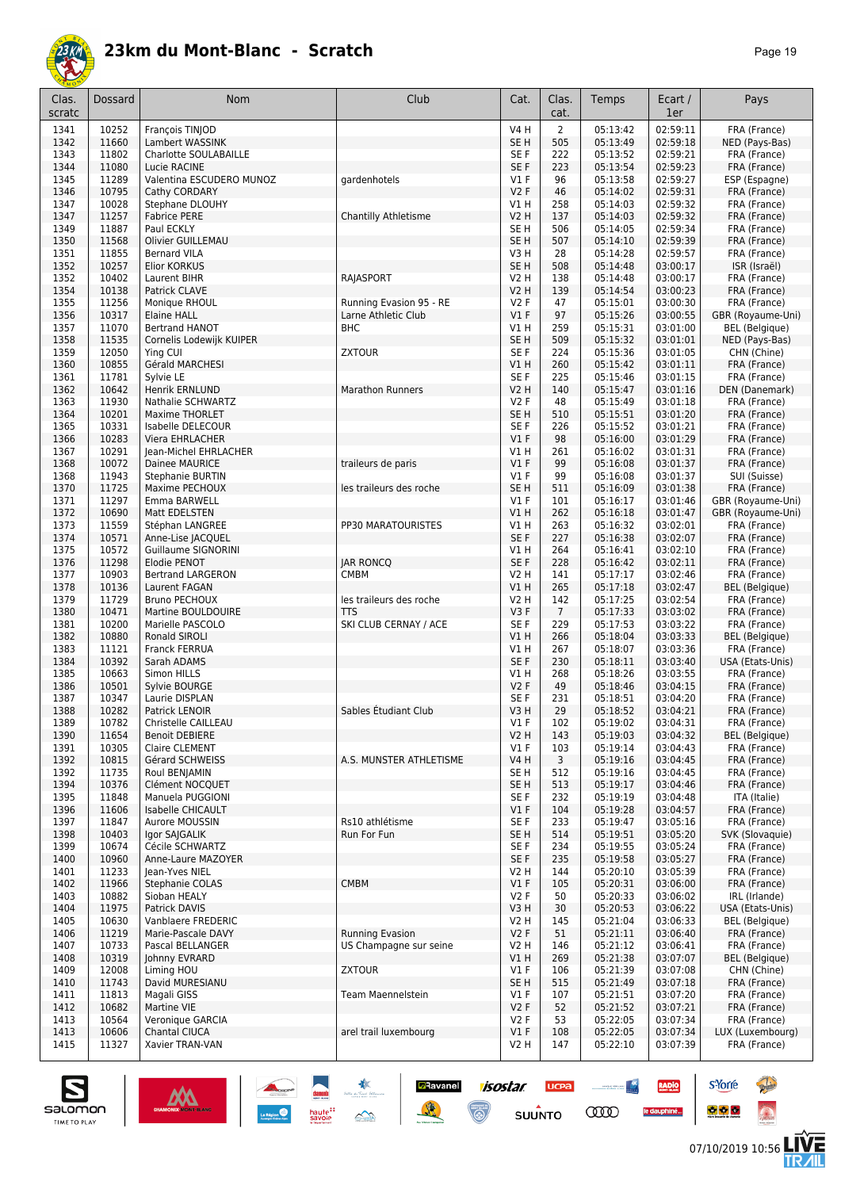# 23km du Mont-Blanc - Scratch

| Clas. scratc | Dossard | Nom | Club | Cat. | Clas. cat. | Temps | Ecart / 1er | Pays |
|---|---|---|---|---|---|---|---|---|
| 1341 | 10252 | François TINJOD | | V4 H | 2 | 05:13:42 | 02:59:11 | FRA (France) |
| 1342 | 11660 | Lambert WASSINK | | SE H | 505 | 05:13:49 | 02:59:18 | NED (Pays-Bas) |
| 1343 | 11802 | Charlotte SOULABAILLE | | SE F | 222 | 05:13:52 | 02:59:21 | FRA (France) |
| 1344 | 11080 | Lucie RACINE | | SE F | 223 | 05:13:54 | 02:59:23 | FRA (France) |
| 1345 | 11289 | Valentina ESCUDERO MUNOZ | gardenhotels | V1 F | 96 | 05:13:58 | 02:59:27 | ESP (Espagne) |
| 1346 | 10795 | Cathy CORDARY | | V2 F | 46 | 05:14:02 | 02:59:31 | FRA (France) |
| 1347 | 10028 | Stephane DLOUHY | | V1 H | 258 | 05:14:03 | 02:59:32 | FRA (France) |
| 1347 | 11257 | Fabrice PERE | Chantilly Athletisme | V2 H | 137 | 05:14:03 | 02:59:32 | FRA (France) |
| 1349 | 11887 | Paul ECKLY | | SE H | 506 | 05:14:05 | 02:59:34 | FRA (France) |
| 1350 | 11568 | Olivier GUILLEMAU | | SE H | 507 | 05:14:10 | 02:59:39 | FRA (France) |
| 1351 | 11855 | Bernard VILA | | V3 H | 28 | 05:14:28 | 02:59:57 | FRA (France) |
| 1352 | 10257 | Elior KORKUS | | SE H | 508 | 05:14:48 | 03:00:17 | ISR (Israël) |
| 1352 | 10402 | Laurent BIHR | RAJASPORT | V2 H | 138 | 05:14:48 | 03:00:17 | FRA (France) |
| 1354 | 10138 | Patrick CLAVE | | V2 H | 139 | 05:14:54 | 03:00:23 | FRA (France) |
| 1355 | 11256 | Monique RHOUL | Running Evasion 95 - RE | V2 F | 47 | 05:15:01 | 03:00:30 | FRA (France) |
| 1356 | 10317 | Elaine HALL | Larne Athletic Club | V1 F | 97 | 05:15:26 | 03:00:55 | GBR (Royaume-Uni) |
| 1357 | 11070 | Bertrand HANOT | BHC | V1 H | 259 | 05:15:31 | 03:01:00 | BEL (Belgique) |
| 1358 | 11535 | Cornelis Lodewijk KUIPER | | SE H | 509 | 05:15:32 | 03:01:01 | NED (Pays-Bas) |
| 1359 | 12050 | Ying CUI | ZXTOUR | SE F | 224 | 05:15:36 | 03:01:05 | CHN (Chine) |
| 1360 | 10855 | Gérald MARCHESI | | V1 H | 260 | 05:15:42 | 03:01:11 | FRA (France) |
| 1361 | 11781 | Sylvie LE | | SE F | 225 | 05:15:46 | 03:01:15 | FRA (France) |
| 1362 | 10642 | Henrik ERNLUND | Marathon Runners | V2 H | 140 | 05:15:47 | 03:01:16 | DEN (Danemark) |
| 1363 | 11930 | Nathalie SCHWARTZ | | V2 F | 48 | 05:15:49 | 03:01:18 | FRA (France) |
| 1364 | 10201 | Maxime THORLET | | SE H | 510 | 05:15:51 | 03:01:20 | FRA (France) |
| 1365 | 10331 | Isabelle DELECOUR | | SE F | 226 | 05:15:52 | 03:01:21 | FRA (France) |
| 1366 | 10283 | Viera EHRLACHER | | V1 F | 98 | 05:16:00 | 03:01:29 | FRA (France) |
| 1367 | 10291 | Jean-Michel EHRLACHER | | V1 H | 261 | 05:16:02 | 03:01:31 | FRA (France) |
| 1368 | 10072 | Dainee MAURICE | traileurs de paris | V1 F | 99 | 05:16:08 | 03:01:37 | FRA (France) |
| 1368 | 11943 | Stephanie BURTIN | | V1 F | 99 | 05:16:08 | 03:01:37 | SUI (Suisse) |
| 1370 | 11725 | Maxime PECHOUX | les traileurs des roche | SE H | 511 | 05:16:09 | 03:01:38 | FRA (France) |
| 1371 | 11297 | Emma BARWELL | | V1 F | 101 | 05:16:17 | 03:01:46 | GBR (Royaume-Uni) |
| 1372 | 10690 | Matt EDELSTEN | | V1 H | 262 | 05:16:18 | 03:01:47 | GBR (Royaume-Uni) |
| 1373 | 11559 | Stéphan LANGREE | PP30 MARATOURISTES | V1 H | 263 | 05:16:32 | 03:02:01 | FRA (France) |
| 1374 | 10571 | Anne-Lise JACQUEL | | SE F | 227 | 05:16:38 | 03:02:07 | FRA (France) |
| 1375 | 10572 | Guillaume SIGNORINI | | V1 H | 264 | 05:16:41 | 03:02:10 | FRA (France) |
| 1376 | 11298 | Elodie PENOT | JAR RONCQ | SE F | 228 | 05:16:42 | 03:02:11 | FRA (France) |
| 1377 | 10903 | Bertrand LARGERON | CMBM | V2 H | 141 | 05:17:17 | 03:02:46 | FRA (France) |
| 1378 | 10136 | Laurent FAGAN | | V1 H | 265 | 05:17:18 | 03:02:47 | BEL (Belgique) |
| 1379 | 11729 | Bruno PECHOUX | les traileurs des roche | V2 H | 142 | 05:17:25 | 03:02:54 | FRA (France) |
| 1380 | 10471 | Martine BOULDOUIRE | TTS | V3 F | 7 | 05:17:33 | 03:03:02 | FRA (France) |
| 1381 | 10200 | Marielle PASCOLO | SKI CLUB CERNAY / ACE | SE F | 229 | 05:17:53 | 03:03:22 | FRA (France) |
| 1382 | 10880 | Ronald SIROLI | | V1 H | 266 | 05:18:04 | 03:03:33 | BEL (Belgique) |
| 1383 | 11121 | Franck FERRUA | | V1 H | 267 | 05:18:07 | 03:03:36 | FRA (France) |
| 1384 | 10392 | Sarah ADAMS | | SE F | 230 | 05:18:11 | 03:03:40 | USA (Etats-Unis) |
| 1385 | 10663 | Simon HILLS | | V1 H | 268 | 05:18:26 | 03:03:55 | FRA (France) |
| 1386 | 10501 | Sylvie BOURGE | | V2 F | 49 | 05:18:46 | 03:04:15 | FRA (France) |
| 1387 | 10347 | Laurie DISPLAN | | SE F | 231 | 05:18:51 | 03:04:20 | FRA (France) |
| 1388 | 10282 | Patrick LENOIR | Sables Étudiant Club | V3 H | 29 | 05:18:52 | 03:04:21 | FRA (France) |
| 1389 | 10782 | Christelle CAILLEAU | | V1 F | 102 | 05:19:02 | 03:04:31 | FRA (France) |
| 1390 | 11654 | Benoit DEBIERE | | V2 H | 143 | 05:19:03 | 03:04:32 | BEL (Belgique) |
| 1391 | 10305 | Claire CLEMENT | | V1 F | 103 | 05:19:14 | 03:04:43 | FRA (France) |
| 1392 | 10815 | Gérard SCHWEISS | A.S. MUNSTER ATHLETISME | V4 H | 3 | 05:19:16 | 03:04:45 | FRA (France) |
| 1392 | 11735 | Roul BENJAMIN | | SE H | 512 | 05:19:16 | 03:04:45 | FRA (France) |
| 1394 | 10376 | Clément NOCQUET | | SE H | 513 | 05:19:17 | 03:04:46 | FRA (France) |
| 1395 | 11848 | Manuela PUGGIONI | | SE F | 232 | 05:19:19 | 03:04:48 | ITA (Italie) |
| 1396 | 11606 | Isabelle CHICAULT | | V1 F | 104 | 05:19:28 | 03:04:57 | FRA (France) |
| 1397 | 11847 | Aurore MOUSSIN | Rs10 athlétisme | SE F | 233 | 05:19:47 | 03:05:16 | FRA (France) |
| 1398 | 10403 | Igor SAJGALIK | Run For Fun | SE H | 514 | 05:19:51 | 03:05:20 | SVK (Slovaquie) |
| 1399 | 10674 | Cécile SCHWARTZ | | SE F | 234 | 05:19:55 | 03:05:24 | FRA (France) |
| 1400 | 10960 | Anne-Laure MAZOYER | | SE F | 235 | 05:19:58 | 03:05:27 | FRA (France) |
| 1401 | 11233 | Jean-Yves NIEL | | V2 H | 144 | 05:20:10 | 03:05:39 | FRA (France) |
| 1402 | 11966 | Stephanie COLAS | CMBM | V1 F | 105 | 05:20:31 | 03:06:00 | FRA (France) |
| 1403 | 10882 | Sioban HEALY | | V2 F | 50 | 05:20:33 | 03:06:02 | IRL (Irlande) |
| 1404 | 11975 | Patrick DAVIS | | V3 H | 30 | 05:20:53 | 03:06:22 | USA (Etats-Unis) |
| 1405 | 10630 | Vanblaere FREDERIC | | V2 H | 145 | 05:21:04 | 03:06:33 | BEL (Belgique) |
| 1406 | 11219 | Marie-Pascale DAVY | Running Evasion | V2 F | 51 | 05:21:11 | 03:06:40 | FRA (France) |
| 1407 | 10733 | Pascal BELLANGER | US Champagne sur seine | V2 H | 146 | 05:21:12 | 03:06:41 | FRA (France) |
| 1408 | 10319 | Johnny EVRARD | | V1 H | 269 | 05:21:38 | 03:07:07 | BEL (Belgique) |
| 1409 | 12008 | Liming HOU | ZXTOUR | V1 F | 106 | 05:21:39 | 03:07:08 | CHN (Chine) |
| 1410 | 11743 | David MURESIANU | | SE H | 515 | 05:21:49 | 03:07:18 | FRA (France) |
| 1411 | 11813 | Magali GISS | Team Maennelstein | V1 F | 107 | 05:21:51 | 03:07:20 | FRA (France) |
| 1412 | 10682 | Martine VIE | | V2 F | 52 | 05:21:52 | 03:07:21 | FRA (France) |
| 1413 | 10564 | Veronique GARCIA | | V2 F | 53 | 05:22:05 | 03:07:34 | FRA (France) |
| 1413 | 10606 | Chantal CIUCA | arel trail luxembourg | V1 F | 108 | 05:22:05 | 03:07:34 | LUX (Luxembourg) |
| 1415 | 11327 | Xavier TRAN-VAN | | V2 H | 147 | 05:22:10 | 03:07:39 | FRA (France) |

07/10/2019 10:56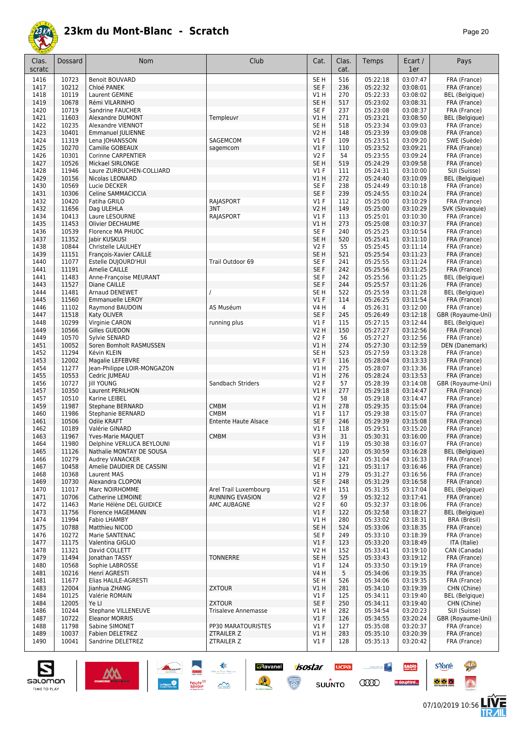# 23km du Mont-Blanc - Scratch

| Clas. scratc | Dossard | Nom | Club | Cat. | Clas. cat. | Temps | Ecart / 1er | Pays |
|---|---|---|---|---|---|---|---|---|
| 1416 | 10723 | Benoit BOUVARD | | SE H | 516 | 05:22:18 | 03:07:47 | FRA (France) |
| 1417 | 10212 | Chloé PANEK | | SE F | 236 | 05:22:32 | 03:08:01 | FRA (France) |
| 1418 | 10119 | Laurent GEMINE | | V1 H | 270 | 05:22:33 | 03:08:02 | BEL (Belgique) |
| 1419 | 10678 | Rémi VILARINHO | | SE H | 517 | 05:23:02 | 03:08:31 | FRA (France) |
| 1420 | 10719 | Sandrine FAUCHER | | SE F | 237 | 05:23:08 | 03:08:37 | FRA (France) |
| 1421 | 11603 | Alexandre DUMONT | Templeuvr | V1 H | 271 | 05:23:21 | 03:08:50 | BEL (Belgique) |
| 1422 | 10235 | Alexandre VIENNOT | | SE H | 518 | 05:23:34 | 03:09:03 | FRA (France) |
| 1423 | 10401 | Emmanuel JULIENNE | | V2 H | 148 | 05:23:39 | 03:09:08 | FRA (France) |
| 1424 | 11319 | Lena JOHANSSON | SAGEMCOM | V1 F | 109 | 05:23:51 | 03:09:20 | SWE (Suède) |
| 1425 | 10270 | Camille GOBEAUX | sagemcom | V1 F | 110 | 05:23:52 | 03:09:21 | FRA (France) |
| 1426 | 10301 | Corinne CARPENTIER | | V2 F | 54 | 05:23:55 | 03:09:24 | FRA (France) |
| 1427 | 10526 | Mickael SIRLONGE | | SE H | 519 | 05:24:29 | 03:09:58 | FRA (France) |
| 1428 | 11946 | Laure ZURBUCHEN-COLLIARD | | V1 F | 111 | 05:24:31 | 03:10:00 | SUI (Suisse) |
| 1429 | 10156 | Nicolas LEONARD | | V1 H | 272 | 05:24:40 | 03:10:09 | BEL (Belgique) |
| 1430 | 10569 | Lucie DECKER | | SE F | 238 | 05:24:49 | 03:10:18 | FRA (France) |
| 1431 | 10306 | Celine SAMMACICCIA | | SE F | 239 | 05:24:55 | 03:10:24 | FRA (France) |
| 1432 | 10420 | Fatiha GRILO | RAJASPORT | V1 F | 112 | 05:25:00 | 03:10:29 | FRA (France) |
| 1432 | 11656 | Dag ULEHLA | 3NT | V2 H | 149 | 05:25:00 | 03:10:29 | SVK (Slovaquie) |
| 1434 | 10413 | Laure LESOURNE | RAJASPORT | V1 F | 113 | 05:25:01 | 03:10:30 | FRA (France) |
| 1435 | 11453 | Olivier DECHAUME | | V1 H | 273 | 05:25:08 | 03:10:37 | FRA (France) |
| 1436 | 10539 | Florence MA PHUOC | | SE F | 240 | 05:25:25 | 03:10:54 | FRA (France) |
| 1437 | 11352 | Jabir KUSKUSI | | SE H | 520 | 05:25:41 | 03:11:10 | FRA (France) |
| 1438 | 10844 | Christelle LAULHEY | | V2 F | 55 | 05:25:45 | 03:11:14 | FRA (France) |
| 1439 | 11151 | François-Xavier CAILLE | | SE H | 521 | 05:25:54 | 03:11:23 | FRA (France) |
| 1440 | 11077 | Estelle DUJOURD'HUI | Trail Outdoor 69 | SE F | 241 | 05:25:55 | 03:11:24 | FRA (France) |
| 1441 | 11191 | Amelie CAILLE | | SE F | 242 | 05:25:56 | 03:11:25 | FRA (France) |
| 1441 | 11483 | Anne-Françoise MEURANT | | SE F | 242 | 05:25:56 | 03:11:25 | BEL (Belgique) |
| 1443 | 11527 | Diane CAILLE | | SE F | 244 | 05:25:57 | 03:11:26 | FRA (France) |
| 1444 | 11481 | Arnaud DENEWET | / | SE H | 522 | 05:25:59 | 03:11:28 | BEL (Belgique) |
| 1445 | 11560 | Emmanuelle LEROY | | V1 F | 114 | 05:26:25 | 03:11:54 | FRA (France) |
| 1446 | 11102 | Raymond BAUDOIN | AS Muséum | V4 H | 4 | 05:26:31 | 03:12:00 | FRA (France) |
| 1447 | 11518 | Katy OLIVER | | SE F | 245 | 05:26:49 | 03:12:18 | GBR (Royaume-Uni) |
| 1448 | 10299 | Virginie CARON | running plus | V1 F | 115 | 05:27:15 | 03:12:44 | BEL (Belgique) |
| 1449 | 10566 | Gilles GUEDON | | V2 H | 150 | 05:27:27 | 03:12:56 | FRA (France) |
| 1449 | 10570 | Sylvie SENARD | | V2 F | 56 | 05:27:27 | 03:12:56 | FRA (France) |
| 1451 | 10052 | Soren Bomholt RASMUSSEN | | V1 H | 274 | 05:27:30 | 03:12:59 | DEN (Danemark) |
| 1452 | 11294 | Kévin KLEIN | | SE H | 523 | 05:27:59 | 03:13:28 | FRA (France) |
| 1453 | 12002 | Magalie LEFEBVRE | | V1 F | 116 | 05:28:04 | 03:13:33 | FRA (France) |
| 1454 | 11277 | Jean-Philippe LOIR-MONGAZON | | V1 H | 275 | 05:28:07 | 03:13:36 | FRA (France) |
| 1455 | 10553 | Cedric JUMEAU | | V1 H | 276 | 05:28:24 | 03:13:53 | FRA (France) |
| 1456 | 10727 | Jill YOUNG | Sandbach Striders | V2 F | 57 | 05:28:39 | 03:14:08 | GBR (Royaume-Uni) |
| 1457 | 10350 | Laurent PERILHON | | V1 H | 277 | 05:29:18 | 03:14:47 | FRA (France) |
| 1457 | 10510 | Karine LEIBEL | | V2 F | 58 | 05:29:18 | 03:14:47 | FRA (France) |
| 1459 | 11987 | Stephane BERNARD | CMBM | V1 H | 278 | 05:29:35 | 03:15:04 | FRA (France) |
| 1460 | 11986 | Stephanie BERNARD | CMBM | V1 F | 117 | 05:29:38 | 03:15:07 | FRA (France) |
| 1461 | 10506 | Odile KRAFT | Entente Haute Alsace | SE F | 246 | 05:29:39 | 03:15:08 | FRA (France) |
| 1462 | 10189 | Valérie GINARD | | V1 F | 118 | 05:29:51 | 03:15:20 | FRA (France) |
| 1463 | 11967 | Yves-Marie MAQUET | CMBM | V3 H | 31 | 05:30:31 | 03:16:00 | FRA (France) |
| 1464 | 11980 | Delphine VERLUCA BEYLOUNI | | V1 F | 119 | 05:30:38 | 03:16:07 | FRA (France) |
| 1465 | 11126 | Nathalie MONTAY DE SOUSA | | V1 F | 120 | 05:30:59 | 03:16:28 | BEL (Belgique) |
| 1466 | 10279 | Audrey VANACKER | | SE F | 247 | 05:31:04 | 03:16:33 | FRA (France) |
| 1467 | 10458 | Amelie DAUDIER DE CASSINI | | V1 F | 121 | 05:31:17 | 03:16:46 | FRA (France) |
| 1468 | 10368 | Laurent MAS | | V1 H | 279 | 05:31:27 | 03:16:56 | FRA (France) |
| 1469 | 10730 | Alexandra CLOPON | | SE F | 248 | 05:31:29 | 03:16:58 | FRA (France) |
| 1470 | 11017 | Marc NOIRHOMME | Arel Trail Luxembourg | V2 H | 151 | 05:31:35 | 03:17:04 | BEL (Belgique) |
| 1471 | 10706 | Catherine LEMOINE | RUNNING EVASION | V2 F | 59 | 05:32:12 | 03:17:41 | FRA (France) |
| 1472 | 11463 | Marie Hélène DEL GUIDICE | AMC AUBAGNE | V2 F | 60 | 05:32:37 | 03:18:06 | FRA (France) |
| 1473 | 11756 | Florence HAGEMANN | | V1 F | 122 | 05:32:58 | 03:18:27 | BEL (Belgique) |
| 1474 | 11994 | Fabio LHAMBY | | V1 H | 280 | 05:33:02 | 03:18:31 | BRA (Brésil) |
| 1475 | 10788 | Matthieu NICOD | | SE H | 524 | 05:33:06 | 03:18:35 | FRA (France) |
| 1476 | 10272 | Marie SANTENAC | | SE F | 249 | 05:33:10 | 03:18:39 | FRA (France) |
| 1477 | 11175 | Valentina GIGLIO | | V1 F | 123 | 05:33:20 | 03:18:49 | ITA (Italie) |
| 1478 | 11321 | David COLLETT | | V2 H | 152 | 05:33:41 | 03:19:10 | CAN (Canada) |
| 1479 | 11494 | Jonathan TASSY | TONNERRE | SE H | 525 | 05:33:43 | 03:19:12 | FRA (France) |
| 1480 | 10568 | Sophie LABROSSE | | V1 F | 124 | 05:33:50 | 03:19:19 | FRA (France) |
| 1481 | 10216 | Henri AGRESTI | | V4 H | 5 | 05:34:06 | 03:19:35 | FRA (France) |
| 1481 | 11677 | Elias HALILE-AGRESTI | | SE H | 526 | 05:34:06 | 03:19:35 | FRA (France) |
| 1483 | 12004 | Jianhua ZHANG | ZXTOUR | V1 H | 281 | 05:34:10 | 03:19:39 | CHN (Chine) |
| 1484 | 10125 | Valérie ROMAIN | | V1 F | 125 | 05:34:11 | 03:19:40 | BEL (Belgique) |
| 1484 | 12005 | Ye LI | ZXTOUR | SE F | 250 | 05:34:11 | 03:19:40 | CHN (Chine) |
| 1486 | 10244 | Stephane VILLENEUVE | Trisaleve Annemasse | V1 H | 282 | 05:34:54 | 03:20:23 | SUI (Suisse) |
| 1487 | 10722 | Eleanor MORRIS | | V1 F | 126 | 05:34:55 | 03:20:24 | GBR (Royaume-Uni) |
| 1488 | 11798 | Sabine SIMONET | PP30 MARATOURISTES | V1 F | 127 | 05:35:08 | 03:20:37 | FRA (France) |
| 1489 | 10037 | Fabien DELETREZ | ZTRAILER Z | V1 H | 283 | 05:35:10 | 03:20:39 | FRA (France) |
| 1490 | 10041 | Sandrine DELETREZ | ZTRAILER Z | V1 F | 128 | 05:35:13 | 03:20:42 | FRA (France) |

07/10/2019 10:56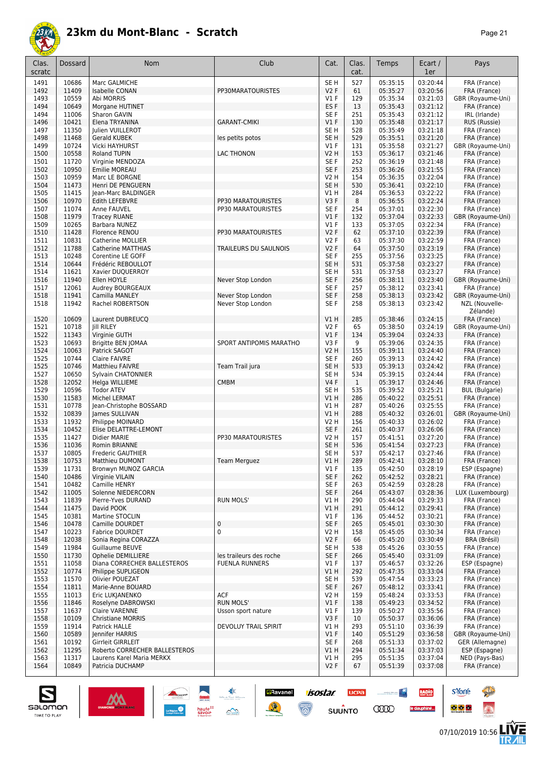# 23km du Mont-Blanc - Scratch

| Clas. scratc | Dossard | Nom | Club | Cat. | Clas. cat. | Temps | Ecart / 1er | Pays |
|---|---|---|---|---|---|---|---|---|
| 1491 | 10686 | Marc GALMICHE | | SE H | 527 | 05:35:15 | 03:20:44 | FRA (France) |
| 1492 | 11409 | Isabelle CONAN | PP30MARATOURISTES | V2 F | 61 | 05:35:27 | 03:20:56 | FRA (France) |
| 1493 | 10559 | Abi MORRIS | | V1 F | 129 | 05:35:34 | 03:21:03 | GBR (Royaume-Uni) |
| 1494 | 10649 | Morgane HUTINET | | ES F | 13 | 05:35:43 | 03:21:12 | FRA (France) |
| 1494 | 11006 | Sharon GAVIN | | SE F | 251 | 05:35:43 | 03:21:12 | IRL (Irlande) |
| 1496 | 10421 | Elena TRYANINA | GARANT-CMIKI | V1 F | 130 | 05:35:48 | 03:21:17 | RUS (Russie) |
| 1497 | 11350 | Julien VUILLEROT | | SE H | 528 | 05:35:49 | 03:21:18 | FRA (France) |
| 1498 | 11468 | Gerald KUBEK | les petits potos | SE H | 529 | 05:35:51 | 03:21:20 | FRA (France) |
| 1499 | 10724 | Vicki HAYHURST | | V1 F | 131 | 05:35:58 | 03:21:27 | GBR (Royaume-Uni) |
| 1500 | 10558 | Roland TUPIN | LAC THONON | V2 H | 153 | 05:36:17 | 03:21:46 | FRA (France) |
| 1501 | 11720 | Virginie MENDOZA | | SE F | 252 | 05:36:19 | 03:21:48 | FRA (France) |
| 1502 | 10950 | Emilie MOREAU | | SE F | 253 | 05:36:26 | 03:21:55 | FRA (France) |
| 1503 | 10959 | Marc LE BORGNE | | V2 H | 154 | 05:36:35 | 03:22:04 | FRA (France) |
| 1504 | 11473 | Henri DE PENGUERN | | SE H | 530 | 05:36:41 | 03:22:10 | FRA (France) |
| 1505 | 11415 | Jean-Marc BALDINGER | | V1 H | 284 | 05:36:53 | 03:22:22 | FRA (France) |
| 1506 | 10970 | Edith LEFEBVRE | PP30 MARATOURISTES | V3 F | 8 | 05:36:55 | 03:22:24 | FRA (France) |
| 1507 | 11074 | Anne FAUVEL | PP30 MARATOURISTES | SE F | 254 | 05:37:01 | 03:22:30 | FRA (France) |
| 1508 | 11979 | Tracey RUANE | | V1 F | 132 | 05:37:04 | 03:22:33 | GBR (Royaume-Uni) |
| 1509 | 10265 | Barbara NUNEZ | | V1 F | 133 | 05:37:05 | 03:22:34 | FRA (France) |
| 1510 | 11428 | Florence RENOU | PP30 MARATOURISTES | V2 F | 62 | 05:37:10 | 03:22:39 | FRA (France) |
| 1511 | 10831 | Catherine MOLLIER | | V2 F | 63 | 05:37:30 | 03:22:59 | FRA (France) |
| 1512 | 11788 | Catherine MATTHIAS | TRAILEURS DU SAULNOIS | V2 F | 64 | 05:37:50 | 03:23:19 | FRA (France) |
| 1513 | 10248 | Corentine LE GOFF | | SE F | 255 | 05:37:56 | 03:23:25 | FRA (France) |
| 1514 | 10644 | Frédéric REBOULLOT | | SE H | 531 | 05:37:58 | 03:23:27 | FRA (France) |
| 1514 | 11621 | Xavier DUQUERROY | | SE H | 531 | 05:37:58 | 03:23:27 | FRA (France) |
| 1516 | 11940 | Ellen HOYLE | Never Stop London | SE F | 256 | 05:38:11 | 03:23:40 | GBR (Royaume-Uni) |
| 1517 | 12061 | Audrey BOURGEAUX | | SE F | 257 | 05:38:12 | 03:23:41 | FRA (France) |
| 1518 | 11941 | Camilla MANLEY | Never Stop London | SE F | 258 | 05:38:13 | 03:23:42 | GBR (Royaume-Uni) |
| 1518 | 11942 | Rachel ROBERTSON | Never Stop London | SE F | 258 | 05:38:13 | 03:23:42 | NZL (Nouvelle-Zélande) |
| 1520 | 10609 | Laurent DUBREUCQ | | V1 H | 285 | 05:38:46 | 03:24:15 | FRA (France) |
| 1521 | 10718 | Jill RILEY | | V2 F | 65 | 05:38:50 | 03:24:19 | GBR (Royaume-Uni) |
| 1522 | 11343 | Virginie GUTH | | V1 F | 134 | 05:39:04 | 03:24:33 | FRA (France) |
| 1523 | 10693 | Brigitte BEN JOMAA | SPORT ANTIPOMIS MARATHO | V3 F | 9 | 05:39:06 | 03:24:35 | FRA (France) |
| 1524 | 10063 | Patrick SAGOT | | V2 H | 155 | 05:39:11 | 03:24:40 | FRA (France) |
| 1525 | 10744 | Claire FAIVRE | | SE F | 260 | 05:39:13 | 03:24:42 | FRA (France) |
| 1525 | 10746 | Matthieu FAIVRE | Team Trail jura | SE H | 533 | 05:39:13 | 03:24:42 | FRA (France) |
| 1527 | 10650 | Sylvain CHATONNIER | | SE H | 534 | 05:39:15 | 03:24:44 | FRA (France) |
| 1528 | 12052 | Helga WILLIEME | CMBM | V4 F | 1 | 05:39:17 | 03:24:46 | FRA (France) |
| 1529 | 10596 | Todor ATEV | | SE H | 535 | 05:39:52 | 03:25:21 | BUL (Bulgarie) |
| 1530 | 11583 | Michel LERMAT | | V1 H | 286 | 05:40:22 | 03:25:51 | FRA (France) |
| 1531 | 10778 | Jean-Christophe BOSSARD | | V1 H | 287 | 05:40:26 | 03:25:55 | FRA (France) |
| 1532 | 10839 | James SULLIVAN | | V1 H | 288 | 05:40:32 | 03:26:01 | GBR (Royaume-Uni) |
| 1533 | 11932 | Philippe MOINARD | | V2 H | 156 | 05:40:33 | 03:26:02 | FRA (France) |
| 1534 | 10452 | Elise DELATTRE-LEMONT | | SE F | 261 | 05:40:37 | 03:26:06 | FRA (France) |
| 1535 | 11427 | Didier MARIE | PP30 MARATOURISTES | V2 H | 157 | 05:41:51 | 03:27:20 | FRA (France) |
| 1536 | 11036 | Romin BRIANNE | | SE H | 536 | 05:41:54 | 03:27:23 | FRA (France) |
| 1537 | 10805 | Frederic GAUTHIER | | SE H | 537 | 05:42:17 | 03:27:46 | FRA (France) |
| 1538 | 10753 | Matthieu DUMONT | Team Merguez | V1 H | 289 | 05:42:41 | 03:28:10 | FRA (France) |
| 1539 | 11731 | Bronwyn MUNOZ GARCIA | | V1 F | 135 | 05:42:50 | 03:28:19 | ESP (Espagne) |
| 1540 | 10486 | Virginie VILAIN | | SE F | 262 | 05:42:52 | 03:28:21 | FRA (France) |
| 1541 | 10482 | Camille HENRY | | SE F | 263 | 05:42:59 | 03:28:28 | FRA (France) |
| 1542 | 11005 | Solenne NIEDERCORN | | SE F | 264 | 05:43:07 | 03:28:36 | LUX (Luxembourg) |
| 1543 | 11839 | Pierre-Yves DURAND | RUN MOLS' | V1 H | 290 | 05:44:04 | 03:29:33 | FRA (France) |
| 1544 | 11475 | David POOK | | V1 H | 291 | 05:44:12 | 03:29:41 | FRA (France) |
| 1545 | 10381 | Martine STOCLIN | | V1 F | 136 | 05:44:52 | 03:30:21 | FRA (France) |
| 1546 | 10478 | Camille DOURDET | 0 | SE F | 265 | 05:45:01 | 03:30:30 | FRA (France) |
| 1547 | 10223 | Fabrice DOURDET | 0 | V2 H | 158 | 05:45:05 | 03:30:34 | FRA (France) |
| 1548 | 12038 | Sonia Regina CORAZZA | | V2 F | 66 | 05:45:20 | 03:30:49 | BRA (Brésil) |
| 1549 | 11984 | Guillaume BEUVE | | SE H | 538 | 05:45:26 | 03:30:55 | FRA (France) |
| 1550 | 11730 | Ophelie DEMILLIERE | les traileurs des roche | SE F | 266 | 05:45:40 | 03:31:09 | FRA (France) |
| 1551 | 11058 | Diana CORRECHER BALLESTEROS | FUENLA RUNNERS | V1 F | 137 | 05:46:57 | 03:32:26 | ESP (Espagne) |
| 1552 | 10774 | Philippe SUPLIGEON | | V1 H | 292 | 05:47:35 | 03:33:04 | FRA (France) |
| 1553 | 11570 | Olivier POUEZAT | | SE H | 539 | 05:47:54 | 03:33:23 | FRA (France) |
| 1554 | 11811 | Marie-Anne BOUARD | | SE F | 267 | 05:48:12 | 03:33:41 | FRA (France) |
| 1555 | 11013 | Eric LUKJANENKO | ACF | V2 H | 159 | 05:48:24 | 03:33:53 | FRA (France) |
| 1556 | 11846 | Roselyne DABROWSKI | RUN MOLS' | V1 F | 138 | 05:49:23 | 03:34:52 | FRA (France) |
| 1557 | 11637 | Claire VARENNE | Usson sport nature | V1 F | 139 | 05:50:27 | 03:35:56 | FRA (France) |
| 1558 | 10109 | Christiane MORRIS | | V3 F | 10 | 05:50:37 | 03:36:06 | FRA (France) |
| 1559 | 11914 | Patrick HALLE | DEVOLUY TRAIL SPIRIT | V1 H | 293 | 05:51:10 | 03:36:39 | FRA (France) |
| 1560 | 10589 | Jennifer HARRIS | | V1 F | 140 | 05:51:29 | 03:36:58 | GBR (Royaume-Uni) |
| 1561 | 10192 | Girrleit GIRRLEIT | | SE F | 268 | 05:51:33 | 03:37:02 | GER (Allemagne) |
| 1562 | 11295 | Roberto CORRECHER BALLESTEROS | | V1 H | 294 | 05:51:34 | 03:37:03 | ESP (Espagne) |
| 1563 | 11317 | Laurens Karel Maria MERKX | | V1 H | 295 | 05:51:35 | 03:37:04 | NED (Pays-Bas) |
| 1564 | 10849 | Patricia DUCHAMP | | V2 F | 67 | 05:51:39 | 03:37:08 | FRA (France) |

07/10/2019 10:56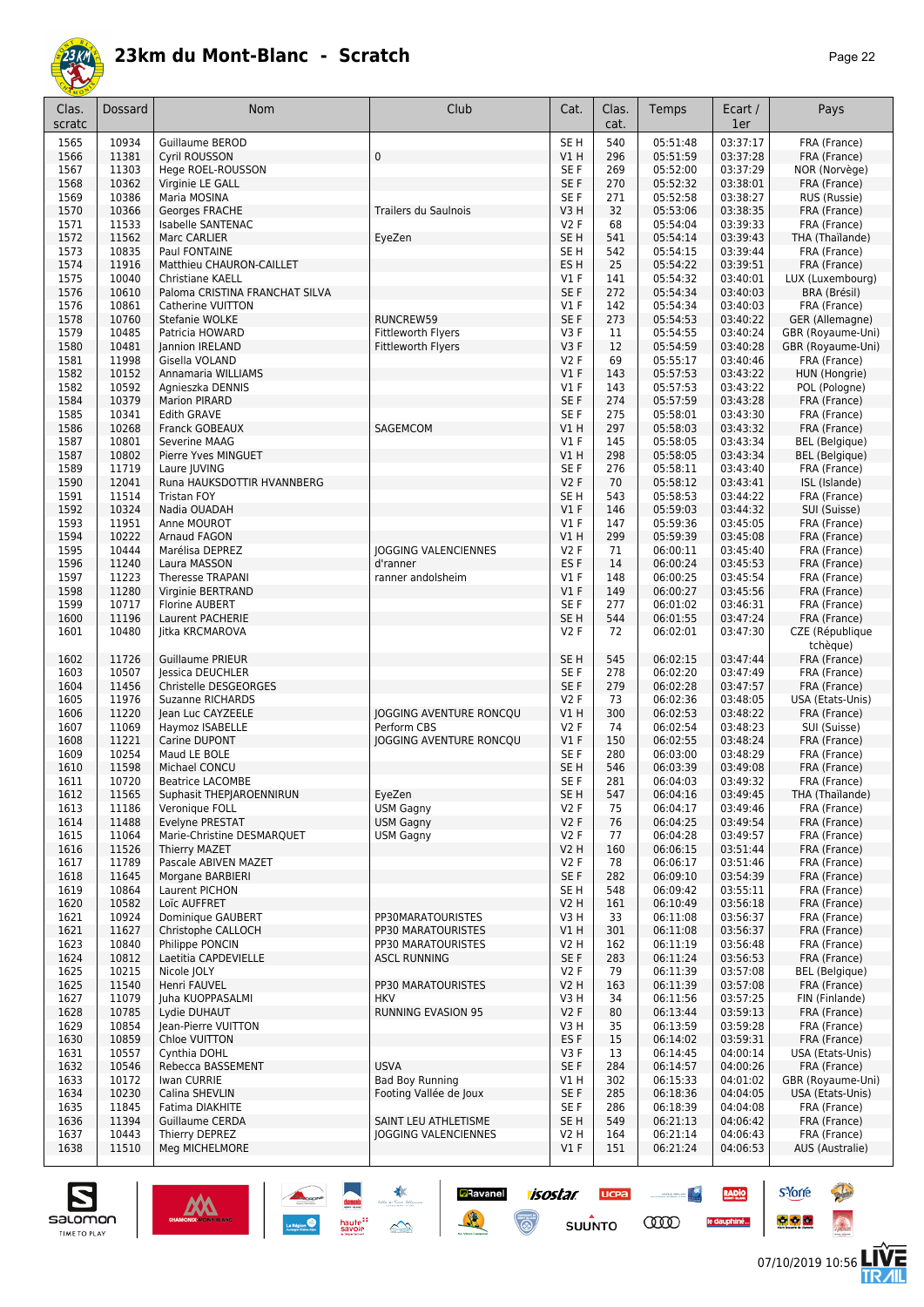# 23km du Mont-Blanc - Scratch

| Clas. scratc | Dossard | Nom | Club | Cat. | Clas. cat. | Temps | Ecart / 1er | Pays |
|---|---|---|---|---|---|---|---|---|
| 1565 | 10934 | Guillaume BEROD | | SE H | 540 | 05:51:48 | 03:37:17 | FRA (France) |
| 1566 | 11381 | Cyril ROUSSON | 0 | V1 H | 296 | 05:51:59 | 03:37:28 | FRA (France) |
| 1567 | 11303 | Hege ROEL-ROUSSON | | SE F | 269 | 05:52:00 | 03:37:29 | NOR (Norvège) |
| 1568 | 10362 | Virginie LE GALL | | SE F | 270 | 05:52:32 | 03:38:01 | FRA (France) |
| 1569 | 10386 | Maria MOSINA | | SE F | 271 | 05:52:58 | 03:38:27 | RUS (Russie) |
| 1570 | 10366 | Georges FRACHE | Trailers du Saulnois | V3 H | 32 | 05:53:06 | 03:38:35 | FRA (France) |
| 1571 | 11533 | Isabelle SANTENAC | | V2 F | 68 | 05:54:04 | 03:39:33 | FRA (France) |
| 1572 | 11562 | Marc CARLIER | EyeZen | SE H | 541 | 05:54:14 | 03:39:43 | THA (Thaïlande) |
| 1573 | 10835 | Paul FONTAINE | | SE H | 542 | 05:54:15 | 03:39:44 | FRA (France) |
| 1574 | 11916 | Matthieu CHAURON-CAILLET | | ES H | 25 | 05:54:22 | 03:39:51 | FRA (France) |
| 1575 | 10040 | Christiane KAELL | | V1 F | 141 | 05:54:32 | 03:40:01 | LUX (Luxembourg) |
| 1576 | 10610 | Paloma CRISTINA FRANCHAT SILVA | | SE F | 272 | 05:54:34 | 03:40:03 | BRA (Brésil) |
| 1576 | 10861 | Catherine VUITTON | | V1 F | 142 | 05:54:34 | 03:40:03 | FRA (France) |
| 1578 | 10760 | Stefanie WOLKE | RUNCREW59 | SE F | 273 | 05:54:53 | 03:40:22 | GER (Allemagne) |
| 1579 | 10485 | Patricia HOWARD | Fittleworth Flyers | V3 F | 11 | 05:54:55 | 03:40:24 | GBR (Royaume-Uni) |
| 1580 | 10481 | Jannion IRELAND | Fittleworth Flyers | V3 F | 12 | 05:54:59 | 03:40:28 | GBR (Royaume-Uni) |
| 1581 | 11998 | Gisella VOLAND | | V2 F | 69 | 05:55:17 | 03:40:46 | FRA (France) |
| 1582 | 10152 | Annamaria WILLIAMS | | V1 F | 143 | 05:57:53 | 03:43:22 | HUN (Hongrie) |
| 1582 | 10592 | Agnieszka DENNIS | | V1 F | 143 | 05:57:53 | 03:43:22 | POL (Pologne) |
| 1584 | 10379 | Marion PIRARD | | SE F | 274 | 05:57:59 | 03:43:28 | FRA (France) |
| 1585 | 10341 | Edith GRAVE | | SE F | 275 | 05:58:01 | 03:43:30 | FRA (France) |
| 1586 | 10268 | Franck GOBEAUX | SAGEMCOM | V1 H | 297 | 05:58:03 | 03:43:32 | FRA (France) |
| 1587 | 10801 | Severine MAAG | | V1 F | 145 | 05:58:05 | 03:43:34 | BEL (Belgique) |
| 1587 | 10802 | Pierre Yves MINGUET | | V1 H | 298 | 05:58:05 | 03:43:34 | BEL (Belgique) |
| 1589 | 11719 | Laure JUVING | | SE F | 276 | 05:58:11 | 03:43:40 | FRA (France) |
| 1590 | 12041 | Runa HAUKSDOTTIR HVANNBERG | | V2 F | 70 | 05:58:12 | 03:43:41 | ISL (Islande) |
| 1591 | 11514 | Tristan FOY | | SE H | 543 | 05:58:53 | 03:44:22 | FRA (France) |
| 1592 | 10324 | Nadia OUADAH | | V1 F | 146 | 05:59:03 | 03:44:32 | SUI (Suisse) |
| 1593 | 11951 | Anne MOUROT | | V1 F | 147 | 05:59:36 | 03:45:05 | FRA (France) |
| 1594 | 10222 | Arnaud FAGON | | V1 H | 299 | 05:59:39 | 03:45:08 | FRA (France) |
| 1595 | 10444 | Marélisa DEPREZ | JOGGING VALENCIENNES | V2 F | 71 | 06:00:11 | 03:45:40 | FRA (France) |
| 1596 | 11240 | Laura MASSON | d'ranner | ES F | 14 | 06:00:24 | 03:45:53 | FRA (France) |
| 1597 | 11223 | Theresse TRAPANI | ranner andolsheim | V1 F | 148 | 06:00:25 | 03:45:54 | FRA (France) |
| 1598 | 11280 | Virginie BERTRAND | | V1 F | 149 | 06:00:27 | 03:45:56 | FRA (France) |
| 1599 | 10717 | Florine AUBERT | | SE F | 277 | 06:01:02 | 03:46:31 | FRA (France) |
| 1600 | 11196 | Laurent PACHERIE | | SE H | 544 | 06:01:55 | 03:47:24 | FRA (France) |
| 1601 | 10480 | Jitka KRCMAROVA | | V2 F | 72 | 06:02:01 | 03:47:30 | CZE (République tchèque) |
| 1602 | 11726 | Guillaume PRIEUR | | SE H | 545 | 06:02:15 | 03:47:44 | FRA (France) |
| 1603 | 10507 | Jessica DEUCHLER | | SE F | 278 | 06:02:20 | 03:47:49 | FRA (France) |
| 1604 | 11456 | Christelle DESGEORGES | | SE F | 279 | 06:02:28 | 03:47:57 | FRA (France) |
| 1605 | 11976 | Suzanne RICHARDS | | V2 F | 73 | 06:02:36 | 03:48:05 | USA (Etats-Unis) |
| 1606 | 11220 | Jean Luc CAYZEELE | JOGGING AVENTURE RONCQU | V1 H | 300 | 06:02:53 | 03:48:22 | FRA (France) |
| 1607 | 11069 | Haymoz ISABELLE | Perform CBS | V2 F | 74 | 06:02:54 | 03:48:23 | SUI (Suisse) |
| 1608 | 11221 | Carine DUPONT | JOGGING AVENTURE RONCQU | V1 F | 150 | 06:02:55 | 03:48:24 | FRA (France) |
| 1609 | 10254 | Maud LE BOLE | | SE F | 280 | 06:03:00 | 03:48:29 | FRA (France) |
| 1610 | 11598 | Michael CONCU | | SE H | 546 | 06:03:39 | 03:49:08 | FRA (France) |
| 1611 | 10720 | Beatrice LACOMBE | | SE F | 281 | 06:04:03 | 03:49:32 | FRA (France) |
| 1612 | 11565 | Suphasit THEPJAROENNIRUN | EyeZen | SE H | 547 | 06:04:16 | 03:49:45 | THA (Thaïlande) |
| 1613 | 11186 | Veronique FOLL | USM Gagny | V2 F | 75 | 06:04:17 | 03:49:46 | FRA (France) |
| 1614 | 11488 | Evelyne PRESTAT | USM Gagny | V2 F | 76 | 06:04:25 | 03:49:54 | FRA (France) |
| 1615 | 11064 | Marie-Christine DESMARQUET | USM Gagny | V2 F | 77 | 06:04:28 | 03:49:57 | FRA (France) |
| 1616 | 11526 | Thierry MAZET | | V2 H | 160 | 06:06:15 | 03:51:44 | FRA (France) |
| 1617 | 11789 | Pascale ABIVEN MAZET | | V2 F | 78 | 06:06:17 | 03:51:46 | FRA (France) |
| 1618 | 11645 | Morgane BARBIERI | | SE F | 282 | 06:09:10 | 03:54:39 | FRA (France) |
| 1619 | 10864 | Laurent PICHON | | SE H | 548 | 06:09:42 | 03:55:11 | FRA (France) |
| 1620 | 10582 | Loïc AUFFRET | | V2 H | 161 | 06:10:49 | 03:56:18 | FRA (France) |
| 1621 | 10924 | Dominique GAUBERT | PP30MARATOURISTES | V3 H | 33 | 06:11:08 | 03:56:37 | FRA (France) |
| 1621 | 11627 | Christophe CALLOCH | PP30 MARATOURISTES | V1 H | 301 | 06:11:08 | 03:56:37 | FRA (France) |
| 1623 | 10840 | Philippe PONCIN | PP30 MARATOURISTES | V2 H | 162 | 06:11:19 | 03:56:48 | FRA (France) |
| 1624 | 10812 | Laetitia CAPDEVIELLE | ASCL RUNNING | SE F | 283 | 06:11:24 | 03:56:53 | FRA (France) |
| 1625 | 10215 | Nicole JOLY | | V2 F | 79 | 06:11:39 | 03:57:08 | BEL (Belgique) |
| 1625 | 11540 | Henri FAUVEL | PP30 MARATOURISTES | V2 H | 163 | 06:11:39 | 03:57:08 | FRA (France) |
| 1627 | 11079 | Juha KUOPPASALMI | HKV | V3 H | 34 | 06:11:56 | 03:57:25 | FIN (Finlande) |
| 1628 | 10785 | Lydie DUHAUT | RUNNING EVASION 95 | V2 F | 80 | 06:13:44 | 03:59:13 | FRA (France) |
| 1629 | 10854 | Jean-Pierre VUITTON | | V3 H | 35 | 06:13:59 | 03:59:28 | FRA (France) |
| 1630 | 10859 | Chloe VUITTON | | ES F | 15 | 06:14:02 | 03:59:31 | FRA (France) |
| 1631 | 10557 | Cynthia DOHL | | V3 F | 13 | 06:14:45 | 04:00:14 | USA (Etats-Unis) |
| 1632 | 10546 | Rebecca BASSEMENT | USVA | SE F | 284 | 06:14:57 | 04:00:26 | FRA (France) |
| 1633 | 10172 | Iwan CURRIE | Bad Boy Running | V1 H | 302 | 06:15:33 | 04:01:02 | GBR (Royaume-Uni) |
| 1634 | 10230 | Calina SHEVLIN | Footing Vallée de Joux | SE F | 285 | 06:18:36 | 04:04:05 | USA (Etats-Unis) |
| 1635 | 11845 | Fatima DIAKHITE | | SE F | 286 | 06:18:39 | 04:04:08 | FRA (France) |
| 1636 | 11394 | Guillaume CERDA | SAINT LEU ATHLETISME | SE H | 549 | 06:21:13 | 04:06:42 | FRA (France) |
| 1637 | 10443 | Thierry DEPREZ | JOGGING VALENCIENNES | V2 H | 164 | 06:21:14 | 04:06:43 | FRA (France) |
| 1638 | 11510 | Meg MICHELMORE | | V1 F | 151 | 06:21:24 | 04:06:53 | AUS (Australie) |

07/10/2019 10:56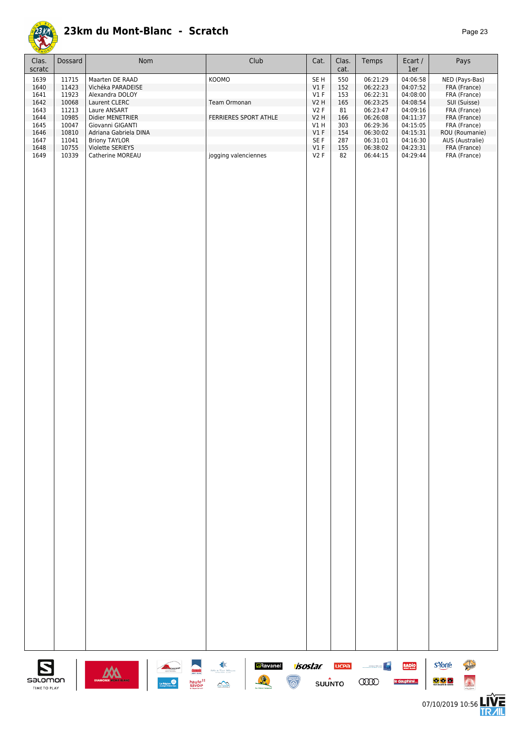# 23km du Mont-Blanc - Scratch

| Clas. scratc | Dossard | Nom | Club | Cat. | Clas. cat. | Temps | Ecart / 1er | Pays |
|---|---|---|---|---|---|---|---|---|
| 1639 | 11715 | Maarten DE RAAD | KOOMO | SE H | 550 | 06:21:29 | 04:06:58 | NED (Pays-Bas) |
| 1640 | 11423 | Vichéka PARADEISE | | V1 F | 152 | 06:22:23 | 04:07:52 | FRA (France) |
| 1641 | 11923 | Alexandra DOLOY | | V1 F | 153 | 06:22:31 | 04:08:00 | FRA (France) |
| 1642 | 10068 | Laurent CLERC | Team Ormonan | V2 H | 165 | 06:23:25 | 04:08:54 | SUI (Suisse) |
| 1643 | 11213 | Laure ANSART | | V2 F | 81 | 06:23:47 | 04:09:16 | FRA (France) |
| 1644 | 10985 | Didier MENETRIER | FERRIERES SPORT ATHLE | V2 H | 166 | 06:26:08 | 04:11:37 | FRA (France) |
| 1645 | 10047 | Giovanni GIGANTI | | V1 H | 303 | 06:29:36 | 04:15:05 | FRA (France) |
| 1646 | 10810 | Adriana Gabriela DINA | | V1 F | 154 | 06:30:02 | 04:15:31 | ROU (Roumanie) |
| 1647 | 11041 | Briony TAYLOR | | SE F | 287 | 06:31:01 | 04:16:30 | AUS (Australie) |
| 1648 | 10755 | Violette SERIEYS | | V1 F | 155 | 06:38:02 | 04:23:31 | FRA (France) |
| 1649 | 10339 | Catherine MOREAU | jogging valenciennes | V2 F | 82 | 06:44:15 | 04:29:44 | FRA (France) |

07/10/2019 10:56